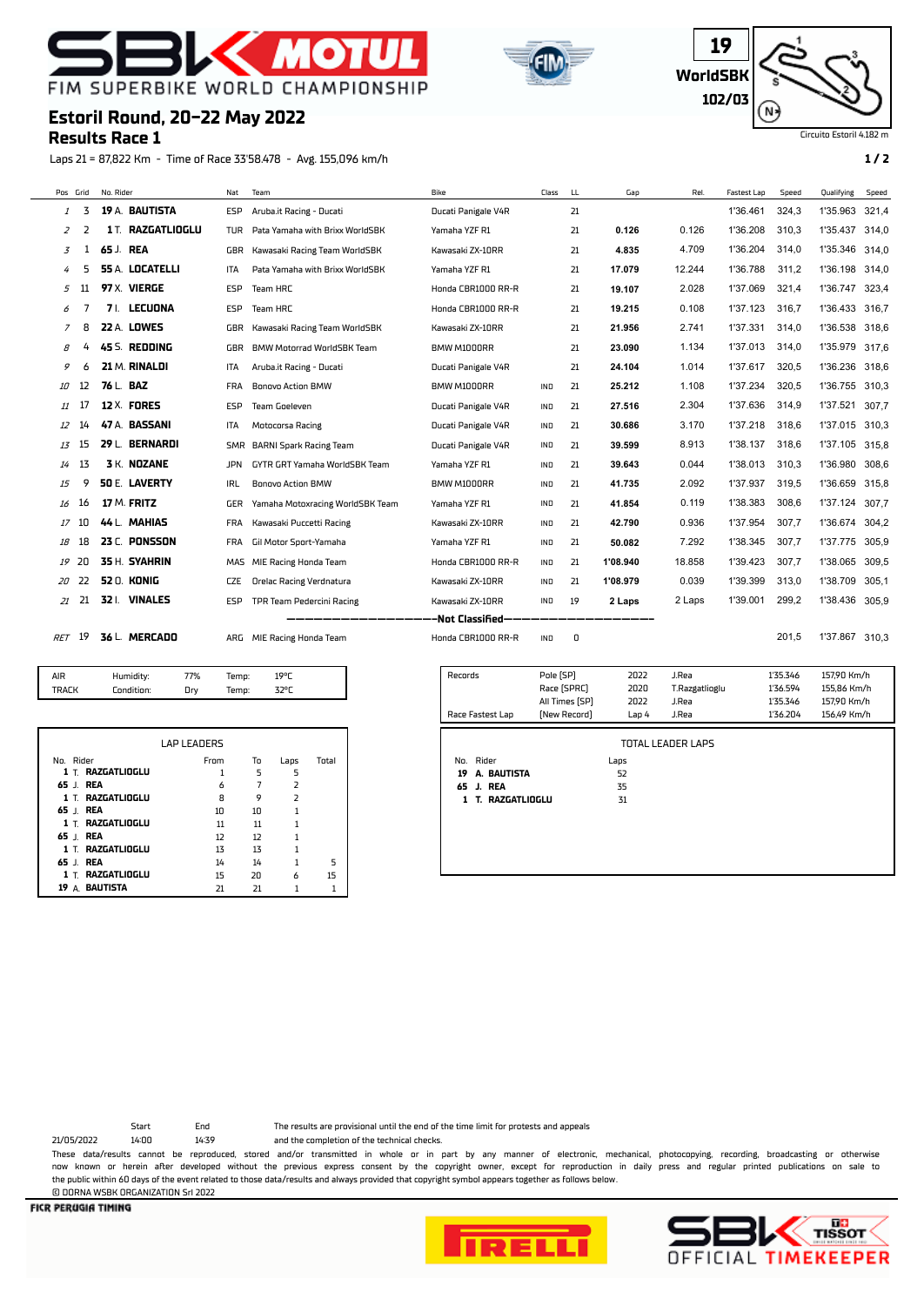# FIM SUPERBIKE WORLD CHAMPIONSHIP

## Estoril Round, 20-22 May 2022
## Results Race 1

19 WorldSBK 102/03

Circuito Estoril 4.182 m

Laps 21 = 87,822 Km - Time of Race 33'58.478 - Avg. 155,096 km/h

| Pos | Grid | No. Rider | Nat | Team | Bike | Class | LL | Gap | Rel. | Fastest Lap | Speed | Qualifying | Speed |
|---|---|---|---|---|---|---|---|---|---|---|---|---|---|
| 1 | 3 | 19 A. BAUTISTA | ESP | Aruba.it Racing - Ducati | Ducati Panigale V4R | | 21 | | | 1'36.461 | 324,3 | 1'35.963 | 321,4 |
| 2 | 2 | 1 T. RAZGATLIOGLU | TUR | Pata Yamaha with Brixx WorldSBK | Yamaha YZF R1 | | 21 | 0.126 | 0.126 | 1'36.208 | 310,3 | 1'35.437 | 314,0 |
| 3 | 1 | 65 J. REA | GBR | Kawasaki Racing Team WorldSBK | Kawasaki ZX-10RR | | 21 | 4.835 | 4.709 | 1'36.204 | 314,0 | 1'35.346 | 314,0 |
| 4 | 5 | 55 A. LOCATELLI | ITA | Pata Yamaha with Brixx WorldSBK | Yamaha YZF R1 | | 21 | 17.079 | 12.244 | 1'36.788 | 311,2 | 1'36.198 | 314,0 |
| 5 | 11 | 97 X. VIERGE | ESP | Team HRC | Honda CBR1000 RR-R | | 21 | 19.107 | 2.028 | 1'37.069 | 321,4 | 1'36.747 | 323,4 |
| 6 | 7 | 7 I. LECUONA | ESP | Team HRC | Honda CBR1000 RR-R | | 21 | 19.215 | 0.108 | 1'37.123 | 316,7 | 1'36.433 | 316,7 |
| 7 | 8 | 22 A. LOWES | GBR | Kawasaki Racing Team WorldSBK | Kawasaki ZX-10RR | | 21 | 21.956 | 2.741 | 1'37.331 | 314,0 | 1'36.538 | 318,6 |
| 8 | 4 | 45 S. REDDING | GBR | BMW Motorrad WorldSBK Team | BMW M1000RR | | 21 | 23.090 | 1.134 | 1'37.013 | 314,0 | 1'35.979 | 317,6 |
| 9 | 6 | 21 M. RINALDI | ITA | Aruba.it Racing - Ducati | Ducati Panigale V4R | | 21 | 24.104 | 1.014 | 1'37.617 | 320,5 | 1'36.236 | 318,6 |
| 10 | 12 | 76 L. BAZ | FRA | Bonovo Action BMW | BMW M1000RR | IND | 21 | 25.212 | 1.108 | 1'37.234 | 320,5 | 1'36.755 | 310,3 |
| 11 | 17 | 12 X. FORES | ESP | Team Goeleven | Ducati Panigale V4R | IND | 21 | 27.516 | 2.304 | 1'37.636 | 314,9 | 1'37.521 | 307,7 |
| 12 | 14 | 47 A. BASSANI | ITA | Motocorsa Racing | Ducati Panigale V4R | IND | 21 | 30.686 | 3.170 | 1'37.218 | 318,6 | 1'37.015 | 310,3 |
| 13 | 15 | 29 L. BERNARDI | SMR | BARNI Spark Racing Team | Ducati Panigale V4R | IND | 21 | 39.599 | 8.913 | 1'38.137 | 318,6 | 1'37.105 | 315,8 |
| 14 | 13 | 3 K. NOZANE | JPN | GYTR GRT Yamaha WorldSBK Team | Yamaha YZF R1 | IND | 21 | 39.643 | 0.044 | 1'38.013 | 310,3 | 1'36.980 | 308,6 |
| 15 | 9 | 50 E. LAVERTY | IRL | Bonovo Action BMW | BMW M1000RR | IND | 21 | 41.735 | 2.092 | 1'37.937 | 319,5 | 1'36.659 | 315,8 |
| 16 | 16 | 17 M. FRITZ | GER | Yamaha Motoxracing WorldSBK Team | Yamaha YZF R1 | IND | 21 | 41.854 | 0.119 | 1'38.383 | 308,6 | 1'37.124 | 307,7 |
| 17 | 10 | 44 L. MAHIAS | FRA | Kawasaki Puccetti Racing | Kawasaki ZX-10RR | IND | 21 | 42.790 | 0.936 | 1'37.954 | 307,7 | 1'36.674 | 304,2 |
| 18 | 18 | 23 C. PONSSON | FRA | Gil Motor Sport-Yamaha | Yamaha YZF R1 | IND | 21 | 50.082 | 7.292 | 1'38.345 | 307,7 | 1'37.775 | 305,9 |
| 19 | 20 | 35 H. SYAHRIN | MAS | MIE Racing Honda Team | Honda CBR1000 RR-R | IND | 21 | 1'08.940 | 18.858 | 1'39.423 | 307,7 | 1'38.065 | 309,5 |
| 20 | 22 | 52 O. KONIG | CZE | Orelac Racing Verdnatura | Kawasaki ZX-10RR | IND | 21 | 1'08.979 | 0.039 | 1'39.399 | 313,0 | 1'38.709 | 305,1 |
| 21 | 21 | 32 I. VINALES | ESP | TPR Team Pedercini Racing | Kawasaki ZX-10RR | IND | 19 | 2 Laps | 2 Laps | 1'39.001 | 299,2 | 1'38.436 | 305,9 |
| | | **Not Classified** | | | | | | | | | | | |
| RET | 19 | 36 L. MERCADO | ARG | MIE Racing Honda Team | Honda CBR1000 RR-R | IND | 0 | | | | 201,5 | 1'37.867 | 310,3 |

| | | | | |
|---|---|---|---|---|
| AIR | Humidity: | 77% | Temp: | 19°C |
| TRACK | Condition: | Dry | Temp: | 32°C |

| Records | | | | | |
|---|---|---|---|---|---|
| | Pole [SP] | 2022 | J.Rea | 1'35.346 | 157,90 Km/h |
| | Race [SPRC] | 2020 | T.Razgatlioglu | 1'36.594 | 155,86 Km/h |
| | All Times [SP] | 2022 | J.Rea | 1'35.346 | 157,90 Km/h |
| Race Fastest Lap | [New Record] | Lap 4 | J.Rea | 1'36.204 | 156,49 Km/h |

### LAP LEADERS

| No. Rider | From | To | Laps | Total |
|---|---|---|---|---|
| 1 T. RAZGATLIOGLU | 1 | 5 | 5 | |
| 65 J. REA | 6 | 7 | 2 | |
| 1 T. RAZGATLIOGLU | 8 | 9 | 2 | |
| 65 J. REA | 10 | 10 | 1 | |
| 1 T. RAZGATLIOGLU | 11 | 11 | 1 | |
| 65 J. REA | 12 | 12 | 1 | |
| 1 T. RAZGATLIOGLU | 13 | 13 | 1 | |
| 65 J. REA | 14 | 14 | 1 | 5 |
| 1 T. RAZGATLIOGLU | 15 | 20 | 6 | 15 |
| 19 A. BAUTISTA | 21 | 21 | 1 | 1 |

### TOTAL LEADER LAPS

| No. Rider | Laps |
|---|---|
| 19 A. BAUTISTA | 52 |
| 65 J. REA | 35 |
| 1 T. RAZGATLIOGLU | 31 |

| | Start | End |
|---|---|---|
| 21/05/2022 | 14:00 | 14:39 |

The results are provisional until the end of the time limit for protests and appeals and the completion of the technical checks.

These data/results cannot be reproduced, stored and/or transmitted in whole or in part by any manner of electronic, mechanical, photocopying, recording, broadcasting or otherwise now known or herein after developed without the previous express consent by the copyright owner, except for reproduction in daily press and regular printed publications on sale to the public within 60 days of the event related to those data/results and always provided that copyright symbol appears together as follows below.

© DORNA WSBK ORGANIZATION Srl 2022

FICR PERUGIA TIMING

OFFICIAL TIMEKEEPER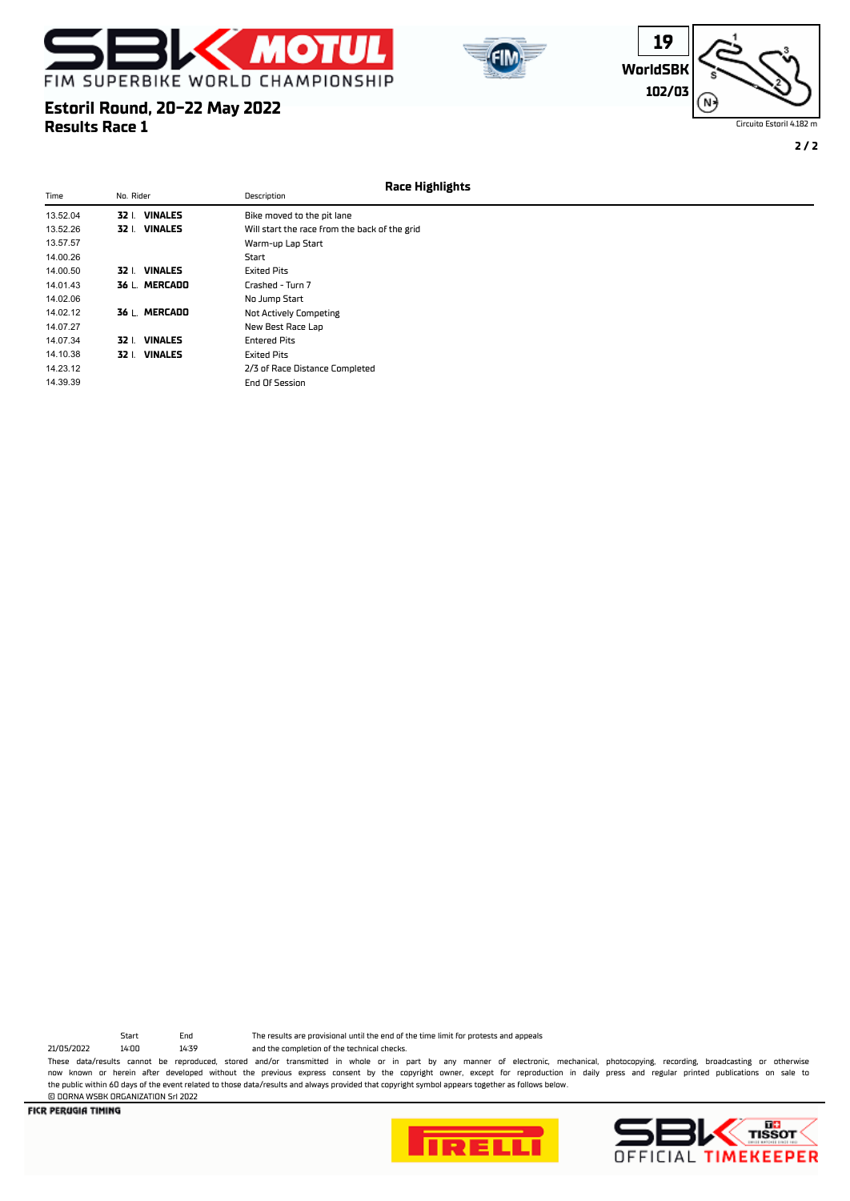# Estoril Round, 20-22 May 2022

## Results Race 1

19 WorldSBK 102/03

Circuito Estoril 4.182 m

### Race Highlights

| Time | No. Rider | Description |
|---|---|---|
| 13.52.04 | **32** I. **VINALES** | Bike moved to the pit lane |
| 13.52.26 | **32** I. **VINALES** | Will start the race from the back of the grid |
| 13.57.57 | | Warm-up Lap Start |
| 14.00.26 | | Start |
| 14.00.50 | **32** I. **VINALES** | Exited Pits |
| 14.01.43 | **36** L. **MERCADO** | Crashed - Turn 7 |
| 14.02.06 | | No Jump Start |
| 14.02.12 | **36** L. **MERCADO** | Not Actively Competing |
| 14.07.27 | | New Best Race Lap |
| 14.07.34 | **32** I. **VINALES** | Entered Pits |
| 14.10.38 | **32** I. **VINALES** | Exited Pits |
| 14.23.12 | | 2/3 of Race Distance Completed |
| 14.39.39 | | End Of Session |

| | Start | End |
|---|---|---|
| 21/05/2022 | 14:00 | 14:39 |

The results are provisional until the end of the time limit for protests and appeals and the completion of the technical checks.

These data/results cannot be reproduced, stored and/or transmitted in whole or in part by any manner of electronic, mechanical, photocopying, recording, broadcasting or otherwise now known or herein after developed without the previous express consent by the copyright owner, except for reproduction in daily press and regular printed publications on sale to the public within 60 days of the event related to those data/results and always provided that copyright symbol appears together as follows below.

© DORNA WSBK ORGANIZATION Srl 2022

FICR PERUGIA TIMING

SBK TISSOT OFFICIAL TIMEKEEPER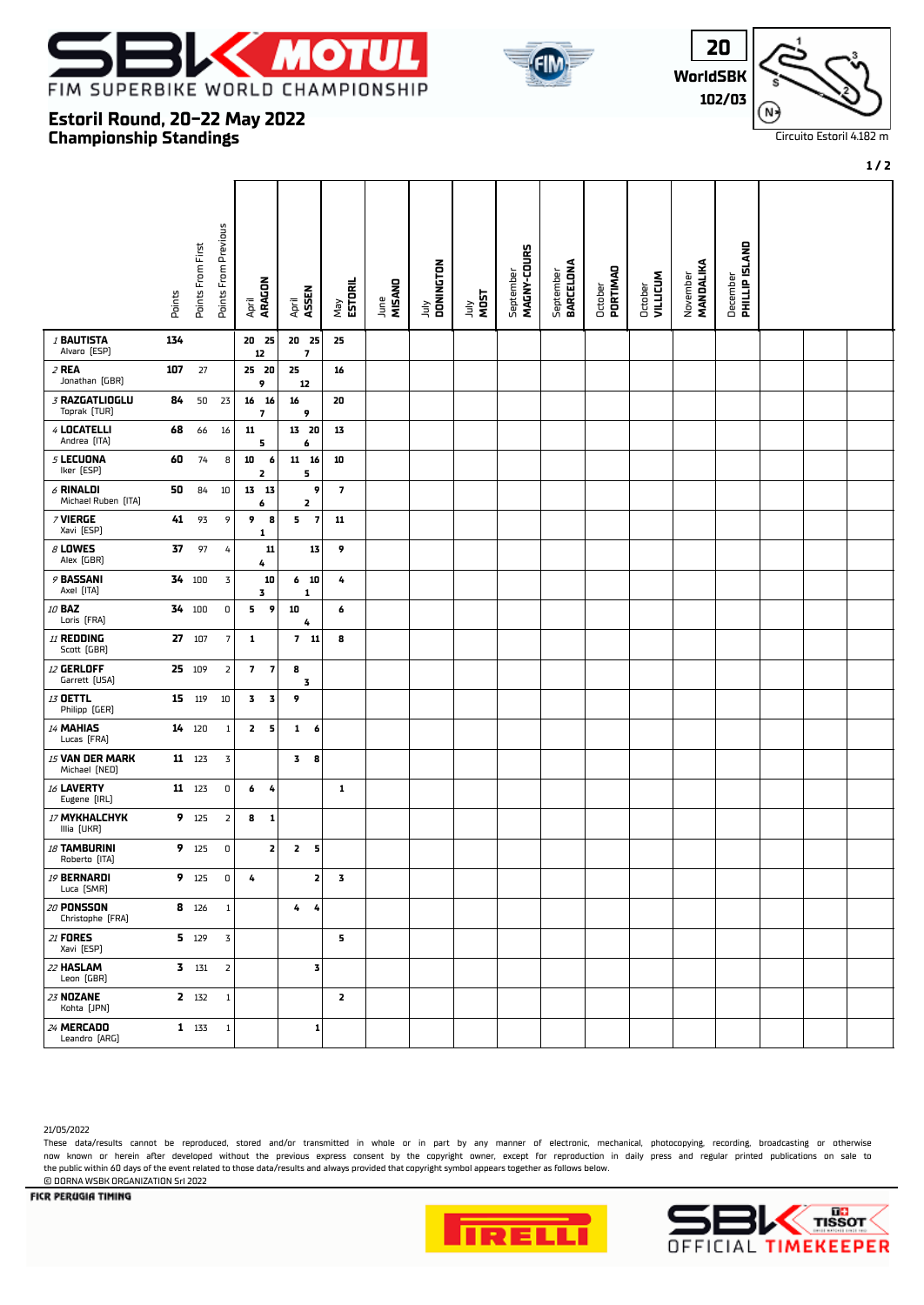# FIM SUPERBIKE WORLD CHAMPIONSHIP

**Estoril Round, 20-22 May 2022**
**Championship Standings**

**20 WorldSBK 102/03**

Circuito Estoril 4.182 m

| | Points | Points From First | Points From Previous | April ARAGON | April ASSEN | May ESTORIL | June MISANO | July DONINGTON | July MOST | September MAGNY-COURS | September BARCELONA | October PORTIMAO | October VILLICUM | November MANDALIKA | December PHILLIP ISLAND | | | |
|---|---|---|---|---|---|---|---|---|---|---|---|---|---|---|---|---|---|---|
| 1 BAUTISTA Alvaro [ESP] | 134 | | | 20 25 / 12 | 20 25 / 7 | 25 | | | | | | | | | | | | |
| 2 REA Jonathan [GBR] | 107 | 27 | | 25 20 / 9 | 25 / 12 | 16 | | | | | | | | | | | | |
| 3 RAZGATLIOGLU Toprak [TUR] | 84 | 50 | 23 | 16 16 / 7 | 16 / 9 | 20 | | | | | | | | | | | | |
| 4 LOCATELLI Andrea [ITA] | 68 | 66 | 16 | 11 / 5 | 13 20 / 6 | 13 | | | | | | | | | | | | |
| 5 LECUONA Iker [ESP] | 60 | 74 | 8 | 10 6 / 2 | 11 16 / 5 | 10 | | | | | | | | | | | | |
| 6 RINALDI Michael Ruben [ITA] | 50 | 84 | 10 | 13 13 / 6 | 9 / 2 | 7 | | | | | | | | | | | | |
| 7 VIERGE Xavi [ESP] | 41 | 93 | 9 | 9 8 / 1 | 5 7 | 11 | | | | | | | | | | | | |
| 8 LOWES Alex [GBR] | 37 | 97 | 4 | 11 / 4 | 13 | 9 | | | | | | | | | | | | |
| 9 BASSANI Axel [ITA] | 34 | 100 | 3 | 10 / 3 | 6 10 / 1 | 4 | | | | | | | | | | | | |
| 10 BAZ Loris [FRA] | 34 | 100 | 0 | 5 9 | 10 / 4 | 6 | | | | | | | | | | | | |
| 11 REDDING Scott [GBR] | 27 | 107 | 7 | 1 | 7 11 | 8 | | | | | | | | | | | | |
| 12 GERLOFF Garrett [USA] | 25 | 109 | 2 | 7 7 | 8 / 3 | | | | | | | | | | | | | |
| 13 OETTL Philipp [GER] | 15 | 119 | 10 | 3 3 | 9 | | | | | | | | | | | | | |
| 14 MAHIAS Lucas [FRA] | 14 | 120 | 1 | 2 5 | 1 6 | | | | | | | | | | | | | |
| 15 VAN DER MARK Michael [NED] | 11 | 123 | 3 | | 3 8 | | | | | | | | | | | | | |
| 16 LAVERTY Eugene [IRL] | 11 | 123 | 0 | 6 4 | | 1 | | | | | | | | | | | | |
| 17 MYKHALCHYK Illia [UKR] | 9 | 125 | 2 | 8 1 | | | | | | | | | | | | | | |
| 18 TAMBURINI Roberto [ITA] | 9 | 125 | 0 | 2 | 2 5 | | | | | | | | | | | | | |
| 19 BERNARDI Luca [SMR] | 9 | 125 | 0 | 4 | 2 | 3 | | | | | | | | | | | | |
| 20 PONSSON Christophe [FRA] | 8 | 126 | 1 | | 4 4 | | | | | | | | | | | | | |
| 21 FORES Xavi [ESP] | 5 | 129 | 3 | | | 5 | | | | | | | | | | | | |
| 22 HASLAM Leon [GBR] | 3 | 131 | 2 | | 3 | | | | | | | | | | | | | |
| 23 NOZANE Kohta [JPN] | 2 | 132 | 1 | | | 2 | | | | | | | | | | | | |
| 24 MERCADO Leandro [ARG] | 1 | 133 | 1 | | 1 | | | | | | | | | | | | | |

21/05/2022

These data/results cannot be reproduced, stored and/or transmitted in whole or in part by any manner of electronic, mechanical, photocopying, recording, broadcasting or otherwise now known or herein after developed without the previous express consent by the copyright owner, except for reproduction in daily press and regular printed publications on sale to the public within 60 days of the event related to those data/results and always provided that copyright symbol appears together as follows below.

© DORNA WSBK ORGANIZATION Srl 2022

FICR PERUGIA TIMING

SBK OFFICIAL TIMEKEEPER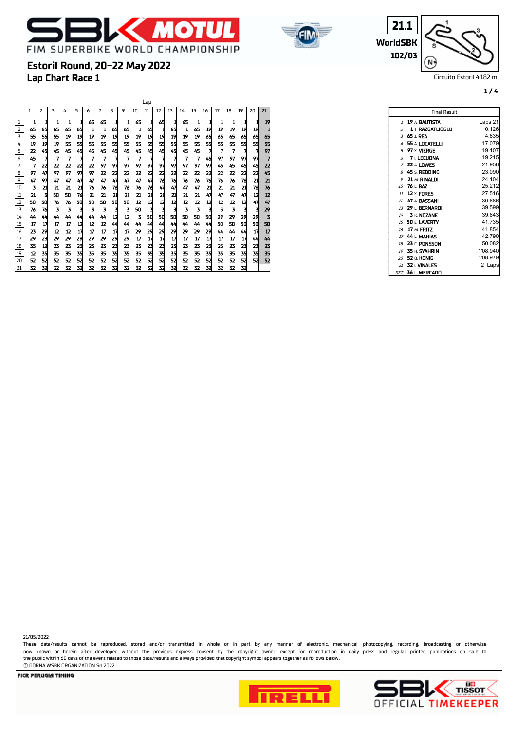# Estoril Round, 20-22 May 2022

## Lap Chart Race 1

21.1 WorldSBK 102/03

Circuito Estoril 4.182 m

| | 1 | 2 | 3 | 4 | 5 | 6 | 7 | 8 | 9 | 10 | 11 | 12 | 13 | 14 | 15 | 16 | 17 | 18 | 19 | 20 | 21 |
|---|---|---|---|---|---|---|---|---|---|---|---|---|---|---|---|---|---|---|---|---|---|
| 1 | 1 | 1 | 1 | 1 | 1 | 65 | 65 | 1 | 1 | 65 | 1 | 65 | 1 | 65 | 1 | 1 | 1 | 1 | 1 | 1 | 19 |
| 2 | 65 | 65 | 65 | 65 | 65 | 1 | 1 | 65 | 65 | 1 | 65 | 1 | 65 | 1 | 65 | 19 | 19 | 19 | 19 | 19 | 1 |
| 3 | 55 | 55 | 55 | 19 | 19 | 19 | 19 | 19 | 19 | 19 | 19 | 19 | 19 | 19 | 19 | 65 | 65 | 65 | 65 | 65 | 65 |
| 4 | 19 | 19 | 19 | 55 | 55 | 55 | 55 | 55 | 55 | 55 | 55 | 55 | 55 | 55 | 55 | 55 | 55 | 55 | 55 | 55 | 55 |
| 5 | 22 | 45 | 45 | 45 | 45 | 45 | 45 | 45 | 45 | 45 | 45 | 45 | 45 | 45 | 45 | 7 | 7 | 7 | 7 | 7 | 97 |
| 6 | 45 | 7 | 7 | 7 | 7 | 7 | 7 | 7 | 7 | 7 | 7 | 7 | 7 | 7 | 7 | 45 | 97 | 97 | 97 | 97 | 7 |
| 7 | 7 | 22 | 22 | 22 | 22 | 22 | 97 | 97 | 97 | 97 | 97 | 97 | 97 | 97 | 97 | 97 | 45 | 45 | 45 | 45 | 22 |
| 8 | 97 | 47 | 97 | 97 | 97 | 97 | 22 | 22 | 22 | 22 | 22 | 22 | 22 | 22 | 22 | 22 | 22 | 22 | 22 | 22 | 45 |
| 9 | 47 | 97 | 47 | 47 | 47 | 47 | 47 | 47 | 47 | 47 | 47 | 76 | 76 | 76 | 76 | 76 | 76 | 76 | 76 | 21 | 21 |
| 10 | 3 | 21 | 21 | 21 | 21 | 76 | 76 | 76 | 76 | 76 | 76 | 47 | 47 | 47 | 47 | 21 | 21 | 21 | 21 | 76 | 76 |
| 11 | 21 | 3 | 50 | 50 | 76 | 21 | 21 | 21 | 21 | 21 | 21 | 21 | 21 | 21 | 21 | 47 | 47 | 47 | 47 | 12 | 12 |
| 12 | 50 | 50 | 76 | 76 | 50 | 50 | 50 | 50 | 50 | 12 | 12 | 12 | 12 | 12 | 12 | 12 | 12 | 12 | 12 | 47 | 47 |
| 13 | 76 | 76 | 3 | 3 | 3 | 3 | 3 | 3 | 3 | 50 | 3 | 3 | 3 | 3 | 3 | 3 | 3 | 3 | 3 | 3 | 29 |
| 14 | 44 | 44 | 44 | 44 | 44 | 44 | 44 | 12 | 12 | 3 | 50 | 50 | 50 | 50 | 50 | 50 | 29 | 29 | 29 | 29 | 3 |
| 15 | 17 | 17 | 17 | 17 | 12 | 12 | 12 | 44 | 44 | 44 | 44 | 44 | 44 | 44 | 44 | 44 | 50 | 50 | 50 | 50 | 50 |
| 16 | 23 | 29 | 12 | 12 | 17 | 17 | 17 | 17 | 17 | 29 | 29 | 29 | 29 | 29 | 29 | 29 | 44 | 44 | 44 | 17 | 17 |
| 17 | 29 | 23 | 29 | 29 | 29 | 29 | 29 | 29 | 29 | 17 | 17 | 17 | 17 | 17 | 17 | 17 | 17 | 17 | 17 | 44 | 44 |
| 18 | 35 | 12 | 23 | 23 | 23 | 23 | 23 | 23 | 23 | 23 | 23 | 23 | 23 | 23 | 23 | 23 | 23 | 23 | 23 | 23 | 23 |
| 19 | 12 | 35 | 35 | 35 | 35 | 35 | 35 | 35 | 35 | 35 | 35 | 35 | 35 | 35 | 35 | 35 | 35 | 35 | 35 | 35 | 35 |
| 20 | 52 | 52 | 52 | 52 | 52 | 52 | 52 | 52 | 52 | 52 | 52 | 52 | 52 | 52 | 52 | 52 | 52 | 52 | 52 | 52 | 52 |
| 21 | 32 | 32 | 32 | 32 | 32 | 32 | 32 | 32 | 32 | 32 | 32 | 32 | 32 | 32 | 32 | 32 | 32 | 32 | 32 | | |

**Final Result**

| Pos | No. | Rider | Gap |
|---|---|---|---|
| 1 | 19 | A. BAUTISTA | Laps 21 |
| 2 | 1 | T. RAZGATLIOGLU | 0.126 |
| 3 | 65 | J. REA | 4.835 |
| 4 | 55 | A. LOCATELLI | 17.079 |
| 5 | 97 | X. VIERGE | 19.107 |
| 6 | 7 | I. LECUONA | 19.215 |
| 7 | 22 | A. LOWES | 21.956 |
| 8 | 45 | S. REDDING | 23.090 |
| 9 | 21 | M. RINALDI | 24.104 |
| 10 | 76 | L. BAZ | 25.212 |
| 11 | 12 | X. FORES | 27.516 |
| 12 | 47 | A. BASSANI | 30.686 |
| 13 | 29 | L. BERNARDI | 39.599 |
| 14 | 3 | K. NOZANE | 39.643 |
| 15 | 50 | E. LAVERTY | 41.735 |
| 16 | 17 | M. FRITZ | 41.854 |
| 17 | 44 | L. MAHIAS | 42.790 |
| 18 | 23 | C. PONSSON | 50.082 |
| 19 | 35 | H. SYAHRIN | 1'08.940 |
| 20 | 52 | O. KONIG | 1'08.979 |
| 21 | 32 | I. VINALES | 2 Laps |
| RET | 36 | L. MERCADO | |

21/05/2022

These data/results cannot be reproduced, stored and/or transmitted in whole or in part by any manner of electronic, mechanical, photocopying, recording, broadcasting or otherwise now known or herein after developed without the previous express consent by the copyright owner, except for reproduction in daily press and regular printed publications on sale to the public within 60 days of the event related to those data/results and always provided that copyright symbol appears together as follows below.

© DORNA WSBK ORGANIZATION Srl 2022

FICR PERUGIA TIMING

SBK TISSOT OFFICIAL TIMEKEEPER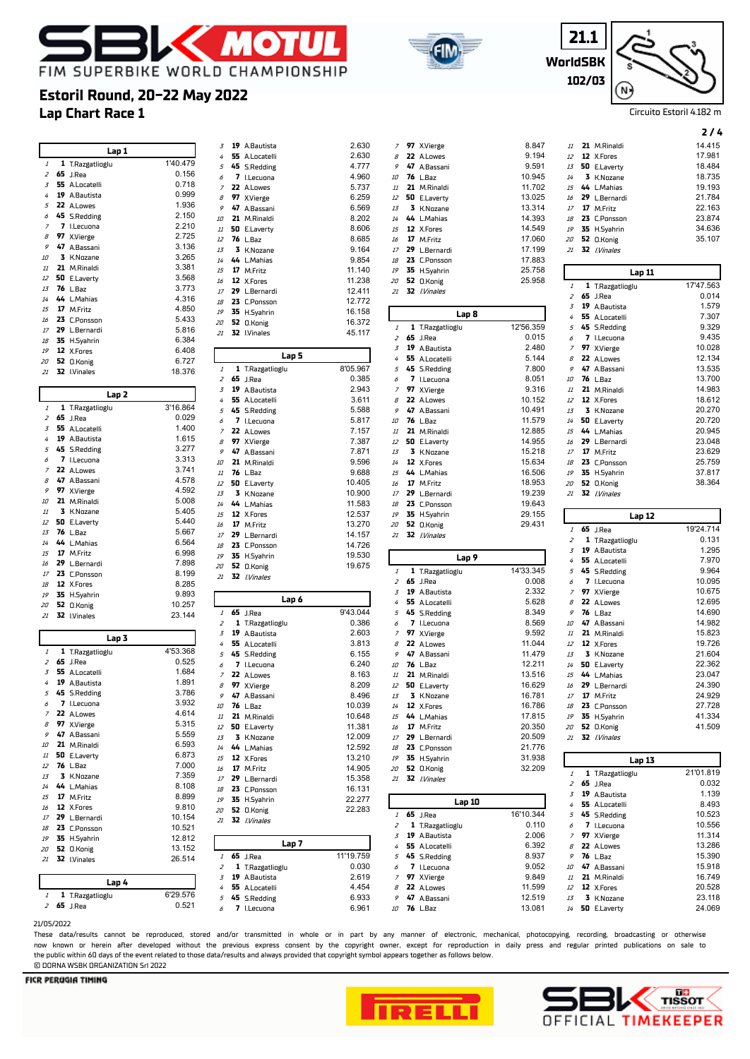# FIM SUPERBIKE WORLD CHAMPIONSHIP

## Estoril Round, 20-22 May 2022

## Lap Chart Race 1

21.1 WorldSBK 102/03

Circuito Estoril 4.182 m

### Lap 1

| Pos | No | Rider | Time/Gap |
|---|---|---|---|
| 1 | 1 | T.Razgatlioglu | 1'40.479 |
| 2 | 65 | J.Rea | 0.156 |
| 3 | 55 | A.Locatelli | 0.718 |
| 4 | 19 | A.Bautista | 0.999 |
| 5 | 22 | A.Lowes | 1.936 |
| 6 | 45 | S.Redding | 2.150 |
| 7 | 7 | I.Lecuona | 2.210 |
| 8 | 97 | X.Vierge | 2.725 |
| 9 | 47 | A.Bassani | 3.136 |
| 10 | 3 | K.Nozane | 3.265 |
| 11 | 21 | M.Rinaldi | 3.381 |
| 12 | 50 | E.Laverty | 3.568 |
| 13 | 76 | L.Baz | 3.773 |
| 14 | 44 | L.Mahias | 4.316 |
| 15 | 17 | M.Fritz | 4.850 |
| 16 | 23 | C.Ponsson | 5.433 |
| 17 | 29 | L.Bernardi | 5.816 |
| 18 | 35 | H.Syahrin | 6.384 |
| 19 | 12 | X.Fores | 6.408 |
| 20 | 52 | O.Konig | 6.727 |
| 21 | 32 | I.Vinales | 18.376 |

### Lap 2

| Pos | No | Rider | Time/Gap |
|---|---|---|---|
| 1 | 1 | T.Razgatlioglu | 3'16.864 |
| 2 | 65 | J.Rea | 0.029 |
| 3 | 55 | A.Locatelli | 1.400 |
| 4 | 19 | A.Bautista | 1.615 |
| 5 | 45 | S.Redding | 3.277 |
| 6 | 7 | I.Lecuona | 3.313 |
| 7 | 22 | A.Lowes | 3.741 |
| 8 | 47 | A.Bassani | 4.578 |
| 9 | 97 | X.Vierge | 4.592 |
| 10 | 21 | M.Rinaldi | 5.008 |
| 11 | 3 | K.Nozane | 5.405 |
| 12 | 50 | E.Laverty | 5.440 |
| 13 | 76 | L.Baz | 5.667 |
| 14 | 44 | L.Mahias | 6.564 |
| 15 | 17 | M.Fritz | 6.998 |
| 16 | 29 | L.Bernardi | 7.898 |
| 17 | 23 | C.Ponsson | 8.199 |
| 18 | 12 | X.Fores | 8.285 |
| 19 | 35 | H.Syahrin | 9.893 |
| 20 | 52 | O.Konig | 10.257 |
| 21 | 32 | I.Vinales | 23.144 |

### Lap 3

| Pos | No | Rider | Time/Gap |
|---|---|---|---|
| 1 | 1 | T.Razgatlioglu | 4'53.368 |
| 2 | 65 | J.Rea | 0.525 |
| 3 | 55 | A.Locatelli | 1.684 |
| 4 | 19 | A.Bautista | 1.891 |
| 5 | 45 | S.Redding | 3.786 |
| 6 | 7 | I.Lecuona | 3.932 |
| 7 | 22 | A.Lowes | 4.614 |
| 8 | 97 | X.Vierge | 5.315 |
| 9 | 47 | A.Bassani | 5.559 |
| 10 | 21 | M.Rinaldi | 6.593 |
| 11 | 50 | E.Laverty | 6.873 |
| 12 | 76 | L.Baz | 7.000 |
| 13 | 3 | K.Nozane | 7.359 |
| 14 | 44 | L.Mahias | 8.108 |
| 15 | 17 | M.Fritz | 8.899 |
| 16 | 12 | X.Fores | 9.810 |
| 17 | 29 | L.Bernardi | 10.154 |
| 18 | 23 | C.Ponsson | 10.521 |
| 19 | 35 | H.Syahrin | 12.812 |
| 20 | 52 | O.Konig | 13.152 |
| 21 | 32 | I.Vinales | 26.514 |

### Lap 4

| Pos | No | Rider | Time/Gap |
|---|---|---|---|
| 1 | 1 | T.Razgatlioglu | 6'29.576 |
| 2 | 65 | J.Rea | 0.521 |
| 3 | 19 | A.Bautista | 2.630 |
| 4 | 55 | A.Locatelli | 2.630 |
| 5 | 45 | S.Redding | 4.777 |
| 6 | 7 | I.Lecuona | 4.960 |
| 7 | 22 | A.Lowes | 5.737 |
| 8 | 97 | X.Vierge | 6.259 |
| 9 | 47 | A.Bassani | 6.569 |
| 10 | 21 | M.Rinaldi | 8.202 |
| 11 | 50 | E.Laverty | 8.606 |
| 12 | 76 | L.Baz | 8.685 |
| 13 | 3 | K.Nozane | 9.164 |
| 14 | 44 | L.Mahias | 9.854 |
| 15 | 17 | M.Fritz | 11.140 |
| 16 | 12 | X.Fores | 11.238 |
| 17 | 29 | L.Bernardi | 12.411 |
| 18 | 23 | C.Ponsson | 12.772 |
| 19 | 35 | H.Syahrin | 16.158 |
| 20 | 52 | O.Konig | 16.372 |
| 21 | 32 | I.Vinales | 45.117 |

### Lap 5

| Pos | No | Rider | Time/Gap |
|---|---|---|---|
| 1 | 1 | T.Razgatlioglu | 8'05.967 |
| 2 | 65 | J.Rea | 0.385 |
| 3 | 19 | A.Bautista | 2.943 |
| 4 | 55 | A.Locatelli | 3.611 |
| 5 | 45 | S.Redding | 5.588 |
| 6 | 7 | I.Lecuona | 5.817 |
| 7 | 22 | A.Lowes | 7.157 |
| 8 | 97 | X.Vierge | 7.387 |
| 9 | 47 | A.Bassani | 7.871 |
| 10 | 21 | M.Rinaldi | 9.596 |
| 11 | 76 | L.Baz | 9.688 |
| 12 | 50 | E.Laverty | 10.405 |
| 13 | 3 | K.Nozane | 10.900 |
| 14 | 44 | L.Mahias | 11.583 |
| 15 | 12 | X.Fores | 12.537 |
| 16 | 17 | M.Fritz | 13.270 |
| 17 | 29 | L.Bernardi | 14.157 |
| 18 | 23 | C.Ponsson | 14.726 |
| 19 | 35 | H.Syahrin | 19.530 |
| 20 | 52 | O.Konig | 19.675 |
| 21 | 32 | I.Vinales | |

### Lap 6

| Pos | No | Rider | Time/Gap |
|---|---|---|---|
| 1 | 65 | J.Rea | 9'43.044 |
| 2 | 1 | T.Razgatlioglu | 0.386 |
| 3 | 19 | A.Bautista | 2.603 |
| 4 | 55 | A.Locatelli | 3.813 |
| 5 | 45 | S.Redding | 6.155 |
| 6 | 7 | I.Lecuona | 6.240 |
| 7 | 22 | A.Lowes | 8.163 |
| 8 | 97 | X.Vierge | 8.209 |
| 9 | 47 | A.Bassani | 8.496 |
| 10 | 76 | L.Baz | 10.039 |
| 11 | 21 | M.Rinaldi | 10.648 |
| 12 | 50 | E.Laverty | 11.381 |
| 13 | 3 | K.Nozane | 12.009 |
| 14 | 44 | L.Mahias | 12.592 |
| 15 | 12 | X.Fores | 13.210 |
| 16 | 17 | M.Fritz | 14.905 |
| 17 | 29 | L.Bernardi | 15.358 |
| 18 | 23 | C.Ponsson | 16.131 |
| 19 | 35 | H.Syahrin | 22.277 |
| 20 | 52 | O.Konig | 22.283 |
| 21 | 32 | I.Vinales | |

### Lap 7

| Pos | No | Rider | Time/Gap |
|---|---|---|---|
| 1 | 65 | J.Rea | 11'19.759 |
| 2 | 1 | T.Razgatlioglu | 0.030 |
| 3 | 19 | A.Bautista | 2.619 |
| 4 | 55 | A.Locatelli | 4.454 |
| 5 | 45 | S.Redding | 6.933 |
| 6 | 7 | I.Lecuona | 6.961 |
| 7 | 97 | X.Vierge | 8.847 |
| 8 | 22 | A.Lowes | 9.194 |
| 9 | 47 | A.Bassani | 9.591 |
| 10 | 76 | L.Baz | 10.945 |
| 11 | 21 | M.Rinaldi | 11.702 |
| 12 | 50 | E.Laverty | 13.025 |
| 13 | 3 | K.Nozane | 13.314 |
| 14 | 44 | L.Mahias | 14.393 |
| 15 | 12 | X.Fores | 14.549 |
| 16 | 17 | M.Fritz | 17.060 |
| 17 | 29 | L.Bernardi | 17.199 |
| 18 | 23 | C.Ponsson | 17.883 |
| 19 | 35 | H.Syahrin | 25.758 |
| 20 | 52 | O.Konig | 25.958 |
| 21 | 32 | I.Vinales | |

### Lap 8

| Pos | No | Rider | Time/Gap |
|---|---|---|---|
| 1 | 1 | T.Razgatlioglu | 12'56.359 |
| 2 | 65 | J.Rea | 0.015 |
| 3 | 19 | A.Bautista | 2.480 |
| 4 | 55 | A.Locatelli | 5.144 |
| 5 | 45 | S.Redding | 7.800 |
| 6 | 7 | I.Lecuona | 8.051 |
| 7 | 97 | X.Vierge | 9.316 |
| 8 | 22 | A.Lowes | 10.152 |
| 9 | 47 | A.Bassani | 10.491 |
| 10 | 76 | L.Baz | 11.579 |
| 11 | 21 | M.Rinaldi | 12.885 |
| 12 | 50 | E.Laverty | 14.955 |
| 13 | 3 | K.Nozane | 15.218 |
| 14 | 12 | X.Fores | 15.634 |
| 15 | 44 | L.Mahias | 16.506 |
| 16 | 17 | M.Fritz | 18.953 |
| 17 | 29 | L.Bernardi | 19.239 |
| 18 | 23 | C.Ponsson | 19.643 |
| 19 | 35 | H.Syahrin | 29.155 |
| 20 | 52 | O.Konig | 29.431 |
| 21 | 32 | I.Vinales | |

### Lap 9

| Pos | No | Rider | Time/Gap |
|---|---|---|---|
| 1 | 1 | T.Razgatlioglu | 14'33.345 |
| 2 | 65 | J.Rea | 0.008 |
| 3 | 19 | A.Bautista | 2.332 |
| 4 | 55 | A.Locatelli | 5.628 |
| 5 | 45 | S.Redding | 8.349 |
| 6 | 7 | I.Lecuona | 8.569 |
| 7 | 97 | X.Vierge | 9.592 |
| 8 | 22 | A.Lowes | 11.044 |
| 9 | 47 | A.Bassani | 11.479 |
| 10 | 76 | L.Baz | 12.211 |
| 11 | 21 | M.Rinaldi | 13.516 |
| 12 | 50 | E.Laverty | 16.629 |
| 13 | 3 | K.Nozane | 16.781 |
| 14 | 12 | X.Fores | 16.786 |
| 15 | 44 | L.Mahias | 17.815 |
| 16 | 17 | M.Fritz | 20.350 |
| 17 | 29 | L.Bernardi | 20.509 |
| 18 | 23 | C.Ponsson | 21.776 |
| 19 | 35 | H.Syahrin | 31.938 |
| 20 | 52 | O.Konig | 32.209 |
| 21 | 32 | I.Vinales | |

### Lap 10

| Pos | No | Rider | Time/Gap |
|---|---|---|---|
| 1 | 65 | J.Rea | 16'10.344 |
| 2 | 1 | T.Razgatlioglu | 0.110 |
| 3 | 19 | A.Bautista | 2.006 |
| 4 | 55 | A.Locatelli | 6.392 |
| 5 | 45 | S.Redding | 8.937 |
| 6 | 7 | I.Lecuona | 9.052 |
| 7 | 97 | X.Vierge | 9.849 |
| 8 | 22 | A.Lowes | 11.599 |
| 9 | 47 | A.Bassani | 12.519 |
| 10 | 76 | L.Baz | 13.081 |
| 11 | 21 | M.Rinaldi | 14.415 |
| 12 | 12 | X.Fores | 17.981 |
| 13 | 50 | E.Laverty | 18.484 |
| 14 | 3 | K.Nozane | 18.735 |
| 15 | 44 | L.Mahias | 19.193 |
| 16 | 29 | L.Bernardi | 21.784 |
| 17 | 17 | M.Fritz | 22.163 |
| 18 | 23 | C.Ponsson | 23.874 |
| 19 | 35 | H.Syahrin | 34.636 |
| 20 | 52 | O.Konig | 35.107 |
| 21 | 32 | I.Vinales | |

### Lap 11

| Pos | No | Rider | Time/Gap |
|---|---|---|---|
| 1 | 1 | T.Razgatlioglu | 17'47.563 |
| 2 | 65 | J.Rea | 0.014 |
| 3 | 19 | A.Bautista | 1.579 |
| 4 | 55 | A.Locatelli | 7.307 |
| 5 | 45 | S.Redding | 9.329 |
| 6 | 7 | I.Lecuona | 9.435 |
| 7 | 97 | X.Vierge | 10.028 |
| 8 | 22 | A.Lowes | 12.134 |
| 9 | 47 | A.Bassani | 13.535 |
| 10 | 76 | L.Baz | 13.700 |
| 11 | 21 | M.Rinaldi | 14.983 |
| 12 | 12 | X.Fores | 18.612 |
| 13 | 3 | K.Nozane | 20.270 |
| 14 | 50 | E.Laverty | 20.720 |
| 15 | 44 | L.Mahias | 20.945 |
| 16 | 29 | L.Bernardi | 23.048 |
| 17 | 17 | M.Fritz | 23.629 |
| 18 | 23 | C.Ponsson | 25.759 |
| 19 | 35 | H.Syahrin | 37.817 |
| 20 | 52 | O.Konig | 38.364 |
| 21 | 32 | I.Vinales | |

### Lap 12

| Pos | No | Rider | Time/Gap |
|---|---|---|---|
| 1 | 65 | J.Rea | 19'24.714 |
| 2 | 1 | T.Razgatlioglu | 0.131 |
| 3 | 19 | A.Bautista | 1.295 |
| 4 | 55 | A.Locatelli | 7.970 |
| 5 | 45 | S.Redding | 9.964 |
| 6 | 7 | I.Lecuona | 10.095 |
| 7 | 97 | X.Vierge | 10.675 |
| 8 | 22 | A.Lowes | 12.695 |
| 9 | 76 | L.Baz | 14.690 |
| 10 | 47 | A.Bassani | 14.982 |
| 11 | 21 | M.Rinaldi | 15.823 |
| 12 | 12 | X.Fores | 19.726 |
| 13 | 3 | K.Nozane | 21.604 |
| 14 | 50 | E.Laverty | 22.362 |
| 15 | 44 | L.Mahias | 23.047 |
| 16 | 29 | L.Bernardi | 24.390 |
| 17 | 17 | M.Fritz | 24.929 |
| 18 | 23 | C.Ponsson | 27.728 |
| 19 | 35 | H.Syahrin | 41.334 |
| 20 | 52 | O.Konig | 41.509 |
| 21 | 32 | I.Vinales | |

### Lap 13

| Pos | No | Rider | Time/Gap |
|---|---|---|---|
| 1 | 1 | T.Razgatlioglu | 21'01.819 |
| 2 | 65 | J.Rea | 0.032 |
| 3 | 19 | A.Bautista | 1.139 |
| 4 | 55 | A.Locatelli | 8.493 |
| 5 | 45 | S.Redding | 10.523 |
| 6 | 7 | I.Lecuona | 10.556 |
| 7 | 97 | X.Vierge | 11.314 |
| 8 | 22 | A.Lowes | 13.286 |
| 9 | 76 | L.Baz | 15.390 |
| 10 | 47 | A.Bassani | 15.918 |
| 11 | 21 | M.Rinaldi | 16.749 |
| 12 | 12 | X.Fores | 20.528 |
| 13 | 3 | K.Nozane | 23.118 |
| 14 | 50 | E.Laverty | 24.069 |

21/05/2022

These data/results cannot be reproduced, stored and/or transmitted in whole or in part by any manner of electronic, mechanical, photocopying, recording, broadcasting or otherwise now known or herein after developed without the previous express consent by the copyright owner, except for reproduction in daily press and regular printed publications on sale to the public within 60 days of the event related to those data/results and always provided that copyright symbol appears together as follows below.
© DORNA WSBK ORGANIZATION Srl 2022

FICR PERUGIA TIMING

OFFICIAL TIMEKEEPER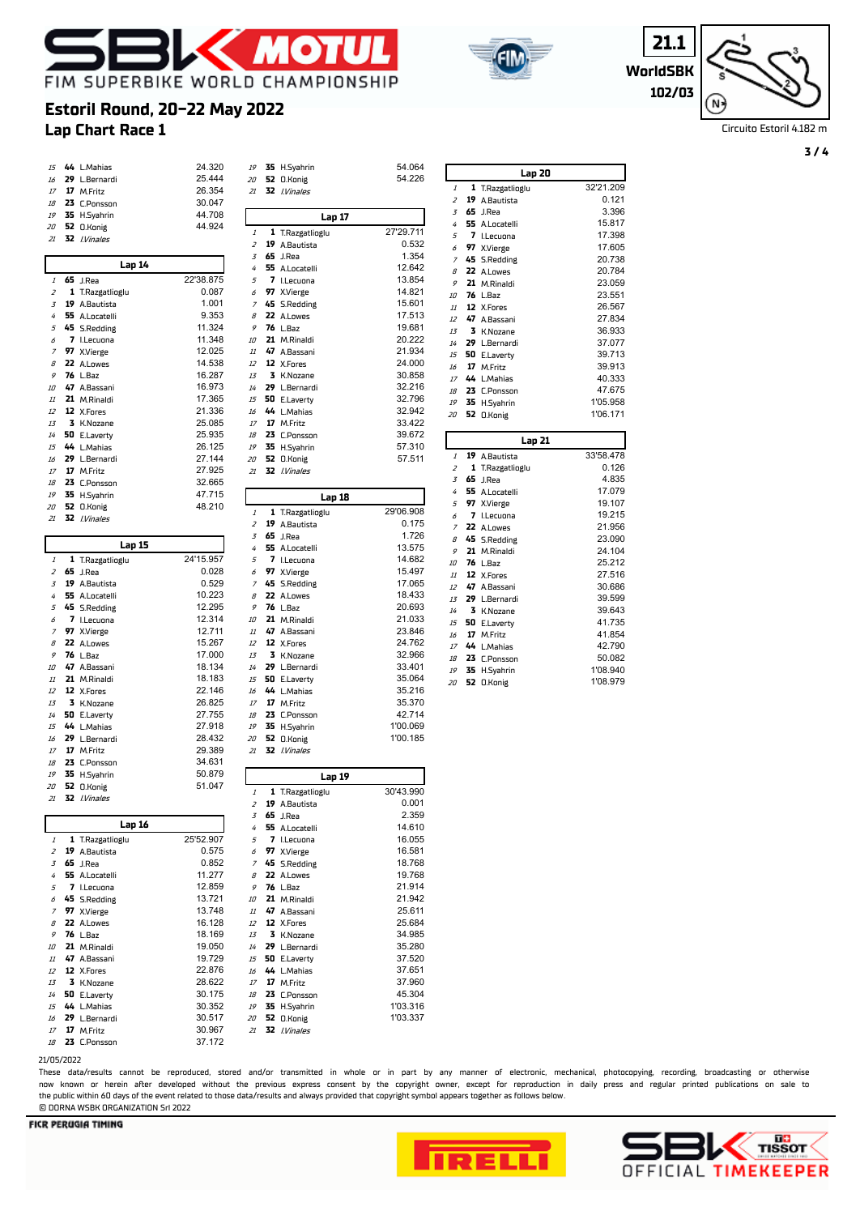# Estoril Round, 20-22 May 2022

## Lap Chart Race 1

WorldSBK 21.1 102/03

Circuito Estoril 4.182 m

| Pos | No | Rider | Gap |
|---|---|---|---|
| 15 | 44 | L.Mahias | 24.320 |
| 16 | 29 | L.Bernardi | 25.444 |
| 17 | 17 | M.Fritz | 26.354 |
| 18 | 23 | C.Ponsson | 30.047 |
| 19 | 35 | H.Syahrin | 44.708 |
| 20 | 52 | O.Konig | 44.924 |
| 21 | 32 | *I.Vinales* | |

**Lap 14**

| Pos | No | Rider | Time/Gap |
|---|---|---|---|
| 1 | 65 | J.Rea | 22'38.875 |
| 2 | 1 | T.Razgatlioglu | 0.087 |
| 3 | 19 | A.Bautista | 1.001 |
| 4 | 55 | A.Locatelli | 9.353 |
| 5 | 45 | S.Redding | 11.324 |
| 6 | 7 | I.Lecuona | 11.348 |
| 7 | 97 | X.Vierge | 12.025 |
| 8 | 22 | A.Lowes | 14.538 |
| 9 | 76 | L.Baz | 16.287 |
| 10 | 47 | A.Bassani | 16.973 |
| 11 | 21 | M.Rinaldi | 17.365 |
| 12 | 12 | X.Fores | 21.336 |
| 13 | 3 | K.Nozane | 25.085 |
| 14 | 50 | E.Laverty | 25.935 |
| 15 | 44 | L.Mahias | 26.125 |
| 16 | 29 | L.Bernardi | 27.144 |
| 17 | 17 | M.Fritz | 27.925 |
| 18 | 23 | C.Ponsson | 32.665 |
| 19 | 35 | H.Syahrin | 47.715 |
| 20 | 52 | O.Konig | 48.210 |
| 21 | 32 | *I.Vinales* | |

**Lap 15**

| Pos | No | Rider | Time/Gap |
|---|---|---|---|
| 1 | 1 | T.Razgatlioglu | 24'15.957 |
| 2 | 65 | J.Rea | 0.028 |
| 3 | 19 | A.Bautista | 0.529 |
| 4 | 55 | A.Locatelli | 10.223 |
| 5 | 45 | S.Redding | 12.295 |
| 6 | 7 | I.Lecuona | 12.314 |
| 7 | 97 | X.Vierge | 12.711 |
| 8 | 22 | A.Lowes | 15.267 |
| 9 | 76 | L.Baz | 17.000 |
| 10 | 47 | A.Bassani | 18.134 |
| 11 | 21 | M.Rinaldi | 18.183 |
| 12 | 12 | X.Fores | 22.146 |
| 13 | 3 | K.Nozane | 26.825 |
| 14 | 50 | E.Laverty | 27.755 |
| 15 | 44 | L.Mahias | 27.918 |
| 16 | 29 | L.Bernardi | 28.432 |
| 17 | 17 | M.Fritz | 29.389 |
| 18 | 23 | C.Ponsson | 34.631 |
| 19 | 35 | H.Syahrin | 50.879 |
| 20 | 52 | O.Konig | 51.047 |
| 21 | 32 | *I.Vinales* | |

**Lap 16**

| Pos | No | Rider | Time/Gap |
|---|---|---|---|
| 1 | 1 | T.Razgatlioglu | 25'52.907 |
| 2 | 19 | A.Bautista | 0.575 |
| 3 | 65 | J.Rea | 0.852 |
| 4 | 55 | A.Locatelli | 11.277 |
| 5 | 7 | I.Lecuona | 12.859 |
| 6 | 45 | S.Redding | 13.721 |
| 7 | 97 | X.Vierge | 13.748 |
| 8 | 22 | A.Lowes | 16.128 |
| 9 | 76 | L.Baz | 18.169 |
| 10 | 21 | M.Rinaldi | 19.050 |
| 11 | 47 | A.Bassani | 19.729 |
| 12 | 12 | X.Fores | 22.876 |
| 13 | 3 | K.Nozane | 28.622 |
| 14 | 50 | E.Laverty | 30.175 |
| 15 | 44 | L.Mahias | 30.352 |
| 16 | 29 | L.Bernardi | 30.517 |
| 17 | 17 | M.Fritz | 30.967 |
| 18 | 23 | C.Ponsson | 37.172 |
| 19 | 35 | H.Syahrin | 54.064 |
| 20 | 52 | O.Konig | 54.226 |
| 21 | 32 | *I.Vinales* | |

**Lap 17**

| Pos | No | Rider | Time/Gap |
|---|---|---|---|
| 1 | 1 | T.Razgatlioglu | 27'29.711 |
| 2 | 19 | A.Bautista | 0.532 |
| 3 | 65 | J.Rea | 1.354 |
| 4 | 55 | A.Locatelli | 12.642 |
| 5 | 7 | I.Lecuona | 13.854 |
| 6 | 97 | X.Vierge | 14.821 |
| 7 | 45 | S.Redding | 15.601 |
| 8 | 22 | A.Lowes | 17.513 |
| 9 | 76 | L.Baz | 19.681 |
| 10 | 21 | M.Rinaldi | 20.222 |
| 11 | 47 | A.Bassani | 21.934 |
| 12 | 12 | X.Fores | 24.000 |
| 13 | 3 | K.Nozane | 30.858 |
| 14 | 29 | L.Bernardi | 32.216 |
| 15 | 50 | E.Laverty | 32.796 |
| 16 | 44 | L.Mahias | 32.942 |
| 17 | 17 | M.Fritz | 33.422 |
| 18 | 23 | C.Ponsson | 39.672 |
| 19 | 35 | H.Syahrin | 57.310 |
| 20 | 52 | O.Konig | 57.511 |
| 21 | 32 | *I.Vinales* | |

**Lap 18**

| Pos | No | Rider | Time/Gap |
|---|---|---|---|
| 1 | 1 | T.Razgatlioglu | 29'06.908 |
| 2 | 19 | A.Bautista | 0.175 |
| 3 | 65 | J.Rea | 1.726 |
| 4 | 55 | A.Locatelli | 13.575 |
| 5 | 7 | I.Lecuona | 14.682 |
| 6 | 97 | X.Vierge | 15.497 |
| 7 | 45 | S.Redding | 17.065 |
| 8 | 22 | A.Lowes | 18.433 |
| 9 | 76 | L.Baz | 20.693 |
| 10 | 21 | M.Rinaldi | 21.033 |
| 11 | 47 | A.Bassani | 23.846 |
| 12 | 12 | X.Fores | 24.762 |
| 13 | 3 | K.Nozane | 32.966 |
| 14 | 29 | L.Bernardi | 33.401 |
| 15 | 50 | E.Laverty | 35.064 |
| 16 | 44 | L.Mahias | 35.216 |
| 17 | 17 | M.Fritz | 35.370 |
| 18 | 23 | C.Ponsson | 42.714 |
| 19 | 35 | H.Syahrin | 1'00.069 |
| 20 | 52 | O.Konig | 1'00.185 |
| 21 | 32 | *I.Vinales* | |

**Lap 19**

| Pos | No | Rider | Time/Gap |
|---|---|---|---|
| 1 | 1 | T.Razgatlioglu | 30'43.990 |
| 2 | 19 | A.Bautista | 0.001 |
| 3 | 65 | J.Rea | 2.359 |
| 4 | 55 | A.Locatelli | 14.610 |
| 5 | 7 | I.Lecuona | 16.055 |
| 6 | 97 | X.Vierge | 16.581 |
| 7 | 45 | S.Redding | 18.768 |
| 8 | 22 | A.Lowes | 19.768 |
| 9 | 76 | L.Baz | 21.914 |
| 10 | 21 | M.Rinaldi | 21.942 |
| 11 | 47 | A.Bassani | 25.611 |
| 12 | 12 | X.Fores | 25.684 |
| 13 | 3 | K.Nozane | 34.985 |
| 14 | 29 | L.Bernardi | 35.280 |
| 15 | 50 | E.Laverty | 37.520 |
| 16 | 44 | L.Mahias | 37.651 |
| 17 | 17 | M.Fritz | 37.960 |
| 18 | 23 | C.Ponsson | 45.304 |
| 19 | 35 | H.Syahrin | 1'03.316 |
| 20 | 52 | O.Konig | 1'03.337 |
| 21 | 32 | *I.Vinales* | |

**Lap 20**

| Pos | No | Rider | Time/Gap |
|---|---|---|---|
| 1 | 1 | T.Razgatlioglu | 32'21.209 |
| 2 | 19 | A.Bautista | 0.121 |
| 3 | 65 | J.Rea | 3.396 |
| 4 | 55 | A.Locatelli | 15.817 |
| 5 | 7 | I.Lecuona | 17.398 |
| 6 | 97 | X.Vierge | 17.605 |
| 7 | 45 | S.Redding | 20.738 |
| 8 | 22 | A.Lowes | 20.784 |
| 9 | 21 | M.Rinaldi | 23.059 |
| 10 | 76 | L.Baz | 23.551 |
| 11 | 12 | X.Fores | 26.567 |
| 12 | 47 | A.Bassani | 27.834 |
| 13 | 3 | K.Nozane | 36.933 |
| 14 | 29 | L.Bernardi | 37.077 |
| 15 | 50 | E.Laverty | 39.713 |
| 16 | 17 | M.Fritz | 39.913 |
| 17 | 44 | L.Mahias | 40.333 |
| 18 | 23 | C.Ponsson | 47.675 |
| 19 | 35 | H.Syahrin | 1'05.958 |
| 20 | 52 | O.Konig | 1'06.171 |

**Lap 21**

| Pos | No | Rider | Time/Gap |
|---|---|---|---|
| 1 | 19 | A.Bautista | 33'58.478 |
| 2 | 1 | T.Razgatlioglu | 0.126 |
| 3 | 65 | J.Rea | 4.835 |
| 4 | 55 | A.Locatelli | 17.079 |
| 5 | 97 | X.Vierge | 19.107 |
| 6 | 7 | I.Lecuona | 19.215 |
| 7 | 22 | A.Lowes | 21.956 |
| 8 | 45 | S.Redding | 23.090 |
| 9 | 21 | M.Rinaldi | 24.104 |
| 10 | 76 | L.Baz | 25.212 |
| 11 | 12 | X.Fores | 27.516 |
| 12 | 47 | A.Bassani | 30.686 |
| 13 | 29 | L.Bernardi | 39.599 |
| 14 | 3 | K.Nozane | 39.643 |
| 15 | 50 | E.Laverty | 41.735 |
| 16 | 17 | M.Fritz | 41.854 |
| 17 | 44 | L.Mahias | 42.790 |
| 18 | 23 | C.Ponsson | 50.082 |
| 19 | 35 | H.Syahrin | 1'08.940 |
| 20 | 52 | O.Konig | 1'08.979 |

21/05/2022

These data/results cannot be reproduced, stored and/or transmitted in whole or in part by any manner of electronic, mechanical, photocopying, recording, broadcasting or otherwise now known or herein after developed without the previous express consent by the copyright owner, except for reproduction in daily press and regular printed publications on sale to the public within 60 days of the event related to those data/results and always provided that copyright symbol appears together as follows below.

© DORNA WSBK ORGANIZATION Srl 2022

FICR PERUGIA TIMING

SBK TISSOT OFFICIAL TIMEKEEPER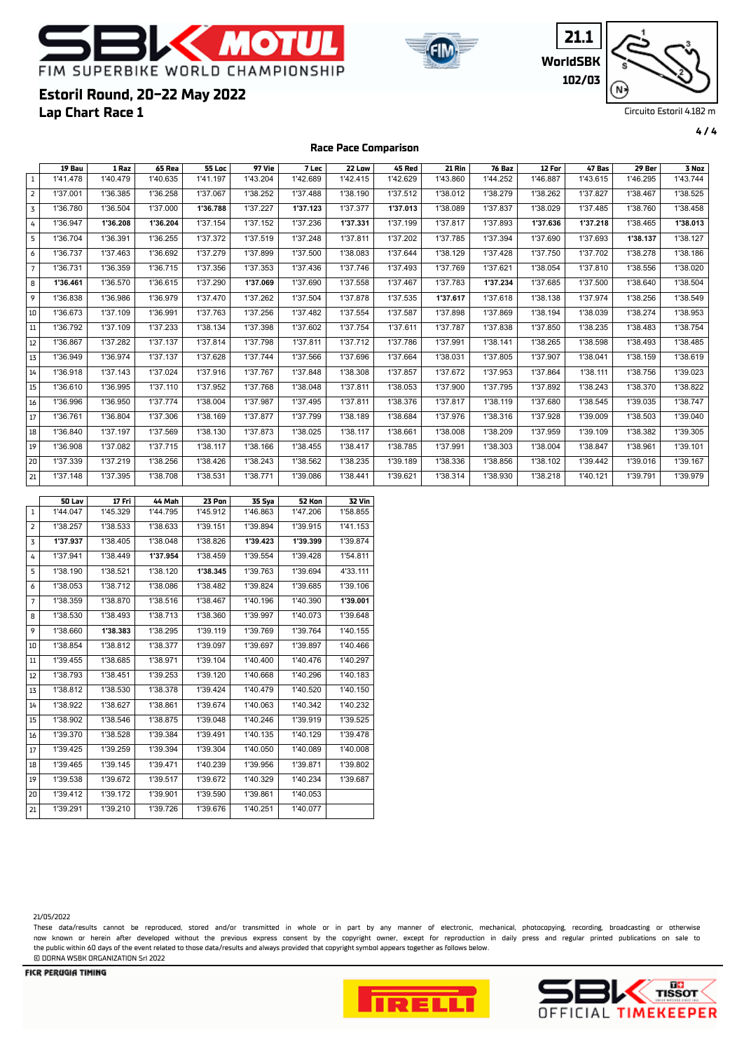# FIM SUPERBIKE WORLD CHAMPIONSHIP

## Estoril Round, 20-22 May 2022

## Lap Chart Race 1

21.1 WorldSBK 102/03

Circuito Estoril 4.182 m

### Race Pace Comparison

| | 19 Bau | 1 Raz | 65 Rea | 55 Loc | 97 Vie | 7 Lec | 22 Low | 45 Red | 21 Rin | 76 Baz | 12 For | 47 Bas | 29 Ber | 3 Noz |
|---|---|---|---|---|---|---|---|---|---|---|---|---|---|---|
| 1 | 1'41.478 | 1'40.479 | 1'40.635 | 1'41.197 | 1'43.204 | 1'42.689 | 1'42.415 | 1'42.629 | 1'43.860 | 1'44.252 | 1'46.887 | 1'43.615 | 1'46.295 | 1'43.744 |
| 2 | 1'37.001 | 1'36.385 | 1'36.258 | 1'37.067 | 1'38.252 | 1'37.488 | 1'38.190 | 1'37.512 | 1'38.012 | 1'38.279 | 1'38.262 | 1'37.827 | 1'38.467 | 1'38.525 |
| 3 | 1'36.780 | 1'36.504 | 1'37.000 | **1'36.788** | 1'37.227 | **1'37.123** | 1'37.377 | **1'37.013** | 1'38.089 | 1'37.837 | 1'38.029 | 1'37.485 | 1'38.760 | 1'38.458 |
| 4 | 1'36.947 | **1'36.208** | **1'36.204** | 1'37.154 | 1'37.152 | 1'37.236 | **1'37.331** | 1'37.199 | 1'37.817 | 1'37.893 | **1'37.636** | **1'37.218** | 1'38.465 | **1'38.013** |
| 5 | 1'36.704 | 1'36.391 | 1'36.255 | 1'37.372 | 1'37.519 | 1'37.248 | 1'37.811 | 1'37.202 | 1'37.785 | 1'37.394 | 1'37.690 | 1'37.693 | **1'38.137** | 1'38.127 |
| 6 | 1'36.737 | 1'37.463 | 1'36.692 | 1'37.279 | 1'37.899 | 1'37.500 | 1'38.083 | 1'37.644 | 1'38.129 | 1'37.428 | 1'37.750 | 1'37.702 | 1'38.278 | 1'38.186 |
| 7 | 1'36.731 | 1'36.359 | 1'36.715 | 1'37.356 | 1'37.353 | 1'37.436 | 1'37.746 | 1'37.493 | 1'37.769 | 1'37.621 | 1'38.054 | 1'37.810 | 1'38.556 | 1'38.020 |
| 8 | **1'36.461** | 1'36.570 | 1'36.615 | 1'37.290 | **1'37.069** | 1'37.690 | 1'37.558 | 1'37.467 | 1'37.783 | **1'37.234** | 1'37.685 | 1'37.500 | 1'38.640 | 1'38.504 |
| 9 | 1'36.838 | 1'36.986 | 1'36.979 | 1'37.470 | 1'37.262 | 1'37.504 | 1'37.878 | 1'37.535 | **1'37.617** | 1'37.618 | 1'38.138 | 1'37.974 | 1'38.256 | 1'38.549 |
| 10 | 1'36.673 | 1'37.109 | 1'36.991 | 1'37.763 | 1'37.256 | 1'37.482 | 1'37.554 | 1'37.587 | 1'37.898 | 1'37.869 | 1'38.194 | 1'38.039 | 1'38.274 | 1'38.953 |
| 11 | 1'36.792 | 1'37.109 | 1'37.233 | 1'38.134 | 1'37.398 | 1'37.602 | 1'37.754 | 1'37.611 | 1'37.787 | 1'37.838 | 1'37.850 | 1'38.235 | 1'38.483 | 1'38.754 |
| 12 | 1'36.867 | 1'37.282 | 1'37.137 | 1'37.814 | 1'37.798 | 1'37.811 | 1'37.712 | 1'37.786 | 1'37.991 | 1'38.141 | 1'38.265 | 1'38.598 | 1'38.493 | 1'38.485 |
| 13 | 1'36.949 | 1'36.974 | 1'37.137 | 1'37.628 | 1'37.744 | 1'37.566 | 1'37.696 | 1'37.664 | 1'38.031 | 1'37.805 | 1'37.907 | 1'38.041 | 1'38.159 | 1'38.619 |
| 14 | 1'36.918 | 1'37.143 | 1'37.024 | 1'37.916 | 1'37.767 | 1'37.848 | 1'38.308 | 1'37.857 | 1'37.672 | 1'37.953 | 1'37.864 | 1'38.111 | 1'38.756 | 1'39.023 |
| 15 | 1'36.610 | 1'36.995 | 1'37.110 | 1'37.952 | 1'37.768 | 1'38.048 | 1'37.811 | 1'38.053 | 1'37.900 | 1'37.795 | 1'37.892 | 1'38.243 | 1'38.370 | 1'38.822 |
| 16 | 1'36.996 | 1'36.950 | 1'37.774 | 1'38.004 | 1'37.987 | 1'37.495 | 1'37.811 | 1'38.376 | 1'37.817 | 1'38.119 | 1'37.680 | 1'38.545 | 1'39.035 | 1'38.747 |
| 17 | 1'36.761 | 1'36.804 | 1'37.306 | 1'38.169 | 1'37.877 | 1'37.799 | 1'38.189 | 1'38.684 | 1'37.976 | 1'38.316 | 1'37.928 | 1'39.009 | 1'38.503 | 1'39.040 |
| 18 | 1'36.840 | 1'37.197 | 1'37.569 | 1'38.130 | 1'37.873 | 1'38.025 | 1'38.117 | 1'38.661 | 1'38.008 | 1'38.209 | 1'37.959 | 1'39.109 | 1'38.382 | 1'39.305 |
| 19 | 1'36.908 | 1'37.082 | 1'37.715 | 1'38.117 | 1'38.166 | 1'38.455 | 1'38.417 | 1'38.785 | 1'37.991 | 1'38.303 | 1'38.004 | 1'38.847 | 1'38.961 | 1'39.101 |
| 20 | 1'37.339 | 1'37.219 | 1'38.256 | 1'38.426 | 1'38.243 | 1'38.562 | 1'38.235 | 1'39.189 | 1'38.336 | 1'38.856 | 1'38.102 | 1'39.442 | 1'39.016 | 1'39.167 |
| 21 | 1'37.148 | 1'37.395 | 1'38.708 | 1'38.531 | 1'38.771 | 1'39.086 | 1'38.441 | 1'39.621 | 1'38.314 | 1'38.930 | 1'38.218 | 1'40.121 | 1'39.791 | 1'39.979 |

| | 50 Lav | 17 Fri | 44 Mah | 23 Pon | 35 Sya | 52 Kon | 32 Vin |
|---|---|---|---|---|---|---|---|
| 1 | 1'44.047 | 1'45.329 | 1'44.795 | 1'45.912 | 1'46.863 | 1'47.206 | 1'58.855 |
| 2 | 1'38.257 | 1'38.533 | 1'38.633 | 1'39.151 | 1'39.894 | 1'39.915 | 1'41.153 |
| 3 | **1'37.937** | 1'38.405 | 1'38.048 | 1'38.826 | **1'39.423** | **1'39.399** | 1'39.874 |
| 4 | 1'37.941 | 1'38.449 | **1'37.954** | 1'38.459 | 1'39.554 | 1'39.428 | 1'54.811 |
| 5 | 1'38.190 | 1'38.521 | 1'38.120 | **1'38.345** | 1'39.763 | 1'39.694 | 4'33.111 |
| 6 | 1'38.053 | 1'38.712 | 1'38.086 | 1'38.482 | 1'39.824 | 1'39.685 | 1'39.106 |
| 7 | 1'38.359 | 1'38.870 | 1'38.516 | 1'38.467 | 1'40.196 | 1'40.390 | **1'39.001** |
| 8 | 1'38.530 | 1'38.493 | 1'38.713 | 1'38.360 | 1'39.997 | 1'40.073 | 1'39.648 |
| 9 | 1'38.660 | **1'38.383** | 1'38.295 | 1'39.119 | 1'39.769 | 1'39.764 | 1'40.155 |
| 10 | 1'38.854 | 1'38.812 | 1'38.377 | 1'39.097 | 1'39.697 | 1'39.897 | 1'40.466 |
| 11 | 1'39.455 | 1'38.685 | 1'38.971 | 1'39.104 | 1'40.400 | 1'40.476 | 1'40.297 |
| 12 | 1'38.793 | 1'38.451 | 1'39.253 | 1'39.120 | 1'40.668 | 1'40.296 | 1'40.183 |
| 13 | 1'38.812 | 1'38.530 | 1'38.378 | 1'39.424 | 1'40.479 | 1'40.520 | 1'40.150 |
| 14 | 1'38.922 | 1'38.627 | 1'38.861 | 1'39.674 | 1'40.063 | 1'40.342 | 1'40.232 |
| 15 | 1'38.902 | 1'38.546 | 1'38.875 | 1'39.048 | 1'40.246 | 1'39.919 | 1'39.525 |
| 16 | 1'39.370 | 1'38.528 | 1'39.384 | 1'39.491 | 1'40.135 | 1'40.129 | 1'39.478 |
| 17 | 1'39.425 | 1'39.259 | 1'39.394 | 1'39.304 | 1'40.050 | 1'40.089 | 1'40.008 |
| 18 | 1'39.465 | 1'39.145 | 1'39.471 | 1'40.239 | 1'39.956 | 1'39.871 | 1'39.802 |
| 19 | 1'39.538 | 1'39.672 | 1'39.517 | 1'39.672 | 1'40.329 | 1'40.234 | 1'39.687 |
| 20 | 1'39.412 | 1'39.172 | 1'39.901 | 1'39.590 | 1'39.861 | 1'40.053 | |
| 21 | 1'39.291 | 1'39.210 | 1'39.726 | 1'39.676 | 1'40.251 | 1'40.077 | |

21/05/2022

These data/results cannot be reproduced, stored and/or transmitted in whole or in part by any manner of electronic, mechanical, photocopying, recording, broadcasting or otherwise now known or herein after developed without the previous express consent by the copyright owner, except for reproduction in daily press and regular printed publications on sale to the public within 60 days of the event related to those data/results and always provided that copyright symbol appears together as follows below.
© DORNA WSBK ORGANIZATION Srl 2022

FICR PERUGIA TIMING

OFFICIAL TIMEKEEPER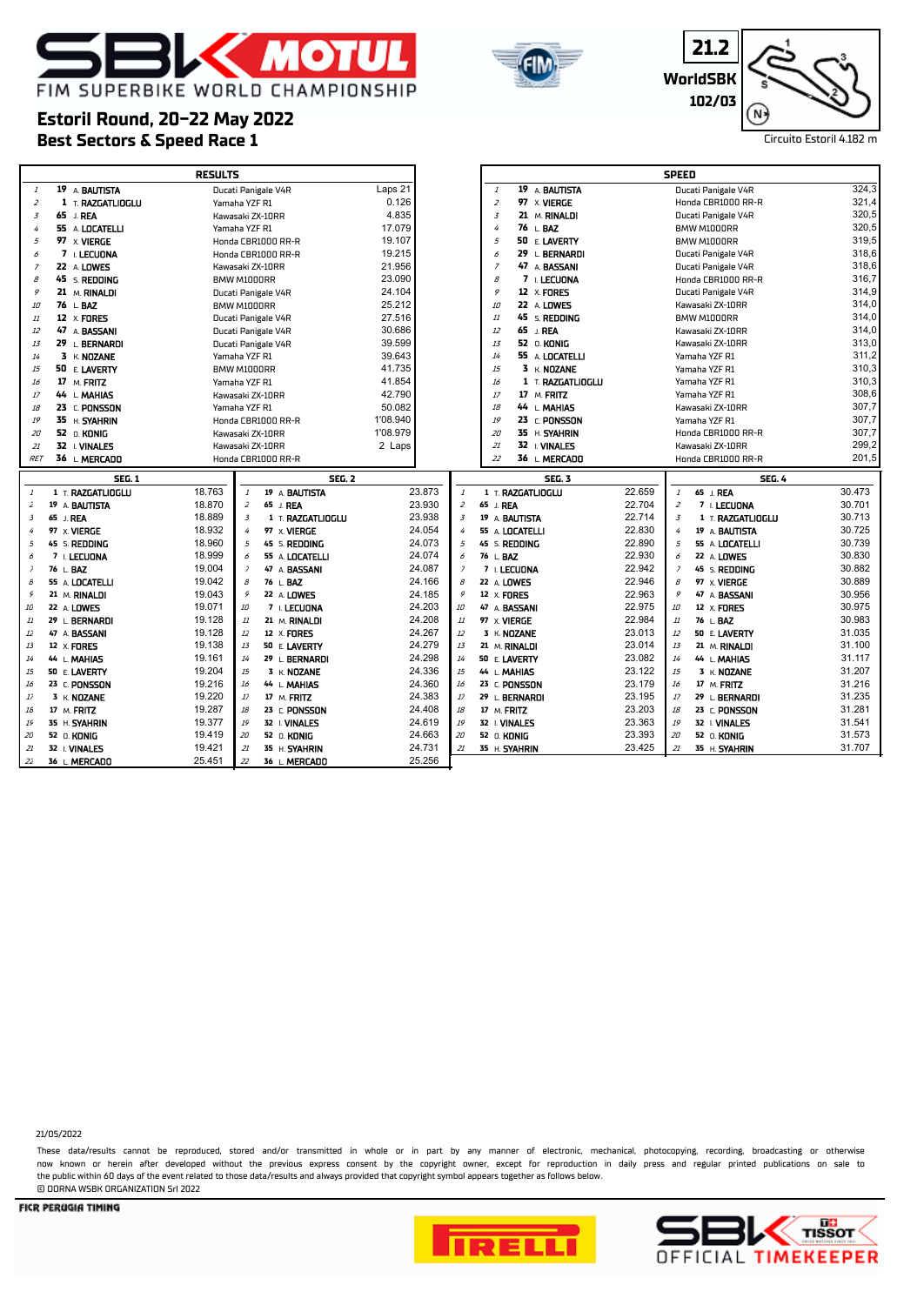# FIM SUPERBIKE WORLD CHAMPIONSHIP

## Estoril Round, 20-22 May 2022
## Best Sectors & Speed Race 1

21.2
WorldSBK
102/03

Circuito Estoril 4.182 m

### RESULTS

| Pos | No. | Rider | Bike | Gap |
|---|---|---|---|---|
| 1 | 19 | A. BAUTISTA | Ducati Panigale V4R | Laps 21 |
| 2 | 1 | T. RAZGATLIOGLU | Yamaha YZF R1 | 0.126 |
| 3 | 65 | J. REA | Kawasaki ZX-10RR | 4.835 |
| 4 | 55 | A. LOCATELLI | Yamaha YZF R1 | 17.079 |
| 5 | 97 | X. VIERGE | Honda CBR1000 RR-R | 19.107 |
| 6 | 7 | I. LECUONA | Honda CBR1000 RR-R | 19.215 |
| 7 | 22 | A. LOWES | Kawasaki ZX-10RR | 21.956 |
| 8 | 45 | S. REDDING | BMW M1000RR | 23.090 |
| 9 | 21 | M. RINALDI | Ducati Panigale V4R | 24.104 |
| 10 | 76 | L. BAZ | BMW M1000RR | 25.212 |
| 11 | 12 | X. FORES | Ducati Panigale V4R | 27.516 |
| 12 | 47 | A. BASSANI | Ducati Panigale V4R | 30.686 |
| 13 | 29 | L. BERNARDI | Ducati Panigale V4R | 39.599 |
| 14 | 3 | K. NOZANE | Yamaha YZF R1 | 39.643 |
| 15 | 50 | E. LAVERTY | BMW M1000RR | 41.735 |
| 16 | 17 | M. FRITZ | Yamaha YZF R1 | 41.854 |
| 17 | 44 | L. MAHIAS | Kawasaki ZX-10RR | 42.790 |
| 18 | 23 | C. PONSSON | Yamaha YZF R1 | 50.082 |
| 19 | 35 | H. SYAHRIN | Honda CBR1000 RR-R | 1'08.940 |
| 20 | 52 | O. KONIG | Kawasaki ZX-10RR | 1'08.979 |
| 21 | 32 | I. VINALES | Kawasaki ZX-10RR | 2 Laps |
| RET | 36 | L. MERCADO | Honda CBR1000 RR-R | |

### SPEED

| Pos | No. | Rider | Bike | Speed |
|---|---|---|---|---|
| 1 | 19 | A. BAUTISTA | Ducati Panigale V4R | 324,3 |
| 2 | 97 | X. VIERGE | Honda CBR1000 RR-R | 321,4 |
| 3 | 21 | M. RINALDI | Ducati Panigale V4R | 320,5 |
| 4 | 76 | L. BAZ | BMW M1000RR | 320,5 |
| 5 | 50 | E. LAVERTY | BMW M1000RR | 319,5 |
| 6 | 29 | L. BERNARDI | Ducati Panigale V4R | 318,6 |
| 7 | 47 | A. BASSANI | Ducati Panigale V4R | 318,6 |
| 8 | 7 | I. LECUONA | Honda CBR1000 RR-R | 316,7 |
| 9 | 12 | X. FORES | Ducati Panigale V4R | 314,9 |
| 10 | 22 | A. LOWES | Kawasaki ZX-10RR | 314,0 |
| 11 | 45 | S. REDDING | BMW M1000RR | 314,0 |
| 12 | 65 | J. REA | Kawasaki ZX-10RR | 314,0 |
| 13 | 52 | O. KONIG | Kawasaki ZX-10RR | 313,0 |
| 14 | 55 | A. LOCATELLI | Yamaha YZF R1 | 311,2 |
| 15 | 3 | K. NOZANE | Yamaha YZF R1 | 310,3 |
| 16 | 1 | T. RAZGATLIOGLU | Yamaha YZF R1 | 310,3 |
| 17 | 17 | M. FRITZ | Yamaha YZF R1 | 308,6 |
| 18 | 44 | L. MAHIAS | Kawasaki ZX-10RR | 307,7 |
| 19 | 23 | C. PONSSON | Yamaha YZF R1 | 307,7 |
| 20 | 35 | H. SYAHRIN | Honda CBR1000 RR-R | 307,7 |
| 21 | 32 | I. VINALES | Kawasaki ZX-10RR | 299,2 |
| 22 | 36 | L. MERCADO | Honda CBR1000 RR-R | 201,5 |

### SEG. 1

| Pos | No. | Rider | Time |
|---|---|---|---|
| 1 | 1 | T. RAZGATLIOGLU | 18.763 |
| 2 | 19 | A. BAUTISTA | 18.870 |
| 3 | 65 | J. REA | 18.889 |
| 4 | 97 | X. VIERGE | 18.932 |
| 5 | 45 | S. REDDING | 18.960 |
| 6 | 7 | I. LECUONA | 18.999 |
| 7 | 76 | L. BAZ | 19.004 |
| 8 | 55 | A. LOCATELLI | 19.042 |
| 9 | 21 | M. RINALDI | 19.043 |
| 10 | 22 | A. LOWES | 19.071 |
| 11 | 29 | L. BERNARDI | 19.128 |
| 12 | 47 | A. BASSANI | 19.128 |
| 13 | 12 | X. FORES | 19.138 |
| 14 | 44 | L. MAHIAS | 19.161 |
| 15 | 50 | E. LAVERTY | 19.204 |
| 16 | 23 | C. PONSSON | 19.216 |
| 17 | 3 | K. NOZANE | 19.220 |
| 18 | 17 | M. FRITZ | 19.287 |
| 19 | 35 | H. SYAHRIN | 19.377 |
| 20 | 52 | O. KONIG | 19.419 |
| 21 | 32 | I. VINALES | 19.421 |
| 22 | 36 | L. MERCADO | 25.451 |

### SEG. 2

| Pos | No. | Rider | Time |
|---|---|---|---|
| 1 | 19 | A. BAUTISTA | 23.873 |
| 2 | 65 | J. REA | 23.930 |
| 3 | 1 | T. RAZGATLIOGLU | 23.938 |
| 4 | 97 | X. VIERGE | 24.054 |
| 5 | 45 | S. REDDING | 24.073 |
| 6 | 55 | A. LOCATELLI | 24.074 |
| 7 | 47 | A. BASSANI | 24.087 |
| 8 | 76 | L. BAZ | 24.166 |
| 9 | 22 | A. LOWES | 24.185 |
| 10 | 7 | I. LECUONA | 24.203 |
| 11 | 21 | M. RINALDI | 24.208 |
| 12 | 12 | X. FORES | 24.267 |
| 13 | 50 | E. LAVERTY | 24.279 |
| 14 | 29 | L. BERNARDI | 24.298 |
| 15 | 3 | K. NOZANE | 24.336 |
| 16 | 44 | L. MAHIAS | 24.360 |
| 17 | 17 | M. FRITZ | 24.383 |
| 18 | 23 | C. PONSSON | 24.408 |
| 19 | 32 | I. VINALES | 24.619 |
| 20 | 52 | O. KONIG | 24.663 |
| 21 | 35 | H. SYAHRIN | 24.731 |
| 22 | 36 | L. MERCADO | 25.256 |

### SEG. 3

| Pos | No. | Rider | Time |
|---|---|---|---|
| 1 | 1 | T. RAZGATLIOGLU | 22.659 |
| 2 | 65 | J. REA | 22.704 |
| 3 | 19 | A. BAUTISTA | 22.714 |
| 4 | 55 | A. LOCATELLI | 22.830 |
| 5 | 45 | S. REDDING | 22.890 |
| 6 | 76 | L. BAZ | 22.930 |
| 7 | 7 | I. LECUONA | 22.942 |
| 8 | 22 | A. LOWES | 22.946 |
| 9 | 12 | X. FORES | 22.963 |
| 10 | 47 | A. BASSANI | 22.975 |
| 11 | 97 | X. VIERGE | 22.984 |
| 12 | 3 | K. NOZANE | 23.013 |
| 13 | 21 | M. RINALDI | 23.014 |
| 14 | 50 | E. LAVERTY | 23.082 |
| 15 | 44 | L. MAHIAS | 23.122 |
| 16 | 23 | C. PONSSON | 23.179 |
| 17 | 29 | L. BERNARDI | 23.195 |
| 18 | 17 | M. FRITZ | 23.203 |
| 19 | 32 | I. VINALES | 23.363 |
| 20 | 52 | O. KONIG | 23.393 |
| 21 | 35 | H. SYAHRIN | 23.425 |

### SEG. 4

| Pos | No. | Rider | Time |
|---|---|---|---|
| 1 | 65 | J. REA | 30.473 |
| 2 | 7 | I. LECUONA | 30.701 |
| 3 | 1 | T. RAZGATLIOGLU | 30.713 |
| 4 | 19 | A. BAUTISTA | 30.725 |
| 5 | 55 | A. LOCATELLI | 30.739 |
| 6 | 22 | A. LOWES | 30.830 |
| 7 | 45 | S. REDDING | 30.882 |
| 8 | 97 | X. VIERGE | 30.889 |
| 9 | 47 | A. BASSANI | 30.956 |
| 10 | 12 | X. FORES | 30.975 |
| 11 | 76 | L. BAZ | 30.983 |
| 12 | 50 | E. LAVERTY | 31.035 |
| 13 | 21 | M. RINALDI | 31.100 |
| 14 | 44 | L. MAHIAS | 31.117 |
| 15 | 3 | K. NOZANE | 31.207 |
| 16 | 17 | M. FRITZ | 31.216 |
| 17 | 29 | L. BERNARDI | 31.235 |
| 18 | 23 | C. PONSSON | 31.281 |
| 19 | 32 | I. VINALES | 31.541 |
| 20 | 52 | O. KONIG | 31.573 |
| 21 | 35 | H. SYAHRIN | 31.707 |

21/05/2022

These data/results cannot be reproduced, stored and/or transmitted in whole or in part by any manner of electronic, mechanical, photocopying, recording, broadcasting or otherwise now known or herein after developed without the previous express consent by the copyright owner, except for reproduction in daily press and regular printed publications on sale to the public within 60 days of the event related to those data/results and always provided that copyright symbol appears together as follows below.
© DORNA WSBK ORGANIZATION Srl 2022

FICR PERUGIA TIMING

SBK TISSOT OFFICIAL TIMEKEEPER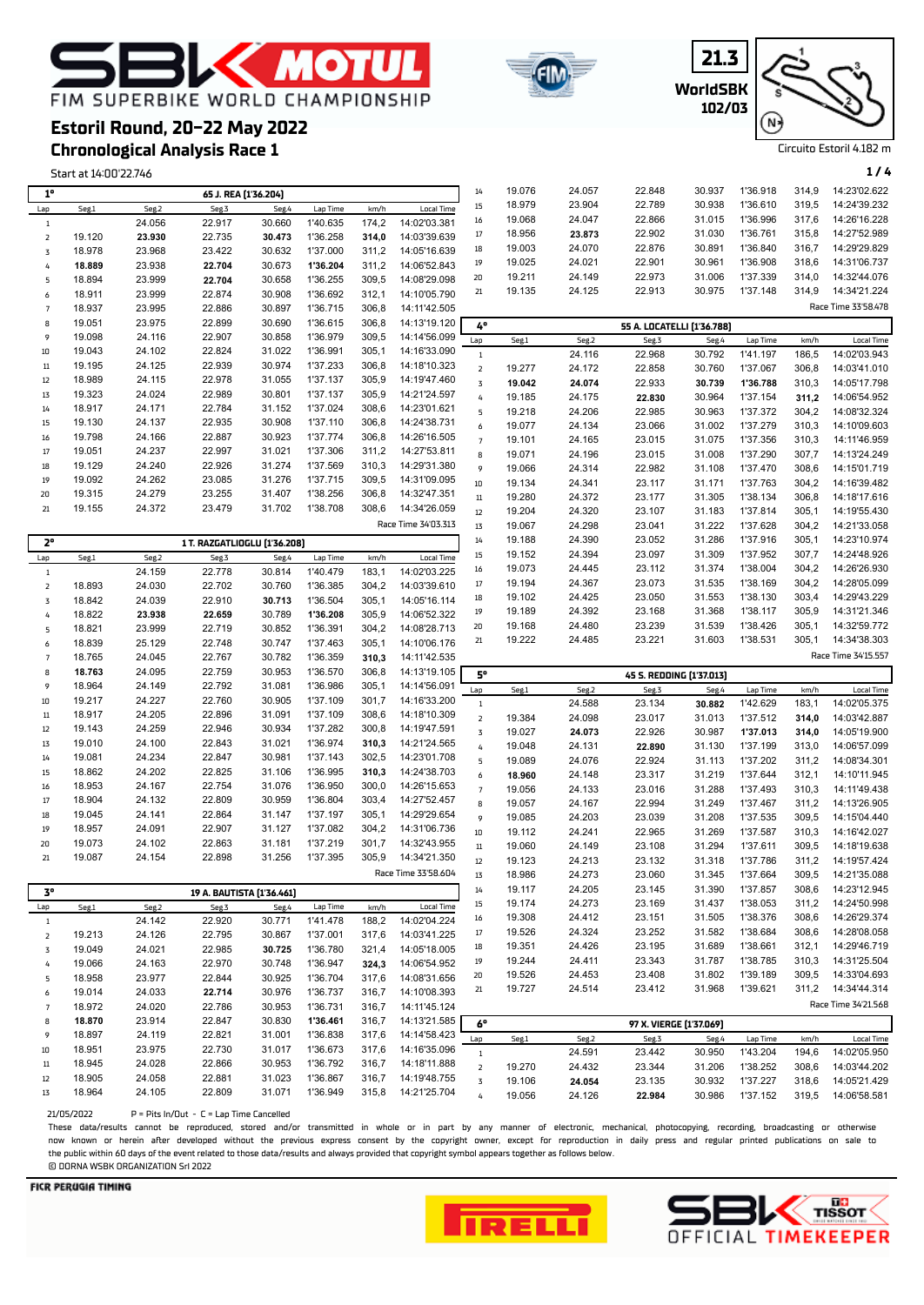# FIM SUPERBIKE WORLD CHAMPIONSHIP

## Estoril Round, 20-22 May 2022

## Chronological Analysis Race 1

21.3 WorldSBK 102/03

Circuito Estoril 4.182 m

Start at 14:00'22.746

### 1° 65 J. REA [1'36.204]

| Lap | Seg.1 | Seg.2 | Seg.3 | Seg.4 | Lap Time | km/h | Local Time |
|---|---|---|---|---|---|---|---|
| 1 | | 24.056 | 22.917 | 30.660 | 1'40.635 | 174,2 | 14:02'03.381 |
| 2 | 19.120 | **23.930** | 22.735 | **30.473** | 1'36.258 | **314,0** | 14:03'39.639 |
| 3 | 18.978 | 23.968 | 23.422 | 30.632 | 1'37.000 | 311,2 | 14:05'16.639 |
| 4 | **18.889** | 23.938 | **22.704** | 30.673 | **1'36.204** | 311,2 | 14:06'52.843 |
| 5 | 18.894 | 23.999 | **22.704** | 30.658 | 1'36.255 | 309,5 | 14:08'29.098 |
| 6 | 18.911 | 23.999 | 22.874 | 30.908 | 1'36.692 | 312,1 | 14:10'05.790 |
| 7 | 18.937 | 23.995 | 22.886 | 30.897 | 1'36.715 | 306,8 | 14:11'42.505 |
| 8 | 18.951 | 23.975 | 22.899 | 30.690 | 1'36.615 | 306,8 | 14:13'19.120 |
| 9 | 19.098 | 24.116 | 22.907 | 30.858 | 1'36.979 | 309,5 | 14:14'56.099 |
| 10 | 19.043 | 24.102 | 22.824 | 31.022 | 1'36.991 | 305,1 | 14:16'33.090 |
| 11 | 19.195 | 24.125 | 22.939 | 30.974 | 1'37.233 | 306,8 | 14:18'10.323 |
| 12 | 18.989 | 24.115 | 22.978 | 31.055 | 1'37.137 | 305,9 | 14:19'47.460 |
| 13 | 19.323 | 24.024 | 22.989 | 30.801 | 1'37.137 | 305,9 | 14:21'24.597 |
| 14 | 18.917 | 24.171 | 22.784 | 31.152 | 1'37.024 | 308,6 | 14:23'01.621 |
| 15 | 19.130 | 24.137 | 22.935 | 30.908 | 1'37.110 | 306,8 | 14:24'38.731 |
| 16 | 19.798 | 24.166 | 22.887 | 30.923 | 1'37.774 | 306,8 | 14:26'16.505 |
| 17 | 19.051 | 24.237 | 22.997 | 31.021 | 1'37.306 | 311,2 | 14:27'53.811 |
| 18 | 19.129 | 24.240 | 22.926 | 31.274 | 1'37.569 | 310,3 | 14:29'31.380 |
| 19 | 19.092 | 24.262 | 23.085 | 31.276 | 1'37.715 | 309,5 | 14:31'09.095 |
| 20 | 19.315 | 24.279 | 23.255 | 31.407 | 1'38.256 | 306,8 | 14:32'47.351 |
| 21 | 19.155 | 24.372 | 23.479 | 31.702 | 1'38.708 | 308,6 | 14:34'26.059 |

Race Time 34'03.313

### 2° 1 T. RAZGATLIOGLU [1'36.208]

| Lap | Seg.1 | Seg.2 | Seg.3 | Seg.4 | Lap Time | km/h | Local Time |
|---|---|---|---|---|---|---|---|
| 1 | | 24.159 | 22.778 | 30.814 | 1'40.479 | 183,1 | 14:02'03.225 |
| 2 | 18.893 | 24.030 | 22.702 | 30.760 | 1'36.385 | 304,2 | 14:03'39.610 |
| 3 | 18.842 | 24.039 | 22.910 | **30.713** | 1'36.504 | 305,1 | 14:05'16.114 |
| 4 | 18.822 | **23.938** | **22.659** | 30.789 | **1'36.208** | 305,9 | 14:06'52.322 |
| 5 | 18.821 | 23.999 | 22.719 | 30.852 | 1'36.391 | 304,2 | 14:08'28.713 |
| 6 | 18.839 | 25.129 | 22.748 | 30.747 | 1'37.463 | 305,1 | 14:10'06.176 |
| 7 | 18.765 | 24.045 | 22.767 | 30.782 | 1'36.359 | **310,3** | 14:11'42.535 |
| 8 | **18.763** | 24.095 | 22.759 | 30.953 | 1'36.570 | 306,8 | 14:13'19.105 |
| 9 | 18.964 | 24.149 | 22.792 | 31.081 | 1'36.986 | 305,1 | 14:14'56.091 |
| 10 | 19.217 | 24.227 | 22.760 | 30.905 | 1'37.109 | 301,7 | 14:16'33.200 |
| 11 | 18.917 | 24.205 | 22.896 | 31.091 | 1'37.109 | 308,6 | 14:18'10.309 |
| 12 | 19.143 | 24.259 | 22.946 | 30.934 | 1'37.282 | 300,8 | 14:19'47.591 |
| 13 | 19.010 | 24.100 | 22.843 | 31.021 | 1'36.974 | **310,3** | 14:21'24.565 |
| 14 | 19.081 | 24.234 | 22.847 | 30.981 | 1'37.143 | 302,5 | 14:23'01.708 |
| 15 | 18.862 | 24.202 | 22.825 | 31.106 | 1'36.995 | **310,3** | 14:24'38.703 |
| 16 | 18.953 | 24.167 | 22.754 | 31.076 | 1'36.950 | 300,0 | 14:26'15.653 |
| 17 | 18.904 | 24.132 | 22.809 | 30.959 | 1'36.804 | 303,4 | 14:27'52.457 |
| 18 | 19.045 | 24.141 | 22.864 | 31.147 | 1'37.197 | 305,1 | 14:29'29.654 |
| 19 | 18.957 | 24.091 | 22.907 | 31.127 | 1'37.082 | 304,2 | 14:31'06.736 |
| 20 | 19.073 | 24.102 | 22.863 | 31.181 | 1'37.219 | 301,7 | 14:32'43.955 |
| 21 | 19.087 | 24.154 | 22.898 | 31.256 | 1'37.395 | 305,9 | 14:34'21.350 |

Race Time 33'58.604

### 3° 19 A. BAUTISTA [1'36.461]

| Lap | Seg.1 | Seg.2 | Seg.3 | Seg.4 | Lap Time | km/h | Local Time |
|---|---|---|---|---|---|---|---|
| 1 | | 24.142 | 22.920 | 30.771 | 1'41.478 | 188,2 | 14:02'04.224 |
| 2 | 19.213 | 24.126 | 22.795 | 30.867 | 1'37.001 | 317,6 | 14:03'41.225 |
| 3 | 19.049 | 24.021 | 22.985 | **30.725** | 1'36.780 | 321,4 | 14:05'18.005 |
| 4 | 19.066 | 24.163 | 22.970 | 30.748 | 1'36.947 | **324,3** | 14:06'54.952 |
| 5 | 18.958 | 23.977 | 22.844 | 30.925 | 1'36.704 | 317,6 | 14:08'31.656 |
| 6 | 19.014 | 24.033 | **22.714** | 30.976 | 1'36.737 | 316,7 | 14:10'08.393 |
| 7 | 18.972 | 24.020 | 22.786 | 30.953 | 1'36.731 | 316,7 | 14:11'45.124 |
| 8 | **18.870** | **23.914** | 22.847 | 30.830 | **1'36.461** | 316,7 | 14:13'21.585 |
| 9 | 18.897 | 24.119 | 22.821 | 31.001 | 1'36.838 | 317,6 | 14:14'58.423 |
| 10 | 18.951 | 23.975 | 22.730 | 31.017 | 1'36.673 | 317,6 | 14:16'35.096 |
| 11 | 18.945 | 24.028 | 22.866 | 30.953 | 1'36.792 | 316,7 | 14:18'11.888 |
| 12 | 18.905 | 24.058 | 22.881 | 31.023 | 1'36.867 | 316,7 | 14:19'48.755 |
| 13 | 18.964 | 24.105 | 22.809 | 31.071 | 1'36.949 | 315,8 | 14:21'25.704 |
| 14 | 19.076 | 24.057 | 22.848 | 30.937 | 1'36.918 | 314,9 | 14:23'02.622 |
| 15 | 18.979 | 23.904 | 22.789 | 30.938 | 1'36.610 | 319,5 | 14:24'39.232 |
| 16 | 19.068 | 24.047 | 22.866 | 31.015 | 1'36.996 | 317,6 | 14:26'16.228 |
| 17 | 18.956 | **23.873** | 22.902 | 31.030 | 1'36.761 | 315,8 | 14:27'52.989 |
| 18 | 19.003 | 24.070 | 22.876 | 30.891 | 1'36.840 | 316,7 | 14:29'29.829 |
| 19 | 19.025 | 24.021 | 22.901 | 30.961 | 1'36.908 | 318,6 | 14:31'06.737 |
| 20 | 19.211 | 24.149 | 22.973 | 31.006 | 1'37.339 | 314,0 | 14:32'44.076 |
| 21 | 19.135 | 24.125 | 22.913 | 30.975 | 1'37.148 | 314,9 | 14:34'21.224 |

Race Time 33'58.478

### 4° 55 A. LOCATELLI [1'36.788]

| Lap | Seg.1 | Seg.2 | Seg.3 | Seg.4 | Lap Time | km/h | Local Time |
|---|---|---|---|---|---|---|---|
| 1 | | 24.116 | 22.968 | 30.792 | 1'41.197 | 186,5 | 14:02'03.943 |
| 2 | 19.277 | 24.172 | 22.858 | 30.760 | 1'37.067 | 306,8 | 14:03'41.010 |
| 3 | **19.042** | **24.074** | 22.933 | **30.739** | **1'36.788** | 310,3 | 14:05'17.798 |
| 4 | 19.185 | 24.175 | **22.830** | 30.964 | 1'37.154 | **311,2** | 14:06'54.952 |
| 5 | 19.218 | 24.206 | 22.985 | 30.963 | 1'37.372 | 304,2 | 14:08'32.324 |
| 6 | 19.077 | 24.134 | 23.066 | 31.002 | 1'37.279 | 310,3 | 14:10'09.603 |
| 7 | 19.101 | 24.165 | 23.015 | 31.075 | 1'37.356 | 310,3 | 14:11'46.959 |
| 8 | 19.071 | 24.196 | 23.015 | 31.008 | 1'37.290 | 307,7 | 14:13'24.249 |
| 9 | 19.066 | 24.314 | 22.982 | 31.108 | 1'37.470 | 308,6 | 14:15'01.719 |
| 10 | 19.134 | 24.341 | 23.117 | 31.171 | 1'37.763 | 304,2 | 14:16'39.482 |
| 11 | 19.280 | 24.372 | 23.177 | 31.305 | 1'38.134 | 306,8 | 14:18'17.616 |
| 12 | 19.204 | 24.320 | 23.107 | 31.183 | 1'37.814 | 305,1 | 14:19'55.430 |
| 13 | 19.067 | 24.298 | 23.041 | 31.222 | 1'37.628 | 304,2 | 14:21'33.058 |
| 14 | 19.188 | 24.390 | 23.052 | 31.286 | 1'37.916 | 305,1 | 14:23'10.974 |
| 15 | 19.152 | 24.394 | 23.097 | 31.309 | 1'37.952 | 307,7 | 14:24'48.926 |
| 16 | 19.073 | 24.445 | 23.112 | 31.374 | 1'38.004 | 304,2 | 14:26'26.930 |
| 17 | 19.194 | 24.367 | 23.073 | 31.535 | 1'38.169 | 304,2 | 14:28'05.099 |
| 18 | 19.102 | 24.425 | 23.050 | 31.553 | 1'38.130 | 303,4 | 14:29'43.229 |
| 19 | 19.189 | 24.392 | 23.168 | 31.368 | 1'38.117 | 305,9 | 14:31'21.346 |
| 20 | 19.168 | 24.480 | 23.239 | 31.539 | 1'38.426 | 305,1 | 14:32'59.772 |
| 21 | 19.222 | 24.485 | 23.221 | 31.603 | 1'38.531 | 305,1 | 14:34'38.303 |

Race Time 34'15.557

### 5° 45 S. REDDING [1'37.013]

| Lap | Seg.1 | Seg.2 | Seg.3 | Seg.4 | Lap Time | km/h | Local Time |
|---|---|---|---|---|---|---|---|
| 1 | | 24.588 | 23.134 | **30.882** | 1'42.629 | 183,1 | 14:02'05.375 |
| 2 | 19.384 | 24.098 | 23.017 | 31.013 | 1'37.512 | **314,0** | 14:03'42.887 |
| 3 | 19.027 | **24.073** | 22.926 | 30.987 | **1'37.013** | **314,0** | 14:05'19.900 |
| 4 | 19.048 | 24.131 | **22.890** | 31.130 | 1'37.199 | 313,0 | 14:06'57.099 |
| 5 | 19.089 | 24.076 | 22.924 | 31.113 | 1'37.202 | 311,2 | 14:08'34.301 |
| 6 | **18.960** | 24.148 | 23.317 | 31.219 | 1'37.644 | 312,1 | 14:10'11.945 |
| 7 | 19.056 | 24.133 | 23.016 | 31.288 | 1'37.493 | 310,3 | 14:11'49.438 |
| 8 | 19.057 | 24.167 | 22.994 | 31.249 | 1'37.467 | 311,2 | 14:13'26.905 |
| 9 | 19.085 | 24.203 | 23.039 | 31.208 | 1'37.535 | 309,5 | 14:15'04.440 |
| 10 | 19.112 | 24.241 | 22.965 | 31.269 | 1'37.587 | 310,3 | 14:16'42.027 |
| 11 | 19.060 | 24.149 | 23.108 | 31.294 | 1'37.611 | 309,5 | 14:18'19.638 |
| 12 | 19.123 | 24.213 | 23.132 | 31.318 | 1'37.786 | 311,2 | 14:19'57.424 |
| 13 | 18.986 | 24.273 | 23.060 | 31.345 | 1'37.664 | 309,5 | 14:21'35.088 |
| 14 | 19.117 | 24.205 | 23.145 | 31.390 | 1'37.857 | 308,6 | 14:23'12.945 |
| 15 | 19.174 | 24.273 | 23.169 | 31.437 | 1'38.053 | 311,2 | 14:24'50.998 |
| 16 | 19.308 | 24.412 | 23.151 | 31.505 | 1'38.376 | 308,6 | 14:26'29.374 |
| 17 | 19.526 | 24.324 | 23.252 | 31.582 | 1'38.684 | 308,6 | 14:28'08.058 |
| 18 | 19.351 | 24.426 | 23.195 | 31.689 | 1'38.661 | 312,1 | 14:29'46.719 |
| 19 | 19.244 | 24.411 | 23.343 | 31.787 | 1'38.785 | 310,3 | 14:31'25.504 |
| 20 | 19.526 | 24.453 | 23.408 | 31.802 | 1'39.189 | 309,5 | 14:33'04.693 |
| 21 | 19.727 | 24.514 | 23.412 | 31.968 | 1'39.621 | 311,2 | 14:34'44.314 |

Race Time 34'21.568

### 6° 97 X. VIERGE [1'37.069]

| Lap | Seg.1 | Seg.2 | Seg.3 | Seg.4 | Lap Time | km/h | Local Time |
|---|---|---|---|---|---|---|---|
| 1 | | 24.591 | 23.442 | 30.950 | 1'43.204 | 194,6 | 14:02'05.950 |
| 2 | 19.270 | 24.432 | 23.344 | 31.206 | 1'38.252 | 308,6 | 14:03'44.202 |
| 3 | 19.106 | **24.054** | 23.135 | 30.932 | 1'37.227 | 318,6 | 14:05'21.429 |
| 4 | 19.056 | 24.126 | **22.984** | 30.986 | 1'37.152 | 319,5 | 14:06'58.581 |

21/05/2022 P = Pits In/Out - C = Lap Time Cancelled

These data/results cannot be reproduced, stored and/or transmitted in whole or in part by any manner of electronic, mechanical, photocopying, recording, broadcasting or otherwise now known or herein after developed without the previous express consent by the copyright owner, except for reproduction in daily press and regular printed publications on sale to the public within 60 days of the event related to those data/results and always provided that copyright symbol appears together as follows below.
© DORNA WSBK ORGANIZATION Srl 2022

FICR PERUGIA TIMING

SBK TISSOT OFFICIAL TIMEKEEPER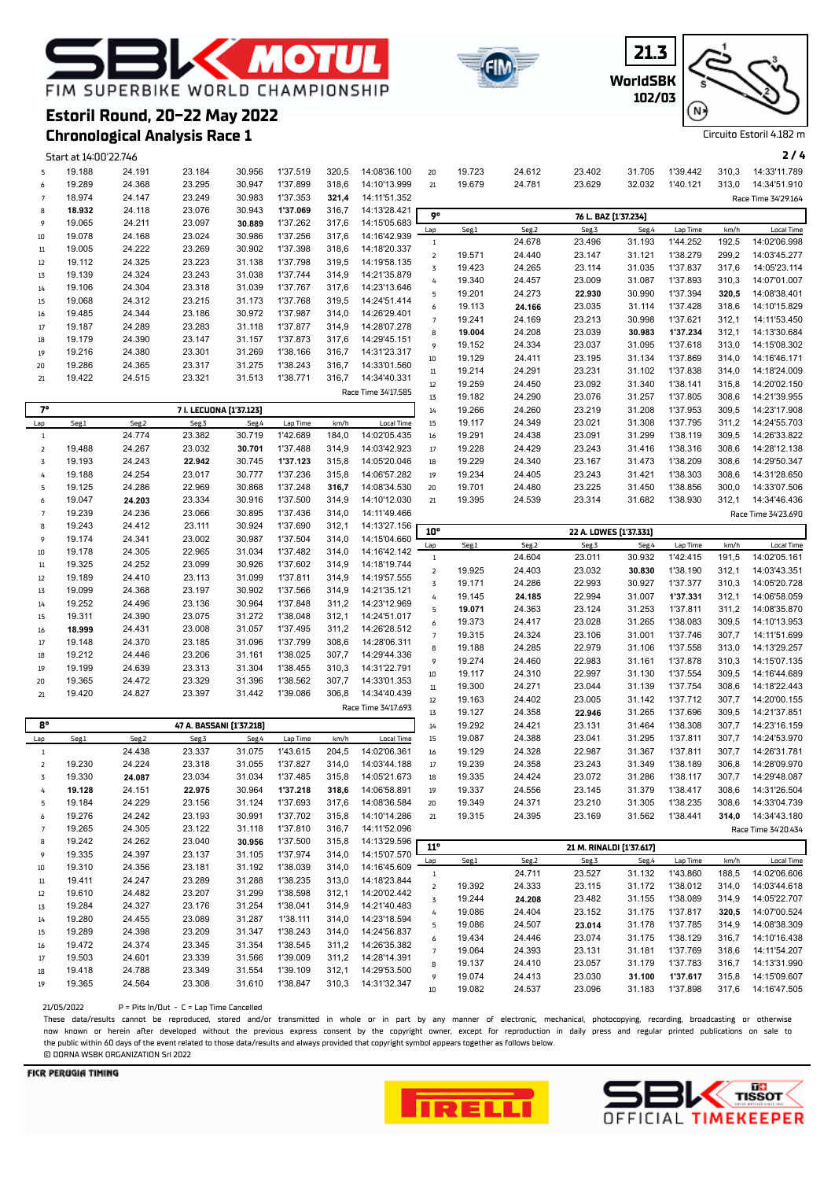# Estoril Round, 20-22 May 2022

## Chronological Analysis Race 1

FIM SUPERBIKE WORLD CHAMPIONSHIP

21.3 WorldSBK 102/03

Circuito Estoril 4.182 m

Start at 14:00'22.746

| Lap | Seg1 | Seg2 | Seg3 | Seg4 | Lap Time | km/h | Local Time |
|---|---|---|---|---|---|---|---|
| 5 | 19.188 | 24.191 | 23.184 | 30.956 | 1'37.519 | 320,5 | 14:08'36.100 |
| 6 | 19.289 | 24.368 | 23.295 | 30.947 | 1'37.899 | 318,6 | 14:10'13.999 |
| 7 | 18.974 | 24.147 | 23.249 | 30.983 | 1'37.353 | **321,4** | 14:11'51.352 |
| 8 | **18.932** | 24.118 | 23.076 | 30.943 | **1'37.069** | 316,7 | 14:13'28.421 |
| 9 | 19.065 | 24.211 | 23.097 | **30.889** | 1'37.262 | 317,6 | 14:15'05.683 |
| 10 | 19.078 | 24.168 | 23.024 | 30.986 | 1'37.256 | 317,6 | 14:16'42.939 |
| 11 | 19.005 | 24.222 | 23.269 | 30.902 | 1'37.398 | 318,6 | 14:18'20.337 |
| 12 | 19.112 | 24.325 | 23.223 | 31.138 | 1'37.798 | 319,5 | 14:19'58.135 |
| 13 | 19.139 | 24.324 | 23.243 | 31.038 | 1'37.744 | 314,9 | 14:21'35.879 |
| 14 | 19.106 | 24.304 | 23.318 | 31.039 | 1'37.767 | 317,6 | 14:23'13.646 |
| 15 | 19.068 | 24.312 | 23.215 | 31.173 | 1'37.768 | 319,5 | 14:24'51.414 |
| 16 | 19.485 | 24.344 | 23.186 | 30.972 | 1'37.987 | 314,0 | 14:26'29.401 |
| 17 | 19.187 | 24.289 | 23.283 | 31.118 | 1'37.877 | 314,9 | 14:28'07.278 |
| 18 | 19.179 | 24.390 | 23.147 | 31.157 | 1'37.873 | 317,6 | 14:29'45.151 |
| 19 | 19.216 | 24.380 | 23.301 | 31.269 | 1'38.166 | 316,7 | 14:31'23.317 |
| 20 | 19.286 | 24.365 | 23.317 | 31.275 | 1'38.243 | 316,7 | 14:33'01.560 |
| 21 | 19.422 | 24.515 | 23.321 | 31.513 | 1'38.771 | 316,7 | 14:34'40.331 |

Race Time 34'17.585

### 7° — 7 I. LECUONA [1'37.123]

| Lap | Seg1 | Seg2 | Seg3 | Seg4 | Lap Time | km/h | Local Time |
|---|---|---|---|---|---|---|---|
| 1 | | 24.774 | 23.382 | 30.719 | 1'42.689 | 184,0 | 14:02'05.435 |
| 2 | 19.488 | 24.267 | 23.032 | **30.701** | 1'37.488 | 314,9 | 14:03'42.923 |
| 3 | 19.193 | 24.243 | **22.942** | 30.745 | **1'37.123** | 315,8 | 14:05'20.046 |
| 4 | 19.188 | 24.254 | 23.017 | 30.777 | 1'37.236 | 315,8 | 14:06'57.282 |
| 5 | 19.125 | 24.286 | 22.969 | 30.868 | 1'37.248 | **316,7** | 14:08'34.530 |
| 6 | 19.047 | **24.203** | 23.334 | 30.916 | 1'37.500 | 314,9 | 14:10'12.030 |
| 7 | 19.239 | 24.236 | 23.066 | 30.895 | 1'37.436 | 314,0 | 14:11'49.466 |
| 8 | 19.243 | 24.412 | 23.111 | 30.924 | 1'37.690 | 312,1 | 14:13'27.156 |
| 9 | 19.174 | 24.341 | 23.002 | 30.987 | 1'37.504 | 314,0 | 14:15'04.660 |
| 10 | 19.178 | 24.305 | 22.965 | 31.034 | 1'37.482 | 314,0 | 14:16'42.142 |
| 11 | 19.325 | 24.252 | 23.099 | 30.926 | 1'37.602 | 314,9 | 14:18'19.744 |
| 12 | 19.189 | 24.410 | 23.113 | 31.099 | 1'37.811 | 314,9 | 14:19'57.555 |
| 13 | 19.099 | 24.368 | 23.197 | 30.902 | 1'37.566 | 314,9 | 14:21'35.121 |
| 14 | 19.252 | 24.496 | 23.136 | 30.964 | 1'37.848 | 314,0 | 14:23'12.969 |
| 15 | 19.311 | 24.390 | 23.075 | 31.272 | 1'38.048 | 312,1 | 14:24'51.017 |
| 16 | **18.999** | 24.431 | 23.008 | 31.057 | 1'37.495 | 311,2 | 14:26'28.512 |
| 17 | 19.148 | 24.370 | 23.185 | 31.096 | 1'37.799 | 308,6 | 14:28'06.311 |
| 18 | 19.212 | 24.446 | 23.206 | 31.161 | 1'38.025 | 307,7 | 14:29'44.336 |
| 19 | 19.199 | 24.639 | 23.313 | 31.304 | 1'38.455 | 310,3 | 14:31'22.791 |
| 20 | 19.365 | 24.472 | 23.329 | 31.396 | 1'38.562 | 307,7 | 14:33'01.353 |
| 21 | 19.420 | 24.827 | 23.397 | 31.442 | 1'39.086 | 306,8 | 14:34'40.439 |

Race Time 34'17.693

### 8° — 47 A. BASSANI [1'37.218]

| Lap | Seg1 | Seg2 | Seg3 | Seg4 | Lap Time | km/h | Local Time |
|---|---|---|---|---|---|---|---|
| 1 | | 24.438 | 23.337 | 31.075 | 1'43.615 | 204,5 | 14:02'06.361 |
| 2 | 19.230 | 24.224 | 23.318 | 31.055 | 1'37.827 | 314,0 | 14:03'44.188 |
| 3 | 19.330 | **24.087** | 23.034 | 31.034 | 1'37.485 | 315,8 | 14:05'21.673 |
| 4 | **19.128** | 24.151 | **22.975** | 30.964 | **1'37.218** | **318,6** | 14:06'58.891 |
| 5 | 19.184 | 24.229 | 23.156 | 31.124 | 1'37.693 | 317,6 | 14:08'36.584 |
| 6 | 19.276 | 24.242 | 23.193 | 30.991 | 1'37.702 | 315,8 | 14:10'14.286 |
| 7 | 19.265 | 24.305 | 23.122 | 31.118 | 1'37.810 | 316,7 | 14:11'52.096 |
| 8 | 19.242 | 24.262 | 23.040 | **30.956** | 1'37.500 | 315,8 | 14:13'29.596 |
| 9 | 19.335 | 24.397 | 23.137 | 31.105 | 1'37.974 | 314,0 | 14:15'07.570 |
| 10 | 19.310 | 24.356 | 23.181 | 31.192 | 1'38.039 | 314,0 | 14:16'45.609 |
| 11 | 19.411 | 24.247 | 23.289 | 31.288 | 1'38.235 | 313,0 | 14:18'23.844 |
| 12 | 19.610 | 24.482 | 23.207 | 31.299 | 1'38.598 | 312,1 | 14:20'02.442 |
| 13 | 19.284 | 24.327 | 23.176 | 31.254 | 1'38.041 | 314,9 | 14:21'40.483 |
| 14 | 19.280 | 24.455 | 23.089 | 31.287 | 1'38.111 | 314,0 | 14:23'18.594 |
| 15 | 19.289 | 24.398 | 23.209 | 31.347 | 1'38.243 | 314,0 | 14:24'56.837 |
| 16 | 19.472 | 24.374 | 23.345 | 31.354 | 1'38.545 | 311,2 | 14:26'35.382 |
| 17 | 19.503 | 24.601 | 23.339 | 31.566 | 1'39.009 | 311,2 | 14:28'14.391 |
| 18 | 19.418 | 24.788 | 23.349 | 31.554 | 1'39.109 | 312,1 | 14:29'53.500 |
| 19 | 19.365 | 24.564 | 23.308 | 31.610 | 1'38.847 | 310,3 | 14:31'32.347 |
| 20 | 19.723 | 24.612 | 23.402 | 31.705 | 1'39.442 | 310,3 | 14:33'11.789 |
| 21 | 19.679 | 24.781 | 23.629 | 32.032 | 1'40.121 | 313,0 | 14:34'51.910 |

Race Time 34'29.164

### 9° — 76 L. BAZ [1'37.234]

| Lap | Seg1 | Seg2 | Seg3 | Seg4 | Lap Time | km/h | Local Time |
|---|---|---|---|---|---|---|---|
| 1 | | 24.678 | 23.496 | 31.193 | 1'44.252 | 192,5 | 14:02'06.998 |
| 2 | 19.571 | 24.440 | 23.147 | 31.121 | 1'38.279 | 299,2 | 14:03'45.277 |
| 3 | 19.423 | 24.265 | 23.114 | 31.035 | 1'37.837 | 317,6 | 14:05'23.114 |
| 4 | 19.340 | 24.457 | 23.009 | 31.087 | 1'37.893 | 310,3 | 14:07'01.007 |
| 5 | 19.201 | 24.273 | **22.930** | 30.990 | 1'37.394 | **320,5** | 14:08'38.401 |
| 6 | 19.113 | **24.166** | 23.035 | 31.114 | 1'37.428 | 318,6 | 14:10'15.829 |
| 7 | 19.241 | 24.169 | 23.213 | 30.998 | 1'37.621 | 312,1 | 14:11'53.450 |
| 8 | **19.004** | 24.208 | 23.039 | **30.983** | **1'37.234** | 312,1 | 14:13'30.684 |
| 9 | 19.152 | 24.334 | 23.037 | 31.095 | 1'37.618 | 313,0 | 14:15'08.302 |
| 10 | 19.129 | 24.411 | 23.195 | 31.134 | 1'37.869 | 314,0 | 14:16'46.171 |
| 11 | 19.214 | 24.291 | 23.231 | 31.102 | 1'37.838 | 314,0 | 14:18'24.009 |
| 12 | 19.259 | 24.450 | 23.092 | 31.340 | 1'38.141 | 315,8 | 14:20'02.150 |
| 13 | 19.182 | 24.290 | 23.076 | 31.257 | 1'37.805 | 308,6 | 14:21'39.955 |
| 14 | 19.266 | 24.260 | 23.219 | 31.208 | 1'37.953 | 309,5 | 14:23'17.908 |
| 15 | 19.117 | 24.349 | 23.021 | 31.308 | 1'37.795 | 311,2 | 14:24'55.703 |
| 16 | 19.291 | 24.438 | 23.091 | 31.299 | 1'38.119 | 309,5 | 14:26'33.822 |
| 17 | 19.228 | 24.429 | 23.243 | 31.416 | 1'38.316 | 308,6 | 14:28'12.138 |
| 18 | 19.229 | 24.340 | 23.167 | 31.473 | 1'38.209 | 308,6 | 14:29'50.347 |
| 19 | 19.234 | 24.405 | 23.243 | 31.421 | 1'38.303 | 308,6 | 14:31'28.650 |
| 20 | 19.701 | 24.480 | 23.225 | 31.450 | 1'38.856 | 300,0 | 14:33'07.506 |
| 21 | 19.395 | 24.539 | 23.314 | 31.682 | 1'38.930 | 312,1 | 14:34'46.436 |

Race Time 34'23.690

### 10° — 22 A. LOWES [1'37.331]

| Lap | Seg1 | Seg2 | Seg3 | Seg4 | Lap Time | km/h | Local Time |
|---|---|---|---|---|---|---|---|
| 1 | | 24.604 | 23.011 | 30.932 | 1'42.415 | 191,5 | 14:02'05.161 |
| 2 | 19.925 | 24.403 | 23.032 | **30.830** | 1'38.190 | 312,1 | 14:03'43.351 |
| 3 | 19.171 | 24.286 | 22.993 | 30.927 | 1'37.377 | 310,3 | 14:05'20.728 |
| 4 | 19.145 | **24.185** | 22.994 | 31.007 | **1'37.331** | 312,1 | 14:06'58.059 |
| 5 | **19.071** | 24.363 | 23.124 | 31.253 | 1'37.811 | 311,2 | 14:08'35.870 |
| 6 | 19.373 | 24.417 | 23.028 | 31.265 | 1'38.083 | 309,5 | 14:10'13.953 |
| 7 | 19.315 | 24.324 | 23.106 | 31.001 | 1'37.746 | 307,7 | 14:11'51.699 |
| 8 | 19.188 | 24.285 | 22.979 | 31.106 | 1'37.558 | 313,0 | 14:13'29.257 |
| 9 | 19.274 | 24.460 | 22.983 | 31.161 | 1'37.878 | 310,3 | 14:15'07.135 |
| 10 | 19.117 | 24.310 | 22.997 | 31.130 | 1'37.554 | 309,5 | 14:16'44.689 |
| 11 | 19.300 | 24.271 | 23.044 | 31.139 | 1'37.754 | 308,6 | 14:18'22.443 |
| 12 | 19.163 | 24.402 | 23.005 | 31.142 | 1'37.712 | 307,7 | 14:20'00.155 |
| 13 | 19.127 | 24.358 | **22.946** | 31.265 | 1'37.696 | 309,5 | 14:21'37.851 |
| 14 | 19.292 | 24.421 | 23.131 | 31.464 | 1'38.308 | 307,7 | 14:23'16.159 |
| 15 | 19.087 | 24.388 | 23.041 | 31.295 | 1'37.811 | 307,7 | 14:24'53.970 |
| 16 | 19.129 | 24.328 | 22.987 | 31.367 | 1'37.811 | 307,7 | 14:26'31.781 |
| 17 | 19.239 | 24.358 | 23.243 | 31.349 | 1'38.189 | 306,8 | 14:28'09.970 |
| 18 | 19.335 | 24.424 | 23.072 | 31.286 | 1'38.117 | 307,7 | 14:29'48.087 |
| 19 | 19.337 | 24.556 | 23.145 | 31.379 | 1'38.417 | 308,6 | 14:31'26.504 |
| 20 | 19.349 | 24.371 | 23.210 | 31.305 | 1'38.235 | 308,6 | 14:33'04.739 |
| 21 | 19.315 | 24.395 | 23.169 | 31.562 | 1'38.441 | **314,0** | 14:34'43.180 |

Race Time 34'20.434

### 11° — 21 M. RINALDI [1'37.617]

| Lap | Seg1 | Seg2 | Seg3 | Seg4 | Lap Time | km/h | Local Time |
|---|---|---|---|---|---|---|---|
| 1 | | 24.711 | 23.527 | 31.132 | 1'43.860 | 188,5 | 14:02'06.606 |
| 2 | 19.392 | 24.333 | 23.115 | 31.172 | 1'38.012 | 314,0 | 14:03'44.618 |
| 3 | 19.244 | **24.208** | 23.482 | 31.155 | 1'38.089 | 314,9 | 14:05'22.707 |
| 4 | 19.086 | 24.404 | 23.152 | 31.175 | 1'37.817 | **320,5** | 14:07'00.524 |
| 5 | 19.086 | 24.507 | **23.014** | 31.178 | 1'37.785 | 314,9 | 14:08'38.309 |
| 6 | 19.434 | 24.446 | 23.074 | 31.175 | 1'38.129 | 316,7 | 14:10'16.438 |
| 7 | 19.064 | 24.393 | 23.131 | 31.181 | 1'37.769 | 318,6 | 14:11'54.207 |
| 8 | 19.137 | 24.410 | 23.057 | 31.179 | 1'37.783 | 316,7 | 14:13'31.990 |
| 9 | 19.074 | 24.413 | 23.030 | **31.100** | **1'37.617** | 315,8 | 14:15'09.607 |
| 10 | 19.082 | 24.537 | 23.096 | 31.183 | 1'37.898 | 317,6 | 14:16'47.505 |

21/05/2022 P = Pits In/Out - C = Lap Time Cancelled

These data/results cannot be reproduced, stored and/or transmitted in whole or in part by any manner of electronic, mechanical, photocopying, recording, broadcasting or otherwise now known or herein after developed without the previous express consent by the copyright owner, except for reproduction in daily press and regular printed publications on sale to the public within 60 days of the event related to those data/results and always provided that copyright symbol appears together as follows below.
© DORNA WSBK ORGANIZATION Srl 2022

FICR PERUGIA TIMING — PIRELLI — SBK TISSOT OFFICIAL TIMEKEEPER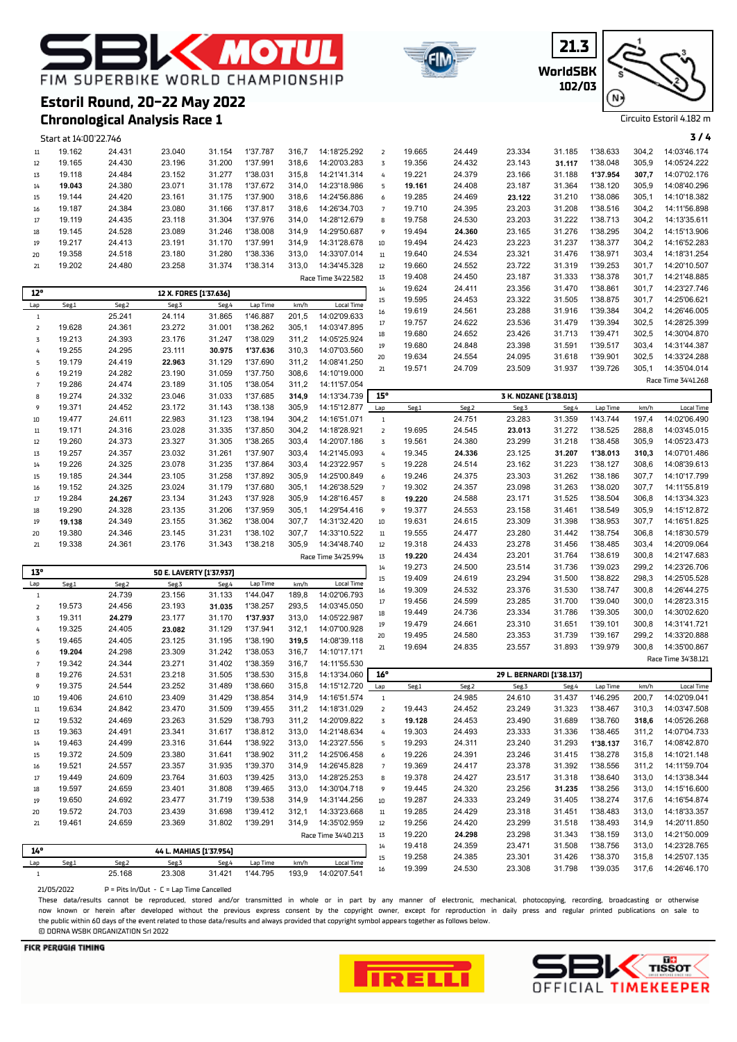# FIM SUPERBIKE WORLD CHAMPIONSHIP

## Estoril Round, 20-22 May 2022

## Chronological Analysis Race 1

21.3 WorldSBK 102/03

Circuito Estoril 4.182 m

Start at 14:00'22.746

| Lap | Seg1 | Seg2 | Seg3 | Seg4 | Lap Time | km/h | Local Time |
|---|---|---|---|---|---|---|---|
| 11 | 19.162 | 24.431 | 23.040 | 31.154 | 1'37.787 | 316,7 | 14:18'25.292 |
| 12 | 19.165 | 24.430 | 23.196 | 31.200 | 1'37.991 | 318,6 | 14:20'03.283 |
| 13 | 19.118 | 24.484 | 23.152 | 31.277 | 1'38.031 | 315,8 | 14:21'41.314 |
| 14 | **19.043** | 24.380 | 23.071 | 31.178 | 1'37.672 | 314,0 | 14:23'18.986 |
| 15 | 19.144 | 24.420 | 23.161 | 31.175 | 1'37.900 | 318,6 | 14:24'56.886 |
| 16 | 19.187 | 24.384 | 23.080 | 31.166 | 1'37.817 | 318,6 | 14:26'34.703 |
| 17 | 19.119 | 24.435 | 23.118 | 31.304 | 1'37.976 | 314,0 | 14:28'12.679 |
| 18 | 19.145 | 24.528 | 23.089 | 31.246 | 1'38.008 | 314,9 | 14:29'50.687 |
| 19 | 19.217 | 24.413 | 23.191 | 31.170 | 1'37.991 | 314,9 | 14:31'28.678 |
| 20 | 19.358 | 24.518 | 23.180 | 31.280 | 1'38.336 | 313,0 | 14:33'07.014 |
| 21 | 19.202 | 24.480 | 23.258 | 31.374 | 1'38.314 | 313,0 | 14:34'45.328 |

Race Time 34'22.582

### 12° — 12 X. FORES [1'37.636]

| Lap | Seg1 | Seg2 | Seg3 | Seg4 | Lap Time | km/h | Local Time |
|---|---|---|---|---|---|---|---|
| 1 | | 25.241 | 24.114 | 31.865 | 1'46.887 | 201,5 | 14:02'09.633 |
| 2 | 19.628 | 24.361 | 23.272 | 31.001 | 1'38.262 | 305,1 | 14:03'47.895 |
| 3 | 19.213 | 24.393 | 23.176 | 31.247 | 1'38.029 | 311,2 | 14:05'25.924 |
| 4 | 19.255 | 24.295 | 23.111 | **30.975** | **1'37.636** | 310,3 | 14:07'03.560 |
| 5 | 19.179 | 24.419 | **22.963** | 31.129 | 1'37.690 | 311,2 | 14:08'41.250 |
| 6 | 19.219 | 24.282 | 23.190 | 31.059 | 1'37.750 | 308,6 | 14:10'19.000 |
| 7 | 19.286 | 24.474 | 23.189 | 31.105 | 1'38.054 | 311,2 | 14:11'57.054 |
| 8 | 19.274 | 24.332 | 23.046 | 31.033 | 1'37.685 | **314,9** | 14:13'34.739 |
| 9 | 19.371 | 24.452 | 23.172 | 31.143 | 1'38.138 | 305,9 | 14:15'12.877 |
| 10 | 19.477 | 24.611 | 22.983 | 31.123 | 1'38.194 | 304,2 | 14:16'51.071 |
| 11 | 19.171 | 24.316 | 23.028 | 31.335 | 1'37.850 | 304,2 | 14:18'28.921 |
| 12 | 19.260 | 24.373 | 23.327 | 31.305 | 1'38.265 | 303,4 | 14:20'07.186 |
| 13 | 19.257 | 24.357 | 23.032 | 31.261 | 1'37.907 | 303,4 | 14:21'45.093 |
| 14 | 19.226 | 24.325 | 23.078 | 31.235 | 1'37.864 | 303,4 | 14:23'22.957 |
| 15 | 19.185 | 24.344 | 23.105 | 31.258 | 1'37.892 | 305,9 | 14:25'00.849 |
| 16 | 19.152 | 24.325 | 23.024 | 31.179 | 1'37.680 | 305,1 | 14:26'38.529 |
| 17 | 19.284 | **24.267** | 23.134 | 31.243 | 1'37.928 | 305,9 | 14:28'16.457 |
| 18 | 19.290 | 24.328 | 23.135 | 31.206 | 1'37.959 | 305,1 | 14:29'54.416 |
| 19 | **19.138** | 24.349 | 23.155 | 31.362 | 1'38.004 | 307,7 | 14:31'32.420 |
| 20 | 19.380 | 24.346 | 23.145 | 31.231 | 1'38.102 | 307,7 | 14:33'10.522 |
| 21 | 19.338 | 24.361 | 23.176 | 31.343 | 1'38.218 | 305,9 | 14:34'48.740 |

Race Time 34'25.994

### 13° — 50 E. LAVERTY [1'37.937]

| Lap | Seg1 | Seg2 | Seg3 | Seg4 | Lap Time | km/h | Local Time |
|---|---|---|---|---|---|---|---|
| 1 | | 24.739 | 23.156 | 31.133 | 1'44.047 | 189,8 | 14:02'06.793 |
| 2 | 19.573 | 24.456 | 23.193 | **31.035** | 1'38.257 | 293,5 | 14:03'45.050 |
| 3 | 19.311 | **24.279** | 23.177 | 31.170 | **1'37.937** | 313,0 | 14:05'22.987 |
| 4 | 19.325 | 24.405 | **23.082** | 31.129 | 1'37.941 | 312,1 | 14:07'00.928 |
| 5 | 19.465 | 24.405 | 23.125 | 31.195 | 1'38.190 | **319,5** | 14:08'39.118 |
| 6 | **19.204** | 24.298 | 23.309 | 31.242 | 1'38.053 | 316,7 | 14:10'17.171 |
| 7 | 19.342 | 24.344 | 23.271 | 31.402 | 1'38.359 | 316,7 | 14:11'55.530 |
| 8 | 19.276 | 24.531 | 23.218 | 31.505 | 1'38.530 | 315,8 | 14:13'34.060 |
| 9 | 19.375 | 24.544 | 23.252 | 31.489 | 1'38.660 | 315,8 | 14:15'12.720 |
| 10 | 19.406 | 24.610 | 23.409 | 31.429 | 1'38.854 | 314,9 | 14:16'51.574 |
| 11 | 19.634 | 24.842 | 23.470 | 31.509 | 1'39.455 | 311,2 | 14:18'31.029 |
| 12 | 19.532 | 24.469 | 23.263 | 31.529 | 1'38.793 | 311,2 | 14:20'09.822 |
| 13 | 19.363 | 24.491 | 23.341 | 31.617 | 1'38.812 | 313,0 | 14:21'48.634 |
| 14 | 19.463 | 24.499 | 23.316 | 31.644 | 1'38.922 | 313,0 | 14:23'27.556 |
| 15 | 19.372 | 24.509 | 23.380 | 31.641 | 1'38.902 | 311,2 | 14:25'06.458 |
| 16 | 19.521 | 24.557 | 23.357 | 31.935 | 1'39.370 | 314,9 | 14:26'45.828 |
| 17 | 19.449 | 24.609 | 23.764 | 31.603 | 1'39.425 | 313,0 | 14:28'25.253 |
| 18 | 19.597 | 24.659 | 23.401 | 31.808 | 1'39.465 | 313,0 | 14:30'04.718 |
| 19 | 19.650 | 24.692 | 23.477 | 31.719 | 1'39.538 | 314,9 | 14:31'44.256 |
| 20 | 19.572 | 24.703 | 23.439 | 31.698 | 1'39.412 | 312,1 | 14:33'23.668 |
| 21 | 19.461 | 24.659 | 23.369 | 31.802 | 1'39.291 | 314,9 | 14:35'02.959 |

Race Time 34'40.213

### 14° — 44 L. MAHIAS [1'37.954]

| Lap | Seg1 | Seg2 | Seg3 | Seg4 | Lap Time | km/h | Local Time |
|---|---|---|---|---|---|---|---|
| 1 | | 25.168 | 23.308 | 31.421 | 1'44.795 | 193,9 | 14:02'07.541 |
| 2 | 19.665 | 24.449 | 23.334 | 31.185 | 1'38.633 | 304,2 | 14:03'46.174 |
| 3 | 19.356 | 24.432 | 23.143 | **31.117** | 1'38.048 | 305,9 | 14:05'24.222 |
| 4 | 19.221 | 24.379 | 23.166 | 31.188 | **1'37.954** | **307,7** | 14:07'02.176 |
| 5 | **19.161** | 24.408 | 23.187 | 31.364 | 1'38.120 | 305,9 | 14:08'40.296 |
| 6 | 19.285 | 24.469 | **23.122** | 31.210 | 1'38.086 | 305,1 | 14:10'18.382 |
| 7 | 19.710 | 24.395 | 23.203 | 31.208 | 1'38.516 | 304,2 | 14:11'56.898 |
| 8 | 19.758 | 24.530 | 23.203 | 31.222 | 1'38.713 | 304,2 | 14:13'35.611 |
| 9 | 19.494 | **24.360** | 23.165 | 31.276 | 1'38.295 | 304,2 | 14:15'13.906 |
| 10 | 19.494 | 24.423 | 23.223 | 31.237 | 1'38.377 | 304,2 | 14:16'52.283 |
| 11 | 19.640 | 24.534 | 23.321 | 31.476 | 1'38.971 | 303,4 | 14:18'31.254 |
| 12 | 19.660 | 24.552 | 23.722 | 31.319 | 1'39.253 | 301,7 | 14:20'10.507 |
| 13 | 19.408 | 24.450 | 23.187 | 31.333 | 1'38.378 | 301,7 | 14:21'48.885 |
| 14 | 19.624 | 24.411 | 23.356 | 31.470 | 1'38.861 | 301,7 | 14:23'27.746 |
| 15 | 19.595 | 24.453 | 23.322 | 31.505 | 1'38.875 | 301,7 | 14:25'06.621 |
| 16 | 19.619 | 24.561 | 23.288 | 31.916 | 1'39.384 | 304,2 | 14:26'46.005 |
| 17 | 19.757 | 24.622 | 23.536 | 31.479 | 1'39.394 | 302,5 | 14:28'25.399 |
| 18 | 19.680 | 24.652 | 23.426 | 31.713 | 1'39.471 | 302,5 | 14:30'04.870 |
| 19 | 19.680 | 24.848 | 23.398 | 31.591 | 1'39.517 | 303,4 | 14:31'44.387 |
| 20 | 19.634 | 24.554 | 24.095 | 31.618 | 1'39.901 | 302,5 | 14:33'24.288 |
| 21 | 19.571 | 24.709 | 23.509 | 31.937 | 1'39.726 | 305,1 | 14:35'04.014 |

Race Time 34'41.268

### 15° — 3 K. NOZANE [1'38.013]

| Lap | Seg1 | Seg2 | Seg3 | Seg4 | Lap Time | km/h | Local Time |
|---|---|---|---|---|---|---|---|
| 1 | | 24.751 | 23.283 | 31.359 | 1'43.744 | 197,4 | 14:02'06.490 |
| 2 | 19.695 | 24.545 | **23.013** | 31.272 | 1'38.525 | 288,8 | 14:03'45.015 |
| 3 | 19.561 | 24.380 | 23.299 | 31.218 | 1'38.458 | 305,9 | 14:05'23.473 |
| 4 | 19.345 | **24.336** | 23.125 | **31.207** | **1'38.013** | **310,3** | 14:07'01.486 |
| 5 | 19.228 | 24.514 | 23.162 | 31.223 | 1'38.127 | 308,6 | 14:08'39.613 |
| 6 | 19.246 | 24.375 | 23.303 | 31.262 | 1'38.186 | 307,7 | 14:10'17.799 |
| 7 | 19.302 | 24.357 | 23.098 | 31.263 | 1'38.020 | 307,7 | 14:11'55.819 |
| 8 | **19.220** | 24.588 | 23.171 | 31.525 | 1'38.504 | 306,8 | 14:13'34.323 |
| 9 | 19.377 | 24.553 | 23.158 | 31.461 | 1'38.549 | 305,9 | 14:15'12.872 |
| 10 | 19.631 | 24.615 | 23.309 | 31.398 | 1'38.953 | 307,7 | 14:16'51.825 |
| 11 | 19.555 | 24.477 | 23.280 | 31.442 | 1'38.754 | 306,8 | 14:18'30.579 |
| 12 | 19.318 | 24.433 | 23.278 | 31.456 | 1'38.485 | 303,4 | 14:20'09.064 |
| 13 | **19.220** | 24.434 | 23.201 | 31.764 | 1'38.619 | 300,8 | 14:21'47.683 |
| 14 | 19.273 | 24.500 | 23.514 | 31.736 | 1'39.023 | 299,2 | 14:23'26.706 |
| 15 | 19.409 | 24.619 | 23.294 | 31.500 | 1'38.822 | 298,3 | 14:25'05.528 |
| 16 | 19.309 | 24.532 | 23.376 | 31.530 | 1'38.747 | 300,8 | 14:26'44.275 |
| 17 | 19.456 | 24.599 | 23.285 | 31.700 | 1'39.040 | 300,0 | 14:28'23.315 |
| 18 | 19.449 | 24.736 | 23.334 | 31.786 | 1'39.305 | 300,0 | 14:30'02.620 |
| 19 | 19.479 | 24.661 | 23.310 | 31.651 | 1'39.101 | 300,8 | 14:31'41.721 |
| 20 | 19.495 | 24.580 | 23.353 | 31.739 | 1'39.167 | 299,2 | 14:33'20.888 |
| 21 | 19.694 | 24.835 | 23.557 | 31.893 | 1'39.979 | 300,8 | 14:35'00.867 |

Race Time 34'38.121

### 16° — 29 L. BERNARDI [1'38.137]

| Lap | Seg1 | Seg2 | Seg3 | Seg4 | Lap Time | km/h | Local Time |
|---|---|---|---|---|---|---|---|
| 1 | | 24.985 | 24.610 | 31.437 | 1'46.295 | 200,7 | 14:02'09.041 |
| 2 | 19.443 | 24.452 | 23.249 | 31.323 | 1'38.467 | 310,3 | 14:03'47.508 |
| 3 | **19.128** | 24.453 | 23.490 | 31.689 | 1'38.760 | **318,6** | 14:05'26.268 |
| 4 | 19.303 | 24.493 | 23.333 | 31.336 | 1'38.465 | 311,2 | 14:07'04.733 |
| 5 | 19.293 | 24.311 | 23.240 | 31.293 | **1'38.137** | 316,7 | 14:08'42.870 |
| 6 | 19.226 | 24.391 | 23.246 | 31.415 | 1'38.278 | 315,8 | 14:10'21.148 |
| 7 | 19.369 | 24.417 | 23.378 | 31.392 | 1'38.556 | 311,2 | 14:11'59.704 |
| 8 | 19.378 | 24.427 | 23.517 | 31.318 | 1'38.640 | 313,0 | 14:13'38.344 |
| 9 | 19.445 | 24.320 | 23.256 | **31.235** | 1'38.256 | 313,0 | 14:15'16.600 |
| 10 | 19.287 | 24.333 | 23.249 | 31.405 | 1'38.274 | 317,6 | 14:16'54.874 |
| 11 | 19.285 | 24.429 | 23.318 | 31.451 | 1'38.483 | 313,0 | 14:18'33.357 |
| 12 | 19.256 | 24.420 | 23.299 | 31.518 | 1'38.493 | 314,9 | 14:20'11.850 |
| 13 | 19.220 | **24.298** | 23.298 | 31.343 | 1'38.159 | 313,0 | 14:21'50.009 |
| 14 | 19.418 | 24.359 | 23.471 | 31.508 | 1'38.756 | 313,0 | 14:23'28.765 |
| 15 | 19.258 | 24.385 | 23.301 | 31.426 | 1'38.370 | 315,8 | 14:25'07.135 |
| 16 | 19.399 | 24.530 | 23.308 | 31.798 | 1'39.035 | 317,6 | 14:26'46.170 |

21/05/2022 P = Pits In/Out - C = Lap Time Cancelled

These data/results cannot be reproduced, stored and/or transmitted in whole or in part by any manner of electronic, mechanical, photocopying, recording, broadcasting or otherwise now known or herein after developed without the previous express consent by the copyright owner, except for reproduction in daily press and regular printed publications on sale to the public within 60 days of the event related to those data/results and always provided that copyright symbol appears together as follows below.

© DORNA WSBK ORGANIZATION Srl 2022

FICR PERUGIA TIMING

SBK TISSOT OFFICIAL TIMEKEEPER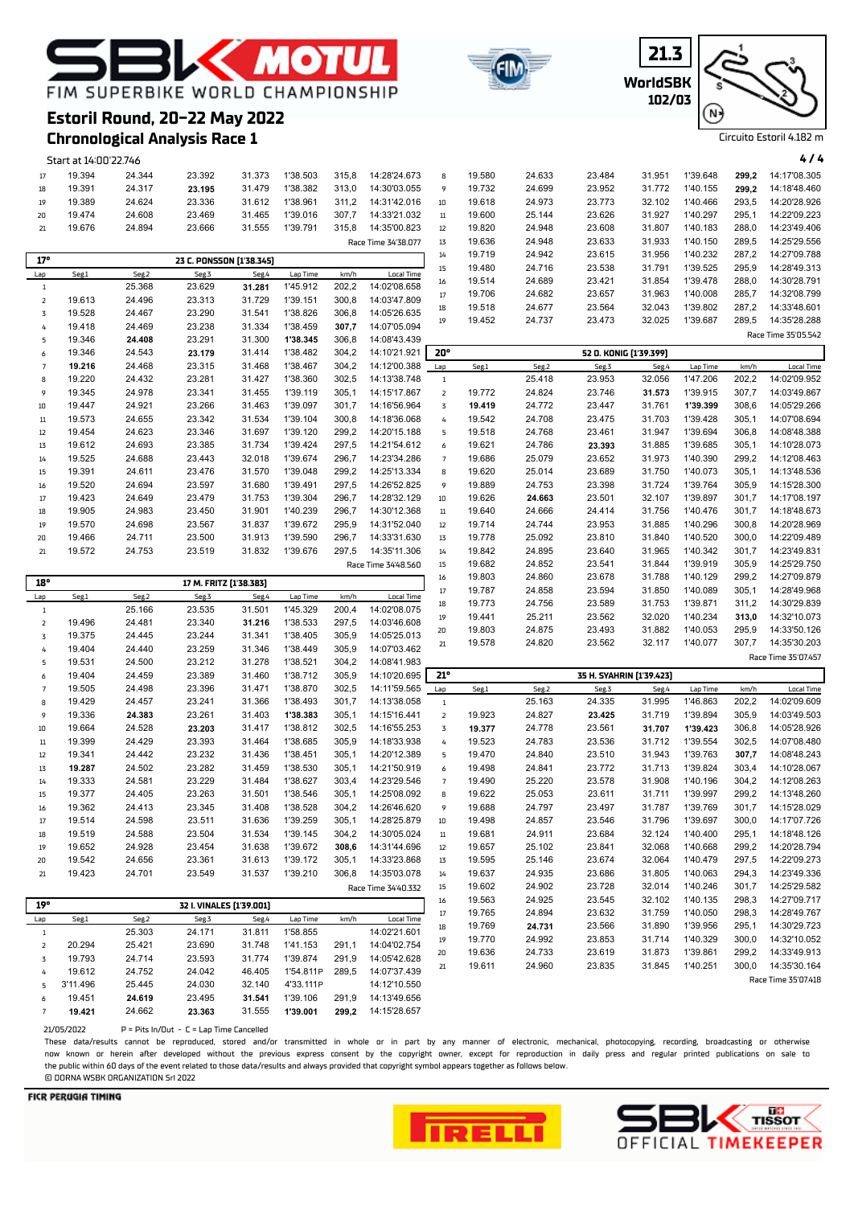# Estoril Round, 20-22 May 2022

## Chronological Analysis Race 1

Circuito Estoril 4.182 m

Start at 14:00'22.746

| Lap | Seg1 | Seg2 | Seg3 | Seg4 | Lap Time | km/h | Local Time |
|---|---|---|---|---|---|---|---|
| 17 | 19.394 | 24.344 | 23.392 | 31.373 | 1'38.503 | 315,8 | 14:28'24.673 |
| 18 | 19.391 | 24.317 | **23.195** | 31.479 | 1'38.382 | 313,0 | 14:30'03.055 |
| 19 | 19.389 | 24.624 | 23.336 | 31.612 | 1'38.961 | 311,2 | 14:31'42.016 |
| 20 | 19.474 | 24.608 | 23.469 | 31.465 | 1'39.016 | 307,7 | 14:33'21.032 |
| 21 | 19.676 | 24.894 | 23.666 | 31.555 | 1'39.791 | 315,8 | 14:35'00.823 |

Race Time 34'38.077

### 17° — 23 C. PONSSON [1'38.345]

| Lap | Seg1 | Seg2 | Seg3 | Seg4 | Lap Time | km/h | Local Time |
|---|---|---|---|---|---|---|---|
| 1 | | 25.368 | 23.629 | **31.281** | 1'45.912 | 202,2 | 14:02'08.658 |
| 2 | 19.613 | 24.496 | 23.313 | 31.729 | 1'39.151 | 300,8 | 14:03'47.809 |
| 3 | 19.528 | 24.467 | 23.290 | 31.541 | 1'38.826 | 306,8 | 14:05'26.635 |
| 4 | 19.418 | 24.469 | 23.238 | 31.334 | 1'38.459 | **307,7** | 14:07'05.094 |
| 5 | 19.346 | **24.408** | 23.291 | 31.300 | **1'38.345** | 306,8 | 14:08'43.439 |
| 6 | 19.346 | 24.543 | **23.179** | 31.414 | 1'38.482 | 304,2 | 14:10'21.921 |
| 7 | **19.216** | 24.468 | 23.315 | 31.468 | 1'38.467 | 304,2 | 14:12'00.388 |
| 8 | 19.220 | 24.432 | 23.281 | 31.427 | 1'38.360 | 302,5 | 14:13'38.748 |
| 9 | 19.345 | 24.978 | 23.341 | 31.455 | 1'39.119 | 305,1 | 14:15'17.867 |
| 10 | 19.447 | 24.921 | 23.266 | 31.463 | 1'39.097 | 301,7 | 14:16'56.964 |
| 11 | 19.573 | 24.655 | 23.342 | 31.534 | 1'39.104 | 300,8 | 14:18'36.068 |
| 12 | 19.454 | 24.623 | 23.346 | 31.697 | 1'39.120 | 299,2 | 14:20'15.188 |
| 13 | 19.612 | 24.693 | 23.385 | 31.734 | 1'39.424 | 297,5 | 14:21'54.612 |
| 14 | 19.525 | 24.688 | 23.443 | 32.018 | 1'39.674 | 296,7 | 14:23'34.286 |
| 15 | 19.391 | 24.611 | 23.476 | 31.570 | 1'39.048 | 299,2 | 14:25'13.334 |
| 16 | 19.520 | 24.694 | 23.597 | 31.680 | 1'39.491 | 297,5 | 14:26'52.825 |
| 17 | 19.423 | 24.649 | 23.479 | 31.753 | 1'39.304 | 296,7 | 14:28'32.129 |
| 18 | 19.905 | 24.983 | 23.450 | 31.901 | 1'40.239 | 296,7 | 14:30'12.368 |
| 19 | 19.570 | 24.698 | 23.567 | 31.837 | 1'39.672 | 295,9 | 14:31'52.040 |
| 20 | 19.466 | 24.711 | 23.500 | 31.913 | 1'39.590 | 296,7 | 14:33'31.630 |
| 21 | 19.572 | 24.753 | 23.519 | 31.832 | 1'39.676 | 297,5 | 14:35'11.306 |

Race Time 34'48.560

### 18° — 17 M. FRITZ [1'38.383]

| Lap | Seg1 | Seg2 | Seg3 | Seg4 | Lap Time | km/h | Local Time |
|---|---|---|---|---|---|---|---|
| 1 | | 25.166 | 23.535 | 31.501 | 1'45.329 | 200,4 | 14:02'08.075 |
| 2 | 19.496 | 24.481 | 23.340 | **31.216** | 1'38.533 | 297,5 | 14:03'46.608 |
| 3 | 19.375 | 24.445 | 23.244 | 31.341 | 1'38.405 | 305,9 | 14:05'25.013 |
| 4 | 19.404 | 24.440 | 23.259 | 31.346 | 1'38.449 | 305,9 | 14:07'03.462 |
| 5 | 19.531 | 24.500 | 23.212 | 31.278 | 1'38.521 | 304,2 | 14:08'41.983 |
| 6 | 19.404 | 24.459 | 23.389 | 31.460 | 1'38.712 | 305,9 | 14:10'20.695 |
| 7 | 19.505 | 24.498 | 23.396 | 31.471 | 1'38.870 | 302,5 | 14:11'59.565 |
| 8 | 19.429 | 24.457 | 23.241 | 31.366 | 1'38.493 | 301,7 | 14:13'38.058 |
| 9 | 19.336 | **24.383** | 23.261 | 31.403 | **1'38.383** | 305,1 | 14:15'16.441 |
| 10 | 19.664 | 24.528 | **23.203** | 31.417 | 1'38.812 | 302,5 | 14:16'55.253 |
| 11 | 19.399 | 24.429 | 23.393 | 31.464 | 1'38.685 | 305,9 | 14:18'33.938 |
| 12 | 19.341 | 24.442 | 23.232 | 31.436 | 1'38.451 | 305,1 | 14:20'12.389 |
| 13 | **19.287** | 24.502 | 23.282 | 31.459 | 1'38.530 | 305,1 | 14:21'50.919 |
| 14 | 19.333 | 24.581 | 23.229 | 31.484 | 1'38.627 | 303,4 | 14:23'29.546 |
| 15 | 19.377 | 24.405 | 23.263 | 31.501 | 1'38.546 | 305,1 | 14:25'08.092 |
| 16 | 19.362 | 24.413 | 23.345 | 31.408 | 1'38.528 | 304,2 | 14:26'46.620 |
| 17 | 19.514 | 24.598 | 23.511 | 31.636 | 1'39.259 | 305,1 | 14:28'25.879 |
| 18 | 19.519 | 24.588 | 23.504 | 31.534 | 1'39.145 | 304,2 | 14:30'05.024 |
| 19 | 19.652 | 24.928 | 23.454 | 31.638 | 1'39.672 | **308,6** | 14:31'44.696 |
| 20 | 19.542 | 24.656 | 23.361 | 31.613 | 1'39.172 | 305,1 | 14:33'23.868 |
| 21 | 19.423 | 24.701 | 23.549 | 31.537 | 1'39.210 | 306,8 | 14:35'03.078 |

Race Time 34'40.332

### 19° — 32 I. VINALES [1'39.001]

| Lap | Seg1 | Seg2 | Seg3 | Seg4 | Lap Time | km/h | Local Time |
|---|---|---|---|---|---|---|---|
| 1 | | 25.303 | 24.171 | 31.811 | 1'58.855 | | 14:02'21.601 |
| 2 | 20.294 | 25.421 | 23.690 | 31.748 | 1'41.153 | 291,1 | 14:04'02.754 |
| 3 | 19.793 | 24.714 | 23.593 | 31.774 | 1'39.874 | 291,9 | 14:05'42.628 |
| 4 | 19.612 | 24.752 | 24.042 | 46.405 | 1'54.811P | 289,5 | 14:07'37.439 |
| 5 | 3'11.496 | 25.445 | 24.030 | 32.140 | 4'33.111P | | 14:12'10.550 |
| 6 | 19.451 | **24.619** | 23.495 | **31.541** | 1'39.106 | 291,9 | 14:13'49.656 |
| 7 | **19.421** | 24.662 | **23.363** | 31.555 | **1'39.001** | **299,2** | 14:15'28.657 |
| 8 | 19.580 | 24.633 | 23.484 | 31.951 | 1'39.648 | **299,2** | 14:17'08.305 |
| 9 | 19.732 | 24.699 | 23.952 | 31.772 | 1'40.155 | **299,2** | 14:18'48.460 |
| 10 | 19.618 | 24.973 | 23.773 | 32.102 | 1'40.466 | 293,5 | 14:20'28.926 |
| 11 | 19.600 | 25.144 | 23.626 | 31.927 | 1'40.297 | 295,1 | 14:22'09.223 |
| 12 | 19.820 | 24.948 | 23.608 | 31.807 | 1'40.183 | 288,0 | 14:23'49.406 |
| 13 | 19.636 | 24.948 | 23.633 | 31.933 | 1'40.150 | 289,5 | 14:25'29.556 |
| 14 | 19.719 | 24.942 | 23.615 | 31.956 | 1'40.232 | 287,2 | 14:27'09.788 |
| 15 | 19.480 | 24.716 | 23.538 | 31.791 | 1'39.525 | 295,9 | 14:28'49.313 |
| 16 | 19.514 | 24.689 | 23.421 | 31.854 | 1'39.478 | 288,0 | 14:30'28.791 |
| 17 | 19.706 | 24.682 | 23.657 | 31.963 | 1'40.008 | 285,7 | 14:32'08.799 |
| 18 | 19.518 | 24.677 | 23.564 | 32.043 | 1'39.802 | 287,2 | 14:33'48.601 |
| 19 | 19.452 | 24.737 | 23.473 | 32.025 | 1'39.687 | 289,5 | 14:35'28.288 |

Race Time 35'05.542

### 20° — 52 O. KONIG [1'39.399]

| Lap | Seg1 | Seg2 | Seg3 | Seg4 | Lap Time | km/h | Local Time |
|---|---|---|---|---|---|---|---|
| 1 | | 25.418 | 23.953 | 32.056 | 1'47.206 | 202,2 | 14:02'09.952 |
| 2 | 19.772 | 24.824 | 23.746 | **31.573** | 1'39.915 | 307,7 | 14:03'49.867 |
| 3 | **19.419** | 24.772 | 23.447 | 31.761 | **1'39.399** | 308,6 | 14:05'29.266 |
| 4 | 19.542 | 24.708 | 23.475 | 31.703 | 1'39.428 | 305,1 | 14:07'08.694 |
| 5 | 19.518 | 24.768 | 23.461 | 31.947 | 1'39.694 | 306,8 | 14:08'48.388 |
| 6 | 19.621 | 24.786 | **23.393** | 31.885 | 1'39.685 | 305,1 | 14:10'28.073 |
| 7 | 19.686 | 25.079 | 23.652 | 31.973 | 1'40.390 | 299,2 | 14:12'08.463 |
| 8 | 19.620 | 25.014 | 23.689 | 31.750 | 1'40.073 | 305,1 | 14:13'48.536 |
| 9 | 19.889 | 24.753 | 23.398 | 31.724 | 1'39.764 | 305,9 | 14:15'28.300 |
| 10 | 19.626 | **24.663** | 23.501 | 32.107 | 1'39.897 | 301,7 | 14:17'08.197 |
| 11 | 19.640 | 24.666 | 24.414 | 31.756 | 1'40.476 | 301,7 | 14:18'48.673 |
| 12 | 19.714 | 24.744 | 23.953 | 31.885 | 1'40.296 | 300,8 | 14:20'28.969 |
| 13 | 19.778 | 25.092 | 23.810 | 31.840 | 1'40.520 | 300,0 | 14:22'09.489 |
| 14 | 19.842 | 24.895 | 23.640 | 31.965 | 1'40.342 | 301,7 | 14:23'49.831 |
| 15 | 19.682 | 24.852 | 23.541 | 31.844 | 1'39.919 | 305,9 | 14:25'29.750 |
| 16 | 19.803 | 24.860 | 23.678 | 31.788 | 1'40.129 | 299,2 | 14:27'09.879 |
| 17 | 19.787 | 24.858 | 23.594 | 31.850 | 1'40.089 | 305,1 | 14:28'49.968 |
| 18 | 19.773 | 24.756 | 23.589 | 31.753 | 1'39.871 | 311,2 | 14:30'29.839 |
| 19 | 19.441 | 25.211 | 23.562 | 32.020 | 1'40.234 | **313,0** | 14:32'10.073 |
| 20 | 19.803 | 24.875 | 23.493 | 31.882 | 1'40.053 | 295,9 | 14:33'50.126 |
| 21 | 19.578 | 24.820 | 23.562 | 32.117 | 1'40.077 | 307,7 | 14:35'30.203 |

Race Time 35'07.457

### 21° — 35 H. SYAHRIN [1'39.423]

| Lap | Seg1 | Seg2 | Seg3 | Seg4 | Lap Time | km/h | Local Time |
|---|---|---|---|---|---|---|---|
| 1 | | 25.163 | 24.335 | 31.995 | 1'46.863 | 202,2 | 14:02'09.609 |
| 2 | 19.923 | 24.827 | **23.425** | 31.719 | 1'39.894 | 305,9 | 14:03'49.503 |
| 3 | **19.377** | 24.778 | 23.561 | **31.707** | **1'39.423** | 306,8 | 14:05'28.926 |
| 4 | 19.523 | 24.783 | 23.536 | 31.712 | 1'39.554 | 302,5 | 14:07'08.480 |
| 5 | 19.470 | 24.840 | 23.510 | 31.943 | 1'39.763 | **307,7** | 14:08'48.243 |
| 6 | 19.498 | 24.841 | 23.772 | 31.713 | 1'39.824 | 303,4 | 14:10'28.067 |
| 7 | 19.490 | 25.220 | 23.578 | 31.908 | 1'40.196 | 304,2 | 14:12'08.263 |
| 8 | 19.622 | 25.053 | 23.611 | 31.711 | 1'39.997 | 299,2 | 14:13'48.260 |
| 9 | 19.688 | 24.797 | 23.497 | 31.787 | 1'39.769 | 301,7 | 14:15'28.029 |
| 10 | 19.498 | 24.857 | 23.546 | 31.796 | 1'39.697 | 300,0 | 14:17'07.726 |
| 11 | 19.681 | 24.911 | 23.684 | 32.124 | 1'40.400 | 295,1 | 14:18'48.126 |
| 12 | 19.657 | 25.102 | 23.841 | 32.068 | 1'40.668 | 299,2 | 14:20'28.794 |
| 13 | 19.595 | 25.146 | 23.674 | 32.064 | 1'40.479 | 297,5 | 14:22'09.273 |
| 14 | 19.637 | 24.935 | 23.686 | 31.805 | 1'40.063 | 294,3 | 14:23'49.336 |
| 15 | 19.602 | 24.902 | 23.728 | 32.014 | 1'40.246 | 301,7 | 14:25'29.582 |
| 16 | 19.563 | 24.925 | 23.545 | 32.102 | 1'40.135 | 298,3 | 14:27'09.717 |
| 17 | 19.765 | 24.894 | 23.632 | 31.759 | 1'40.050 | 298,3 | 14:28'49.767 |
| 18 | 19.769 | **24.731** | 23.566 | 31.890 | 1'39.956 | 295,1 | 14:30'29.723 |
| 19 | 19.770 | 24.992 | 23.853 | 31.714 | 1'40.329 | 300,0 | 14:32'10.052 |
| 20 | 19.636 | 24.733 | 23.619 | 31.873 | 1'39.861 | 299,2 | 14:33'49.913 |
| 21 | 19.611 | 24.960 | 23.835 | 31.845 | 1'40.251 | 300,0 | 14:35'30.164 |

Race Time 35'07.418

21/05/2022 P = Pits In/Out - C = Lap Time Cancelled

These data/results cannot be reproduced, stored and/or transmitted in whole or in part by any manner of electronic, mechanical, photocopying, recording, broadcasting or otherwise now known or herein after developed without the previous express consent by the copyright owner, except for reproduction in daily press and regular printed publications on sale to the public within 60 days of the event related to those data/results and always provided that copyright symbol appears together as follows below.
© DORNA WSBK ORGANIZATION Srl 2022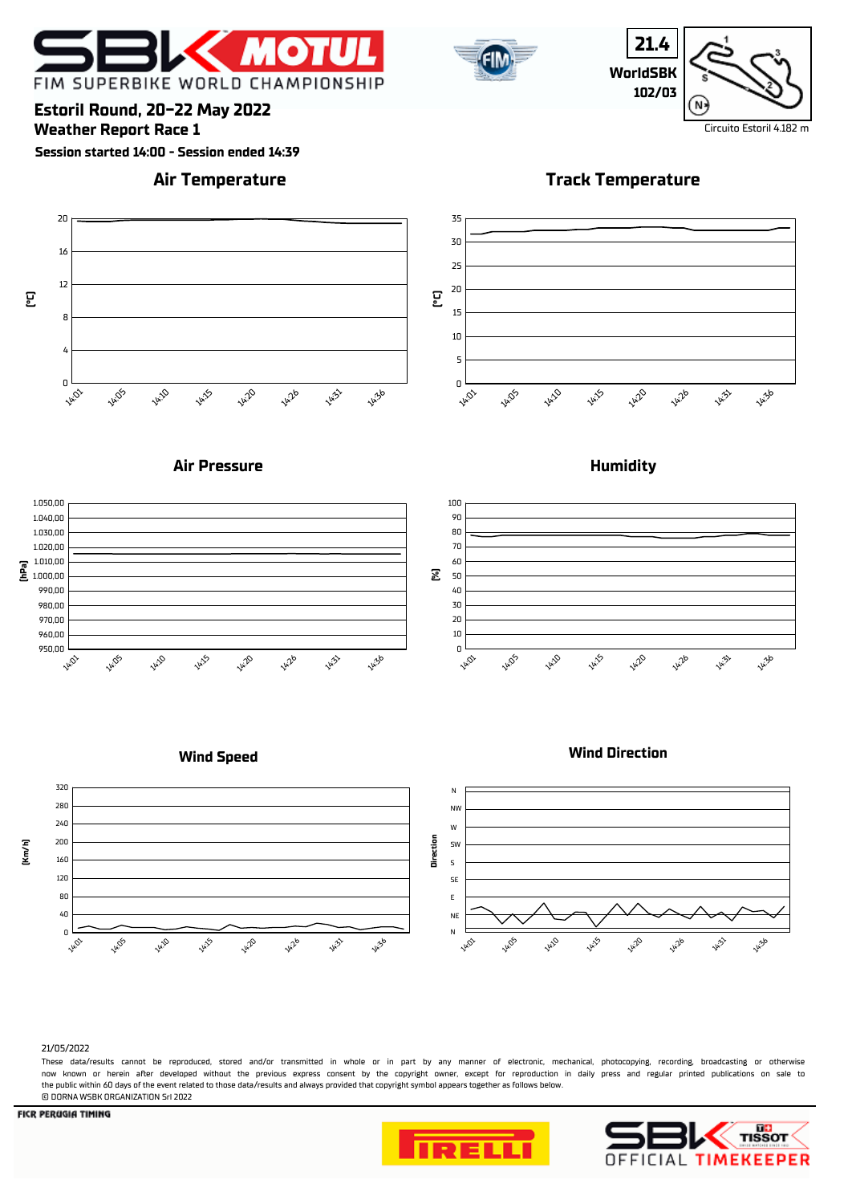# SBK MOTUL

FIM SUPERBIKE WORLD CHAMPIONSHIP

**21.4**

**WorldSBK**
**102/03**

Circuito Estoril 4.182 m

## Estoril Round, 20-22 May 2022

## Weather Report Race 1

**Session started 14:00 - Session ended 14:39**

### Air Temperature

[°C]: 0, 4, 8, 12, 16, 20

14:01, 14:05, 14:10, 14:15, 14:20, 14:26, 14:31, 14:36

### Track Temperature

[°C]: 0, 5, 10, 15, 20, 25, 30, 35

14:01, 14:05, 14:10, 14:15, 14:20, 14:26, 14:31, 14:36

### Air Pressure

[hPa]: 950,00, 960,00, 970,00, 980,00, 990,00, 1.000,00, 1.010,00, 1.020,00, 1.030,00, 1.040,00, 1.050,00

14:01, 14:05, 14:10, 14:15, 14:20, 14:26, 14:31, 14:36

### Humidity

[%]: 0, 10, 20, 30, 40, 50, 60, 70, 80, 90, 100

14:01, 14:05, 14:10, 14:15, 14:20, 14:26, 14:31, 14:36

### Wind Speed

[Km/h]: 0, 40, 80, 120, 160, 200, 240, 280, 320

14:01, 14:05, 14:10, 14:15, 14:20, 14:26, 14:31, 14:36

### Wind Direction

Direction: N, NE, E, SE, S, SW, W, NW, N

14:01, 14:05, 14:10, 14:15, 14:20, 14:26, 14:31, 14:36

21/05/2022

These data/results cannot be reproduced, stored and/or transmitted in whole or in part by any manner of electronic, mechanical, photocopying, recording, broadcasting or otherwise now known or herein after developed without the previous express consent by the copyright owner, except for reproduction in daily press and regular printed publications on sale to the public within 60 days of the event related to those data/results and always provided that copyright symbol appears together as follows below.

© DORNA WSBK ORGANIZATION Srl 2022

FICR PERUGIA TIMING

PIRELLI

SBK TISSOT OFFICIAL TIMEKEEPER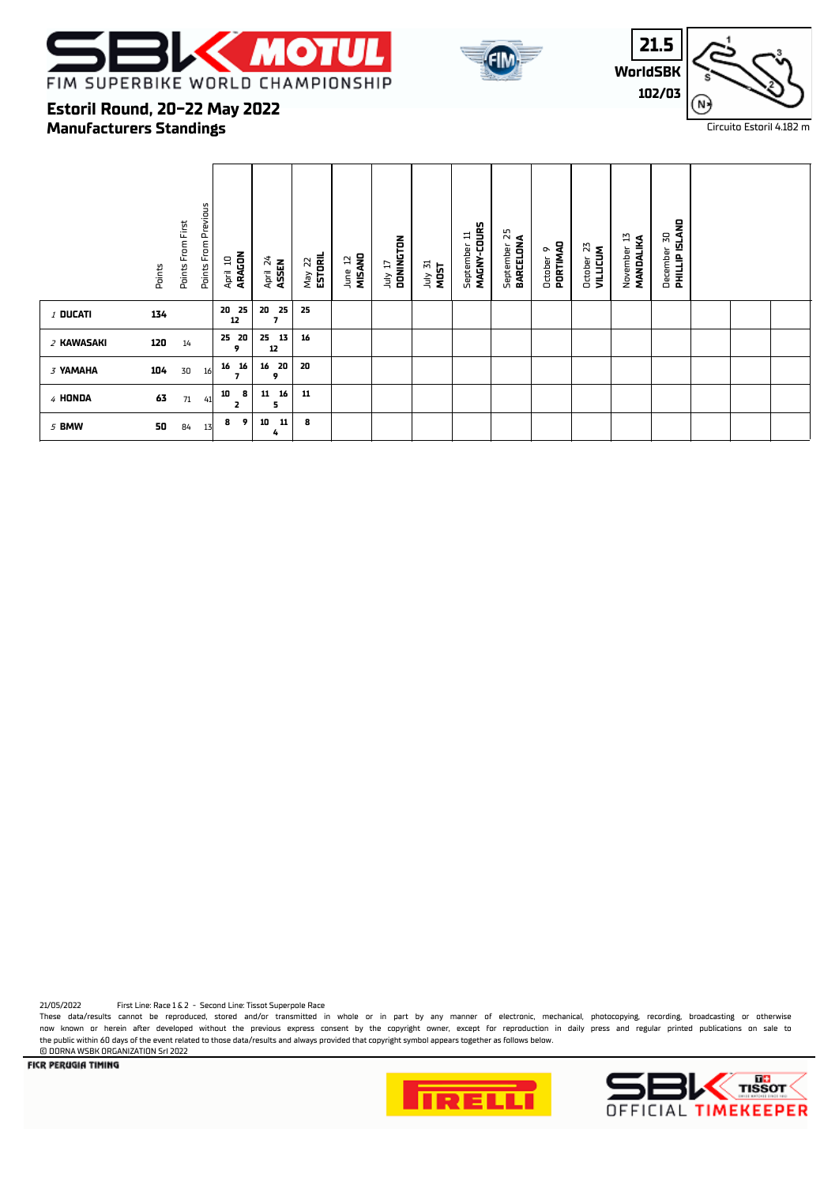# FIM SUPERBIKE WORLD CHAMPIONSHIP

## Estoril Round, 20-22 May 2022
## Manufacturers Standings

21.5
WorldSBK
102/03

Circuito Estoril 4.182 m

| | Points | Points From First | Points From Previous | April 10 ARAGON | April 24 ASSEN | May 22 ESTORIL | June 12 MISANO | July 17 DONINGTON | July 31 MOST | September 11 MAGNY-COURS | September 25 BARCELONA | October 9 PORTIMAO | October 23 VILLICUM | November 13 MANDALIKA | December 30 PHILLIP ISLAND |
|---|---|---|---|---|---|---|---|---|---|---|---|---|---|---|---|
| 1 DUCATI | 134 | | | 20 25 12 | 20 25 7 | 25 | | | | | | | | | |
| 2 KAWASAKI | 120 | 14 | | 25 20 9 | 25 13 12 | 16 | | | | | | | | | |
| 3 YAMAHA | 104 | 30 | 16 | 16 16 7 | 16 20 9 | 20 | | | | | | | | | |
| 4 HONDA | 63 | 71 | 41 | 10 8 2 | 11 16 5 | 11 | | | | | | | | | |
| 5 BMW | 50 | 84 | 13 | 8 9 | 10 11 4 | 8 | | | | | | | | | |

21/05/2022 First Line: Race 1 & 2 - Second Line: Tissot Superpole Race

These data/results cannot be reproduced, stored and/or transmitted in whole or in part by any manner of electronic, mechanical, photocopying, recording, broadcasting or otherwise now known or herein after developed without the previous express consent by the copyright owner, except for reproduction in daily press and regular printed publications on sale to the public within 60 days of the event related to those data/results and always provided that copyright symbol appears together as follows below.
© DORNA WSBK ORGANIZATION Srl 2022

FICR PERUGIA TIMING

OFFICIAL TIMEKEEPER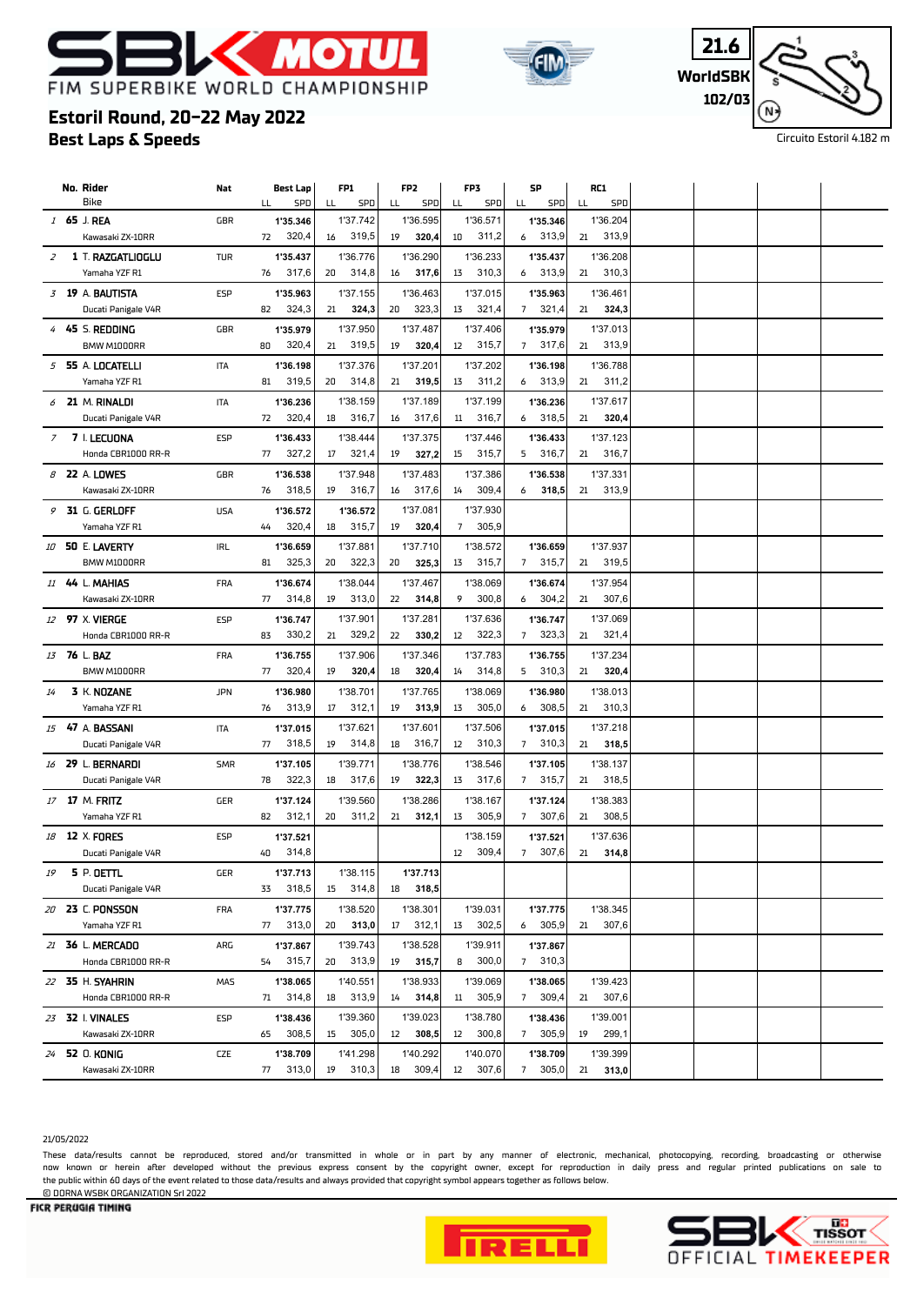# FIM SUPERBIKE WORLD CHAMPIONSHIP

21.6
WorldSBK
102/03

## Estoril Round, 20-22 May 2022
## Best Laps & Speeds

Circuito Estoril 4.182 m

| | No. | Rider / Bike | Nat | Best Lap LL | Best Lap SPD | FP1 LL | FP1 SPD | FP2 LL | FP2 SPD | FP3 LL | FP3 SPD | SP LL | SP SPD | RC1 LL | RC1 SPD |
|---|---|---|---|---|---|---|---|---|---|---|---|---|---|---|---|
| 1 | 65 | J. REA / Kawasaki ZX-10RR | GBR | 72 | 1'35.346 / 320,4 | 16 | 1'37.742 / 319,5 | 19 | 1'36.595 / 320,4 | 10 | 1'36.571 / 311,2 | 6 | 1'35.346 / 313,9 | 21 | 1'36.204 / 313,9 |
| 2 | 1 | T. RAZGATLIOGLU / Yamaha YZF R1 | TUR | 76 | 1'35.437 / 317,6 | 20 | 1'36.776 / 314,8 | 16 | 1'36.290 / 317,6 | 13 | 1'36.233 / 310,3 | 6 | 1'35.437 / 313,9 | 21 | 1'36.208 / 310,3 |
| 3 | 19 | A. BAUTISTA / Ducati Panigale V4R | ESP | 82 | 1'35.963 / 324,3 | 21 | 1'37.155 / 324,3 | 20 | 1'36.463 / 323,3 | 13 | 1'37.015 / 321,4 | 7 | 1'35.963 / 321,4 | 21 | 1'36.461 / 324,3 |
| 4 | 45 | S. REDDING / BMW M1000RR | GBR | 80 | 1'35.979 / 320,4 | 21 | 1'37.950 / 319,5 | 19 | 1'37.487 / 320,4 | 12 | 1'37.406 / 315,7 | 7 | 1'35.979 / 317,6 | 21 | 1'37.013 / 313,9 |
| 5 | 55 | A. LOCATELLI / Yamaha YZF R1 | ITA | 81 | 1'36.198 / 319,5 | 20 | 1'37.376 / 314,8 | 21 | 1'37.201 / 319,5 | 13 | 1'37.202 / 311,2 | 6 | 1'36.198 / 313,9 | 21 | 1'36.788 / 311,2 |
| 6 | 21 | M. RINALDI / Ducati Panigale V4R | ITA | 72 | 1'36.236 / 320,4 | 18 | 1'38.159 / 316,7 | 16 | 1'37.189 / 317,6 | 11 | 1'37.199 / 316,7 | 6 | 1'36.236 / 318,5 | 21 | 1'37.617 / 320,4 |
| 7 | 7 | I. LECUONA / Honda CBR1000 RR-R | ESP | 77 | 1'36.433 / 327,2 | 17 | 1'38.444 / 321,4 | 19 | 1'37.375 / 327,2 | 15 | 1'37.446 / 315,7 | 5 | 1'36.433 / 316,7 | 21 | 1'37.123 / 316,7 |
| 8 | 22 | A. LOWES / Kawasaki ZX-10RR | GBR | 76 | 1'36.538 / 318,5 | 19 | 1'37.948 / 316,7 | 16 | 1'37.483 / 317,6 | 14 | 1'37.386 / 309,4 | 6 | 1'36.538 / 318,5 | 21 | 1'37.331 / 313,9 |
| 9 | 31 | G. GERLOFF / Yamaha YZF R1 | USA | 44 | 1'36.572 / 320,4 | 18 | 1'36.572 / 315,7 | 19 | 1'37.081 / 320,4 | 7 | 1'37.930 / 305,9 | | | | |
| 10 | 50 | E. LAVERTY / BMW M1000RR | IRL | 81 | 1'36.659 / 325,3 | 20 | 1'37.881 / 322,3 | 20 | 1'37.710 / 325,3 | 13 | 1'38.572 / 315,7 | 7 | 1'36.659 / 315,7 | 21 | 1'37.937 / 319,5 |
| 11 | 44 | L. MAHIAS / Kawasaki ZX-10RR | FRA | 77 | 1'36.674 / 314,8 | 19 | 1'38.044 / 313,0 | 22 | 1'37.467 / 314,8 | 9 | 1'38.069 / 300,8 | 6 | 1'36.674 / 304,2 | 21 | 1'37.954 / 307,6 |
| 12 | 97 | X. VIERGE / Honda CBR1000 RR-R | ESP | 83 | 1'36.747 / 330,2 | 21 | 1'37.901 / 329,2 | 22 | 1'37.281 / 330,2 | 12 | 1'37.636 / 322,3 | 7 | 1'36.747 / 323,3 | 21 | 1'37.069 / 321,4 |
| 13 | 76 | L. BAZ / BMW M1000RR | FRA | 77 | 1'36.755 / 320,4 | 19 | 1'37.906 / 320,4 | 18 | 1'37.346 / 320,4 | 14 | 1'37.783 / 314,8 | 5 | 1'36.755 / 310,3 | 21 | 1'37.234 / 320,4 |
| 14 | 3 | K. NOZANE / Yamaha YZF R1 | JPN | 76 | 1'36.980 / 313,9 | 17 | 1'38.701 / 312,1 | 19 | 1'37.765 / 313,9 | 13 | 1'38.069 / 305,0 | 6 | 1'36.980 / 308,5 | 21 | 1'38.013 / 310,3 |
| 15 | 47 | A. BASSANI / Ducati Panigale V4R | ITA | 77 | 1'37.015 / 318,5 | 19 | 1'37.621 / 314,8 | 18 | 1'37.601 / 316,7 | 12 | 1'37.506 / 310,3 | 7 | 1'37.015 / 310,3 | 21 | 1'37.218 / 318,5 |
| 16 | 29 | L. BERNARDI / Ducati Panigale V4R | SMR | 78 | 1'37.105 / 322,3 | 18 | 1'39.771 / 317,6 | 19 | 1'38.776 / 322,3 | 13 | 1'38.546 / 317,6 | 7 | 1'37.105 / 315,7 | 21 | 1'38.137 / 318,5 |
| 17 | 17 | M. FRITZ / Yamaha YZF R1 | GER | 82 | 1'37.124 / 312,1 | 20 | 1'39.560 / 311,2 | 21 | 1'38.286 / 312,1 | 13 | 1'38.167 / 305,9 | 7 | 1'37.124 / 307,6 | 21 | 1'38.383 / 308,5 |
| 18 | 12 | X. FORES / Ducati Panigale V4R | ESP | 40 | 1'37.521 / 314,8 | | | | | 12 | 1'38.159 / 309,4 | 7 | 1'37.521 / 307,6 | 21 | 1'37.636 / 314,8 |
| 19 | 5 | P. OETTL / Ducati Panigale V4R | GER | 33 | 1'37.713 / 318,5 | 15 | 1'38.115 / 314,8 | 18 | 1'37.713 / 318,5 | | | | | | |
| 20 | 23 | C. PONSSON / Yamaha YZF R1 | FRA | 77 | 1'37.775 / 313,0 | 20 | 1'38.520 / 313,0 | 17 | 1'38.301 / 312,1 | 13 | 1'39.031 / 302,5 | 6 | 1'37.775 / 305,9 | 21 | 1'38.345 / 307,6 |
| 21 | 36 | L. MERCADO / Honda CBR1000 RR-R | ARG | 54 | 1'37.867 / 315,7 | 20 | 1'39.743 / 313,9 | 19 | 1'38.528 / 315,7 | 8 | 1'39.911 / 300,0 | 7 | 1'37.867 / 310,3 | | |
| 22 | 35 | H. SYAHRIN / Honda CBR1000 RR-R | MAS | 71 | 1'38.065 / 314,8 | 18 | 1'40.551 / 313,9 | 14 | 1'38.933 / 314,8 | 11 | 1'39.069 / 305,9 | 7 | 1'38.065 / 309,4 | 21 | 1'39.423 / 307,6 |
| 23 | 32 | I. VINALES / Kawasaki ZX-10RR | ESP | 65 | 1'38.436 / 308,5 | 15 | 1'39.360 / 305,0 | 12 | 1'39.023 / 308,5 | 12 | 1'38.780 / 300,8 | 7 | 1'38.436 / 305,9 | 19 | 1'39.001 / 299,1 |
| 24 | 52 | O. KONIG / Kawasaki ZX-10RR | CZE | 77 | 1'38.709 / 313,0 | 19 | 1'41.298 / 310,3 | 18 | 1'40.292 / 309,4 | 12 | 1'40.070 / 307,6 | 7 | 1'38.709 / 305,0 | 21 | 1'39.399 / 313,0 |

21/05/2022

These data/results cannot be reproduced, stored and/or transmitted in whole or in part by any manner of electronic, mechanical, photocopying, recording, broadcasting or otherwise now known or herein after developed without the previous express consent by the copyright owner, except for reproduction in daily press and regular printed publications on sale to the public within 60 days of the event related to those data/results and always provided that copyright symbol appears together as follows below.
© DORNA WSBK ORGANIZATION Srl 2022

FICR PERUGIA TIMING

OFFICIAL TIMEKEEPER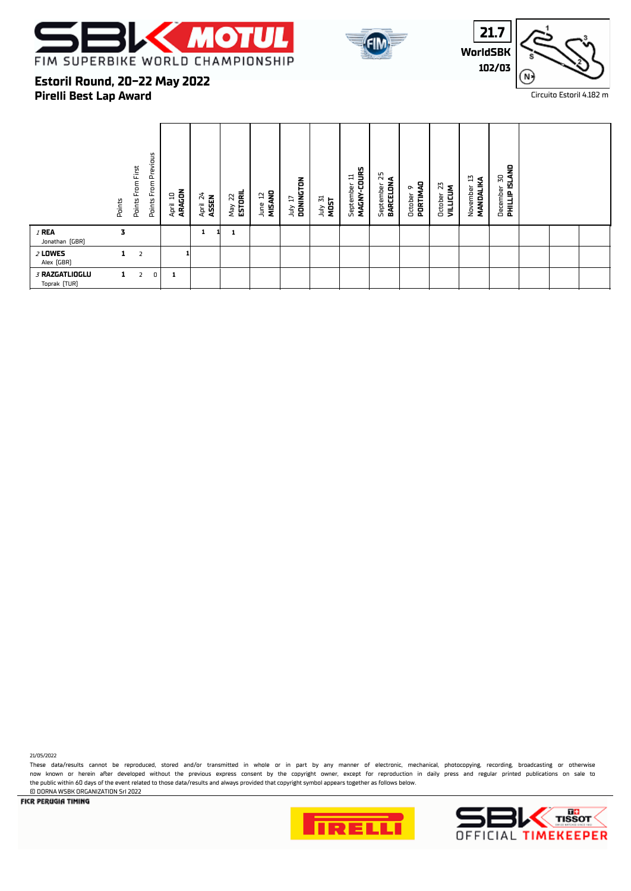# Estoril Round, 20-22 May 2022

## Pirelli Best Lap Award

FIM SUPERBIKE WORLD CHAMPIONSHIP

**21.7**
**WorldSBK**
**102/03**

Circuito Estoril 4.182 m

| | Points | Points From First | Points From Previous | April 10 ARAGON | April 24 ASSEN | May 22 ESTORIL | June 12 MISANO | July 17 DONINGTON | July 31 MOST | September 11 MAGNY-COURS | September 25 BARCELONA | October 9 PORTIMAO | October 23 VILLICUM | November 13 MANDALIKA | December 30 PHILLIP ISLAND | | | |
|---|---|---|---|---|---|---|---|---|---|---|---|---|---|---|---|---|---|---|
| *1* **REA** Jonathan [GBR] | 3 | | | | 1 1 | 1 | | | | | | | | | | | | |
| *2* **LOWES** Alex [GBR] | 1 | 2 | | 1 | | | | | | | | | | | | | | |
| *3* **RAZGATLIOGLU** Toprak [TUR] | 1 | 2 | 0 | 1 | | | | | | | | | | | | | | |

21/05/2022

These data/results cannot be reproduced, stored and/or transmitted in whole or in part by any manner of electronic, mechanical, photocopying, recording, broadcasting or otherwise now known or herein after developed without the previous express consent by the copyright owner, except for reproduction in daily press and regular printed publications on sale to the public within 60 days of the event related to those data/results and always provided that copyright symbol appears together as follows below.

© DORNA WSBK ORGANIZATION Srl 2022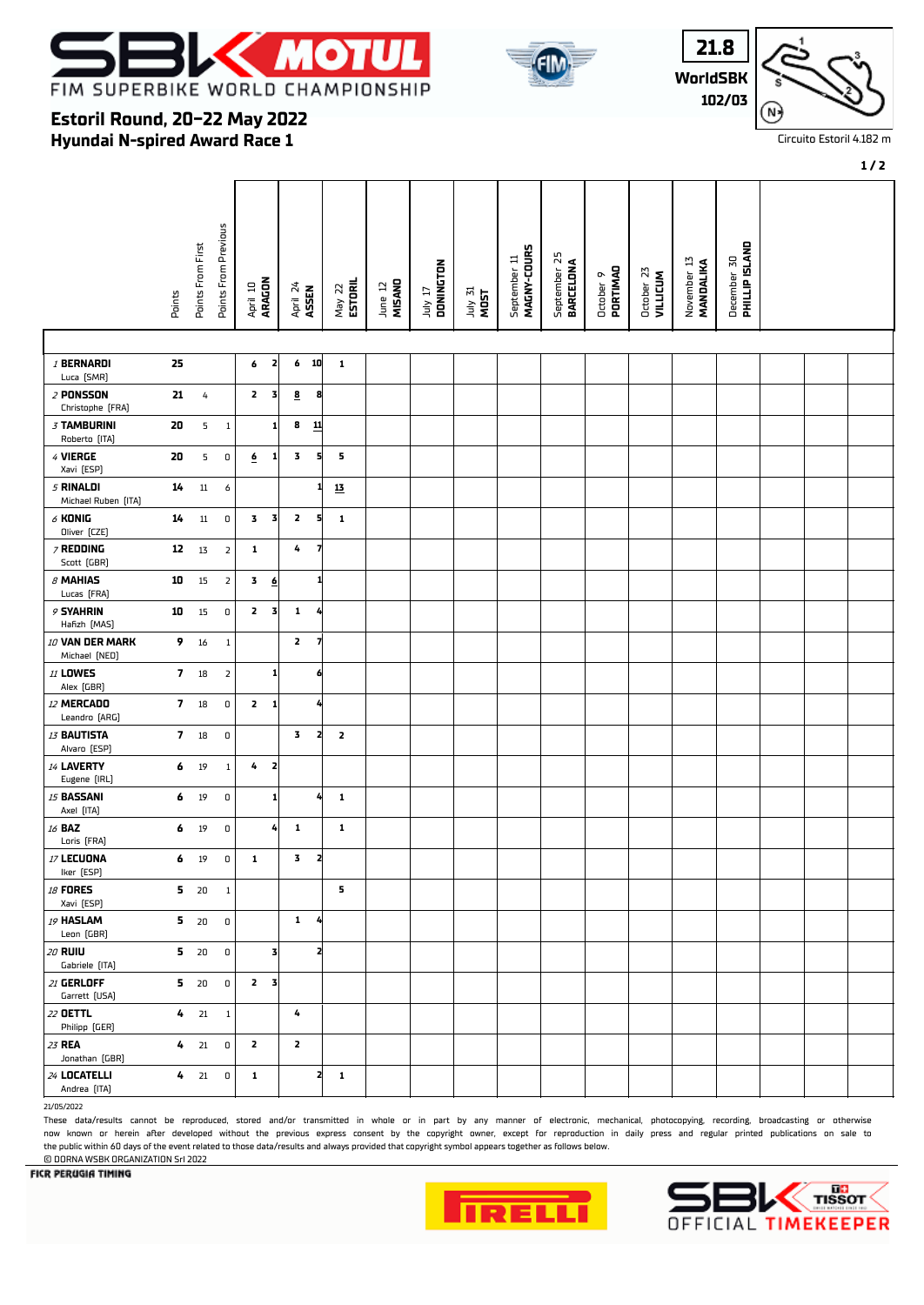# FIM SUPERBIKE WORLD CHAMPIONSHIP

## Estoril Round, 20-22 May 2022
## Hyundai N-spired Award Race 1

**21.8**
**WorldSBK**
**102/03**

Circuito Estoril 4.182 m

| Rider | Points | Points From First | Points From Previous | April 10 ARAGON | | April 24 ASSEN | | May 22 ESTORIL | | June 12 MISANO | July 17 DONINGTON | July 31 MOST | September 11 MAGNY-COURS | September 25 BARCELONA | October 9 PORTIMAO | October 23 VILLICUM | November 13 MANDALIKA | December 30 PHILLIP ISLAND |
|---|---|---|---|---|---|---|---|---|---|---|---|---|---|---|---|---|---|---|
| 1 BERNARDI Luca [SMR] | 25 | | | 6 | 2 | 6 | 10 | 1 | | | | | | | | | | |
| 2 PONSSON Christophe [FRA] | 21 | 4 | | 2 | 3 | <u>8</u> | 8 | | | | | | | | | | | |
| 3 TAMBURINI Roberto [ITA] | 20 | 5 | 1 | | 1 | 8 | <u>11</u> | | | | | | | | | | | |
| 4 VIERGE Xavi [ESP] | 20 | 5 | 0 | <u>6</u> | 1 | 3 | 5 | 5 | | | | | | | | | | |
| 5 RINALDI Michael Ruben [ITA] | 14 | 11 | 6 | | | | 1 | <u>13</u> | | | | | | | | | | |
| 6 KONIG Oliver [CZE] | 14 | 11 | 0 | 3 | 3 | 2 | 5 | 1 | | | | | | | | | | |
| 7 REDDING Scott [GBR] | 12 | 13 | 2 | 1 | | 4 | 7 | | | | | | | | | | | |
| 8 MAHIAS Lucas [FRA] | 10 | 15 | 2 | 3 | <u>6</u> | | 1 | | | | | | | | | | | |
| 9 SYAHRIN Hafizh [MAS] | 10 | 15 | 0 | 2 | 3 | 1 | 4 | | | | | | | | | | | |
| 10 VAN DER MARK Michael [NED] | 9 | 16 | 1 | | | 2 | 7 | | | | | | | | | | | |
| 11 LOWES Alex [GBR] | 7 | 18 | 2 | | 1 | | 6 | | | | | | | | | | | |
| 12 MERCADO Leandro [ARG] | 7 | 18 | 0 | 2 | 1 | | 4 | | | | | | | | | | | |
| 13 BAUTISTA Alvaro [ESP] | 7 | 18 | 0 | | | 3 | 2 | 2 | | | | | | | | | | |
| 14 LAVERTY Eugene [IRL] | 6 | 19 | 1 | 4 | 2 | | | | | | | | | | | | | |
| 15 BASSANI Axel [ITA] | 6 | 19 | 0 | | 1 | | 4 | 1 | | | | | | | | | | |
| 16 BAZ Loris [FRA] | 6 | 19 | 0 | | 4 | 1 | | 1 | | | | | | | | | | |
| 17 LECUONA Iker [ESP] | 6 | 19 | 0 | 1 | | 3 | 2 | | | | | | | | | | | |
| 18 FORES Xavi [ESP] | 5 | 20 | 1 | | | | | 5 | | | | | | | | | | |
| 19 HASLAM Leon [GBR] | 5 | 20 | 0 | | | 1 | 4 | | | | | | | | | | | |
| 20 RUIU Gabriele [ITA] | 5 | 20 | 0 | | 3 | | 2 | | | | | | | | | | | |
| 21 GERLOFF Garrett [USA] | 5 | 20 | 0 | 2 | 3 | | | | | | | | | | | | | |
| 22 OETTL Philipp [GER] | 4 | 21 | 1 | | | 4 | | | | | | | | | | | | |
| 23 REA Jonathan [GBR] | 4 | 21 | 0 | 2 | | 2 | | | | | | | | | | | | |
| 24 LOCATELLI Andrea [ITA] | 4 | 21 | 0 | 1 | | | 2 | 1 | | | | | | | | | | |

21/05/2022

These data/results cannot be reproduced, stored and/or transmitted in whole or in part by any manner of electronic, mechanical, photocopying, recording, broadcasting or otherwise now known or herein after developed without the previous express consent by the copyright owner, except for reproduction in daily press and regular printed publications on sale to the public within 60 days of the event related to those data/results and always provided that copyright symbol appears together as follows below.

© DORNA WSBK ORGANIZATION Srl 2022

FICR PERUGIA TIMING

SBK OFFICIAL TIMEKEEPER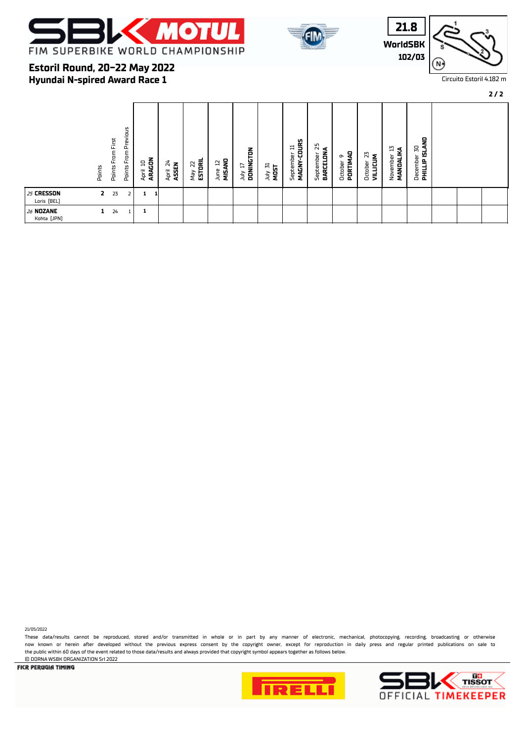# Estoril Round, 20-22 May 2022

## Hyundai N-spired Award Race 1

21.8
WorldSBK
102/03

Circuito Estoril 4.182 m

| | Points | Points From First | Points From Previous | April 10 ARAGON | | April 24 ASSEN | May 22 ESTORIL | June 12 MISANO | July 17 DONINGTON | July 31 MOST | September 11 MAGNY-COURS | September 25 BARCELONA | October 9 PORTIMAO | October 23 VILLICUM | November 13 MANDALIKA | December 30 PHILLIP ISLAND | | | |
|---|---|---|---|---|---|---|---|---|---|---|---|---|---|---|---|---|---|---|---|
| 25 **CRESSON** Loris [BEL] | **2** | 23 | 2 | **1** | **1** | | | | | | | | | | | | | | |
| 26 **NOZANE** Kohta [JPN] | **1** | 24 | 1 | **1** | | | | | | | | | | | | | | | |

21/05/2022

These data/results cannot be reproduced, stored and/or transmitted in whole or in part by any manner of electronic, mechanical, photocopying, recording, broadcasting or otherwise now known or herein after developed without the previous express consent by the copyright owner, except for reproduction in daily press and regular printed publications on sale to the public within 60 days of the event related to those data/results and always provided that copyright symbol appears together as follows below.

© DORNA WSBK ORGANIZATION Srl 2022

FICR PERUGIA TIMING

OFFICIAL TIMEKEEPER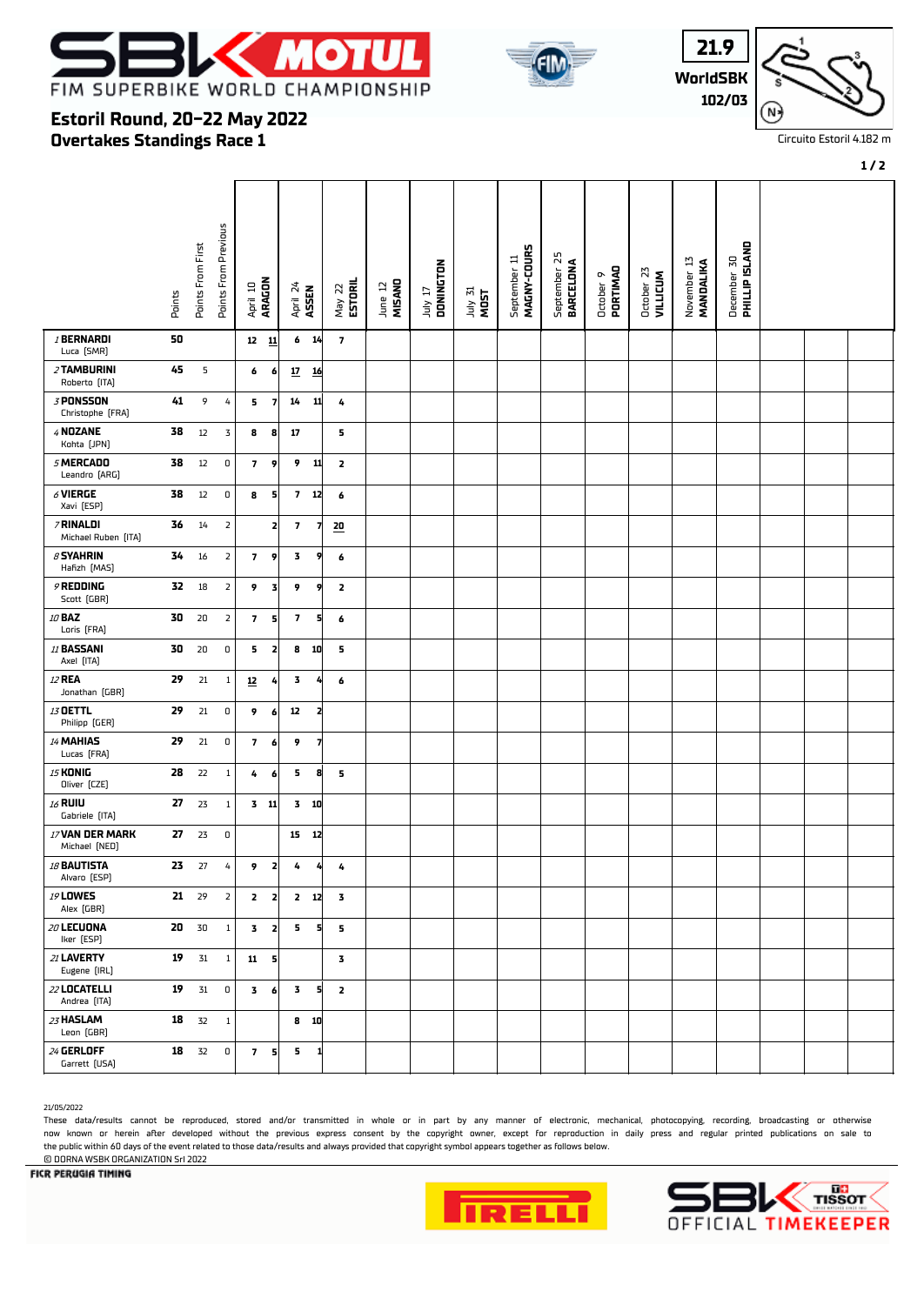# Estoril Round, 20-22 May 2022

## Overtakes Standings Race 1

FIM SUPERBIKE WORLD CHAMPIONSHIP

21.9
WorldSBK
102/03

Circuito Estoril 4.182 m

| | Points | Points From First | Points From Previous | April 10 ARAGON | | April 24 ASSEN | | May 22 ESTORIL | June 12 MISANO | July 17 DONINGTON | July 31 MOST | September 11 MAGNY-COURS | September 25 BARCELONA | October 9 PORTIMAO | October 23 VILLICUM | November 13 MANDALIKA | December 30 PHILLIP ISLAND | | | |
|---|---|---|---|---|---|---|---|---|---|---|---|---|---|---|---|---|---|---|---|---|
| 1 BERNARDI Luca [SMR] | 50 | | | 12 | 11 | 6 | 14 | 7 | | | | | | | | | | | | |
| 2 TAMBURINI Roberto [ITA] | 45 | 5 | | 6 | 6 | 17 | 16 | | | | | | | | | | | | | |
| 3 PONSSON Christophe [FRA] | 41 | 9 | 4 | 5 | 7 | 14 | 11 | 4 | | | | | | | | | | | | |
| 4 NOZANE Kohta [JPN] | 38 | 12 | 3 | 8 | 8 | 17 | | 5 | | | | | | | | | | | | |
| 5 MERCADO Leandro [ARG] | 38 | 12 | 0 | 7 | 9 | 9 | 11 | 2 | | | | | | | | | | | | |
| 6 VIERGE Xavi [ESP] | 38 | 12 | 0 | 8 | 5 | 7 | 12 | 6 | | | | | | | | | | | | |
| 7 RINALDI Michael Ruben [ITA] | 36 | 14 | 2 | | 2 | 7 | 7 | 20 | | | | | | | | | | | | |
| 8 SYAHRIN Hafizh [MAS] | 34 | 16 | 2 | 7 | 9 | 3 | 9 | 6 | | | | | | | | | | | | |
| 9 REDDING Scott [GBR] | 32 | 18 | 2 | 9 | 3 | 9 | 9 | 2 | | | | | | | | | | | | |
| 10 BAZ Loris [FRA] | 30 | 20 | 2 | 7 | 5 | 7 | 5 | 6 | | | | | | | | | | | | |
| 11 BASSANI Axel [ITA] | 30 | 20 | 0 | 5 | 2 | 8 | 10 | 5 | | | | | | | | | | | | |
| 12 REA Jonathan [GBR] | 29 | 21 | 1 | 12 | 4 | 3 | 4 | 6 | | | | | | | | | | | | |
| 13 OETTL Philipp [GER] | 29 | 21 | 0 | 9 | 6 | 12 | 2 | | | | | | | | | | | | | |
| 14 MAHIAS Lucas [FRA] | 29 | 21 | 0 | 7 | 6 | 9 | 7 | | | | | | | | | | | | | |
| 15 KONIG Oliver [CZE] | 28 | 22 | 1 | 4 | 6 | 5 | 8 | 5 | | | | | | | | | | | | |
| 16 RUIU Gabriele [ITA] | 27 | 23 | 1 | 3 | 11 | 3 | 10 | | | | | | | | | | | | | |
| 17 VAN DER MARK Michael [NED] | 27 | 23 | 0 | | | 15 | 12 | | | | | | | | | | | | | |
| 18 BAUTISTA Alvaro [ESP] | 23 | 27 | 4 | 9 | 2 | 4 | 4 | 4 | | | | | | | | | | | | |
| 19 LOWES Alex [GBR] | 21 | 29 | 2 | 2 | 2 | 2 | 12 | 3 | | | | | | | | | | | | |
| 20 LECUONA Iker [ESP] | 20 | 30 | 1 | 3 | 2 | 5 | 5 | 5 | | | | | | | | | | | | |
| 21 LAVERTY Eugene [IRL] | 19 | 31 | 1 | 11 | 5 | | | 3 | | | | | | | | | | | | |
| 22 LOCATELLI Andrea [ITA] | 19 | 31 | 0 | 3 | 6 | 3 | 5 | 2 | | | | | | | | | | | | |
| 23 HASLAM Leon [GBR] | 18 | 32 | 1 | | | 8 | 10 | | | | | | | | | | | | | |
| 24 GERLOFF Garrett [USA] | 18 | 32 | 0 | 7 | 5 | 5 | 1 | | | | | | | | | | | | | |

21/05/2022

These data/results cannot be reproduced, stored and/or transmitted in whole or in part by any manner of electronic, mechanical, photocopying, recording, broadcasting or otherwise now known or herein after developed without the previous express consent by the copyright owner, except for reproduction in daily press and regular printed publications on sale to the public within 60 days of the event related to those data/results and always provided that copyright symbol appears together as follows below.

© DORNA WSBK ORGANIZATION Srl 2022

FICR PERUGIA TIMING

SBK OFFICIAL TIMEKEEPER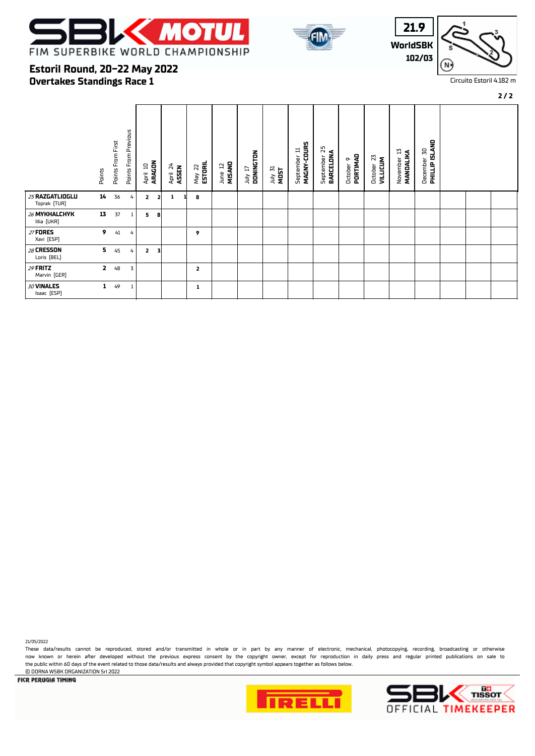# FIM SUPERBIKE WORLD CHAMPIONSHIP

## Estoril Round, 20-22 May 2022
## Overtakes Standings Race 1

21.9
WorldSBK
102/03

Circuito Estoril 4.182 m

| | Points | Points From First | Points From Previous | April 10 ARAGON | | April 24 ASSEN | | May 22 ESTORIL | June 12 MISANO | July 17 DONINGTON | July 31 MOST | September 11 MAGNY-COURS | September 25 BARCELONA | October 9 PORTIMAO | October 23 VILLICUM | November 13 MANDALIKA | December 30 PHILLIP ISLAND | | | |
|---|---|---|---|---|---|---|---|---|---|---|---|---|---|---|---|---|---|---|---|---|
| *25* **RAZGATLIOGLU** Toprak [TUR] | **14** | 36 | 4 | **2** | **2** | **1** | **1** | **8** | | | | | | | | | | | | |
| *26* **MYKHALCHYK** Illia [UKR] | **13** | 37 | 1 | **5** | **8** | | | | | | | | | | | | | | | |
| *27* **FORES** Xavi [ESP] | **9** | 41 | 4 | | | | | **9** | | | | | | | | | | | | |
| *28* **CRESSON** Loris [BEL] | **5** | 45 | 4 | **2** | **3** | | | | | | | | | | | | | | | |
| *29* **FRITZ** Marvin [GER] | **2** | 48 | 3 | | | | | **2** | | | | | | | | | | | | |
| *30* **VINALES** Isaac [ESP] | **1** | 49 | 1 | | | | | **1** | | | | | | | | | | | | |

21/05/2022

These data/results cannot be reproduced, stored and/or transmitted in whole or in part by any manner of electronic, mechanical, photocopying, recording, broadcasting or otherwise now known or herein after developed without the previous express consent by the copyright owner, except for reproduction in daily press and regular printed publications on sale to the public within 60 days of the event related to those data/results and always provided that copyright symbol appears together as follows below.

© DORNA WSBK ORGANIZATION Srl 2022

FICR PERUGIA TIMING

SBK OFFICIAL TIMEKEEPER